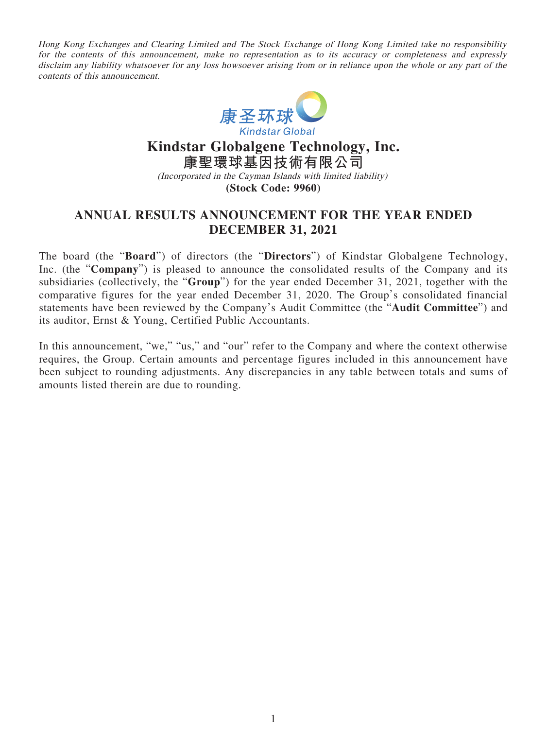*Hong Kong Exchanges and Clearing Limited and The Stock Exchange of Hong Kong Limited take no responsibility for the contents of this announcement, make no representation as to its accuracy or completeness and expressly disclaim any liability whatsoever for any loss howsoever arising from or in reliance upon the whole or any part of the contents of this announcement.*

康圣环球
Kindstar Global

# Kindstar Globalgene Technology, Inc.
# 康聖環球基因技術有限公司

*(Incorporated in the Cayman Islands with limited liability)*

**(Stock Code: 9960)**

## ANNUAL RESULTS ANNOUNCEMENT FOR THE YEAR ENDED DECEMBER 31, 2021

The board (the "**Board**") of directors (the "**Directors**") of Kindstar Globalgene Technology, Inc. (the "**Company**") is pleased to announce the consolidated results of the Company and its subsidiaries (collectively, the "**Group**") for the year ended December 31, 2021, together with the comparative figures for the year ended December 31, 2020. The Group's consolidated financial statements have been reviewed by the Company's Audit Committee (the "**Audit Committee**") and its auditor, Ernst & Young, Certified Public Accountants.

In this announcement, "we," "us," and "our" refer to the Company and where the context otherwise requires, the Group. Certain amounts and percentage figures included in this announcement have been subject to rounding adjustments. Any discrepancies in any table between totals and sums of amounts listed therein are due to rounding.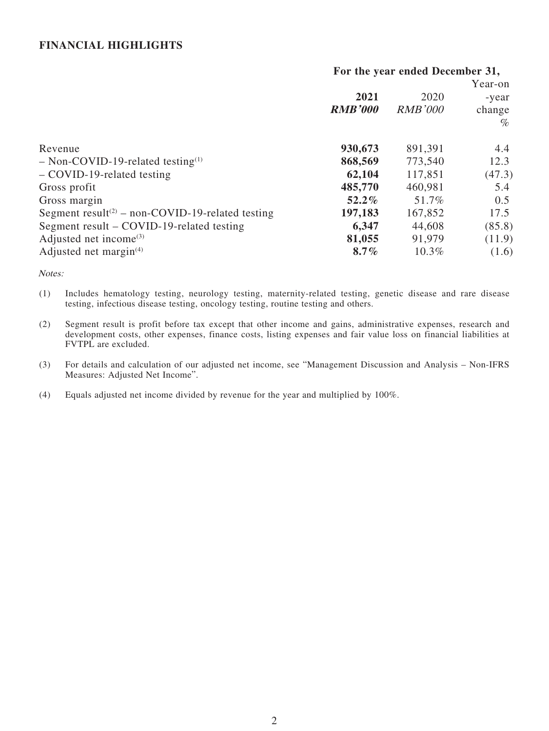## FINANCIAL HIGHLIGHTS

| | For the year ended December 31, | | |
|---|---|---|---|
| | **2021** | 2020 | Year-on -year change |
| | ***RMB'000*** | *RMB'000* | % |
| Revenue | **930,673** | 891,391 | 4.4 |
| – Non-COVID-19-related testing[(1)] | **868,569** | 773,540 | 12.3 |
| – COVID-19-related testing | **62,104** | 117,851 | (47.3) |
| Gross profit | **485,770** | 460,981 | 5.4 |
| Gross margin | **52.2%** | 51.7% | 0.5 |
| Segment result[(2)] – non-COVID-19-related testing | **197,183** | 167,852 | 17.5 |
| Segment result – COVID-19-related testing | **6,347** | 44,608 | (85.8) |
| Adjusted net income[(3)] | **81,055** | 91,979 | (11.9) |
| Adjusted net margin[(4)] | **8.7%** | 10.3% | (1.6) |

*Notes:*

(1) Includes hematology testing, neurology testing, maternity-related testing, genetic disease and rare disease testing, infectious disease testing, oncology testing, routine testing and others.

(2) Segment result is profit before tax except that other income and gains, administrative expenses, research and development costs, other expenses, finance costs, listing expenses and fair value loss on financial liabilities at FVTPL are excluded.

(3) For details and calculation of our adjusted net income, see "Management Discussion and Analysis – Non-IFRS Measures: Adjusted Net Income".

(4) Equals adjusted net income divided by revenue for the year and multiplied by 100%.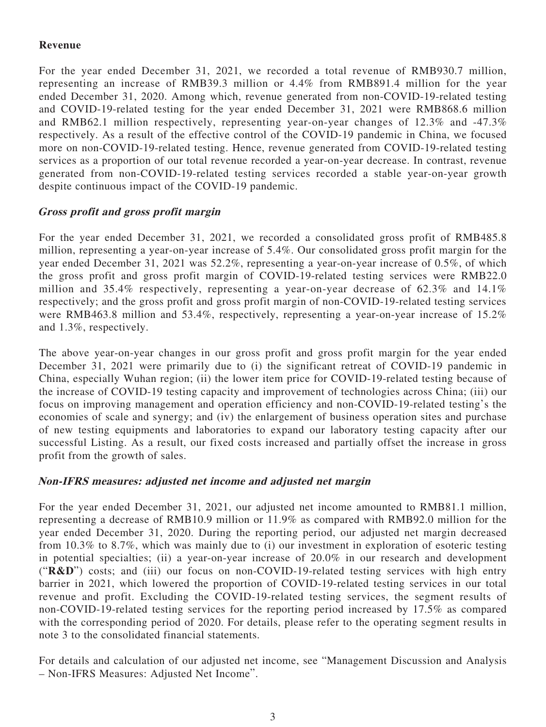**Revenue**

For the year ended December 31, 2021, we recorded a total revenue of RMB930.7 million, representing an increase of RMB39.3 million or 4.4% from RMB891.4 million for the year ended December 31, 2020. Among which, revenue generated from non-COVID-19-related testing and COVID-19-related testing for the year ended December 31, 2021 were RMB868.6 million and RMB62.1 million respectively, representing year-on-year changes of 12.3% and -47.3% respectively. As a result of the effective control of the COVID-19 pandemic in China, we focused more on non-COVID-19-related testing. Hence, revenue generated from COVID-19-related testing services as a proportion of our total revenue recorded a year-on-year decrease. In contrast, revenue generated from non-COVID-19-related testing services recorded a stable year-on-year growth despite continuous impact of the COVID-19 pandemic.

***Gross profit and gross profit margin***

For the year ended December 31, 2021, we recorded a consolidated gross profit of RMB485.8 million, representing a year-on-year increase of 5.4%. Our consolidated gross profit margin for the year ended December 31, 2021 was 52.2%, representing a year-on-year increase of 0.5%, of which the gross profit and gross profit margin of COVID-19-related testing services were RMB22.0 million and 35.4% respectively, representing a year-on-year decrease of 62.3% and 14.1% respectively; and the gross profit and gross profit margin of non-COVID-19-related testing services were RMB463.8 million and 53.4%, respectively, representing a year-on-year increase of 15.2% and 1.3%, respectively.

The above year-on-year changes in our gross profit and gross profit margin for the year ended December 31, 2021 were primarily due to (i) the significant retreat of COVID-19 pandemic in China, especially Wuhan region; (ii) the lower item price for COVID-19-related testing because of the increase of COVID-19 testing capacity and improvement of technologies across China; (iii) our focus on improving management and operation efficiency and non-COVID-19-related testing's the economies of scale and synergy; and (iv) the enlargement of business operation sites and purchase of new testing equipments and laboratories to expand our laboratory testing capacity after our successful Listing. As a result, our fixed costs increased and partially offset the increase in gross profit from the growth of sales.

***Non-IFRS measures: adjusted net income and adjusted net margin***

For the year ended December 31, 2021, our adjusted net income amounted to RMB81.1 million, representing a decrease of RMB10.9 million or 11.9% as compared with RMB92.0 million for the year ended December 31, 2020. During the reporting period, our adjusted net margin decreased from 10.3% to 8.7%, which was mainly due to (i) our investment in exploration of esoteric testing in potential specialties; (ii) a year-on-year increase of 20.0% in our research and development ("**R&D**") costs; and (iii) our focus on non-COVID-19-related testing services with high entry barrier in 2021, which lowered the proportion of COVID-19-related testing services in our total revenue and profit. Excluding the COVID-19-related testing services, the segment results of non-COVID-19-related testing services for the reporting period increased by 17.5% as compared with the corresponding period of 2020. For details, please refer to the operating segment results in note 3 to the consolidated financial statements.

For details and calculation of our adjusted net income, see "Management Discussion and Analysis – Non-IFRS Measures: Adjusted Net Income".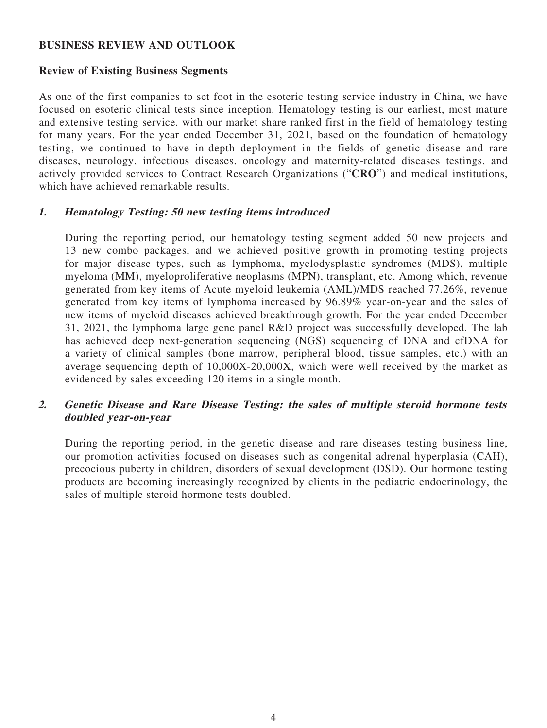## BUSINESS REVIEW AND OUTLOOK

### Review of Existing Business Segments

As one of the first companies to set foot in the esoteric testing service industry in China, we have focused on esoteric clinical tests since inception. Hematology testing is our earliest, most mature and extensive testing service. with our market share ranked first in the field of hematology testing for many years. For the year ended December 31, 2021, based on the foundation of hematology testing, we continued to have in-depth deployment in the fields of genetic disease and rare diseases, neurology, infectious diseases, oncology and maternity-related diseases testings, and actively provided services to Contract Research Organizations ("**CRO**") and medical institutions, which have achieved remarkable results.

#### *1. Hematology Testing: 50 new testing items introduced*

During the reporting period, our hematology testing segment added 50 new projects and 13 new combo packages, and we achieved positive growth in promoting testing projects for major disease types, such as lymphoma, myelodysplastic syndromes (MDS), multiple myeloma (MM), myeloproliferative neoplasms (MPN), transplant, etc. Among which, revenue generated from key items of Acute myeloid leukemia (AML)/MDS reached 77.26%, revenue generated from key items of lymphoma increased by 96.89% year-on-year and the sales of new items of myeloid diseases achieved breakthrough growth. For the year ended December 31, 2021, the lymphoma large gene panel R&D project was successfully developed. The lab has achieved deep next-generation sequencing (NGS) sequencing of DNA and cfDNA for a variety of clinical samples (bone marrow, peripheral blood, tissue samples, etc.) with an average sequencing depth of 10,000X-20,000X, which were well received by the market as evidenced by sales exceeding 120 items in a single month.

#### *2. Genetic Disease and Rare Disease Testing: the sales of multiple steroid hormone tests doubled year-on-year*

During the reporting period, in the genetic disease and rare diseases testing business line, our promotion activities focused on diseases such as congenital adrenal hyperplasia (CAH), precocious puberty in children, disorders of sexual development (DSD). Our hormone testing products are becoming increasingly recognized by clients in the pediatric endocrinology, the sales of multiple steroid hormone tests doubled.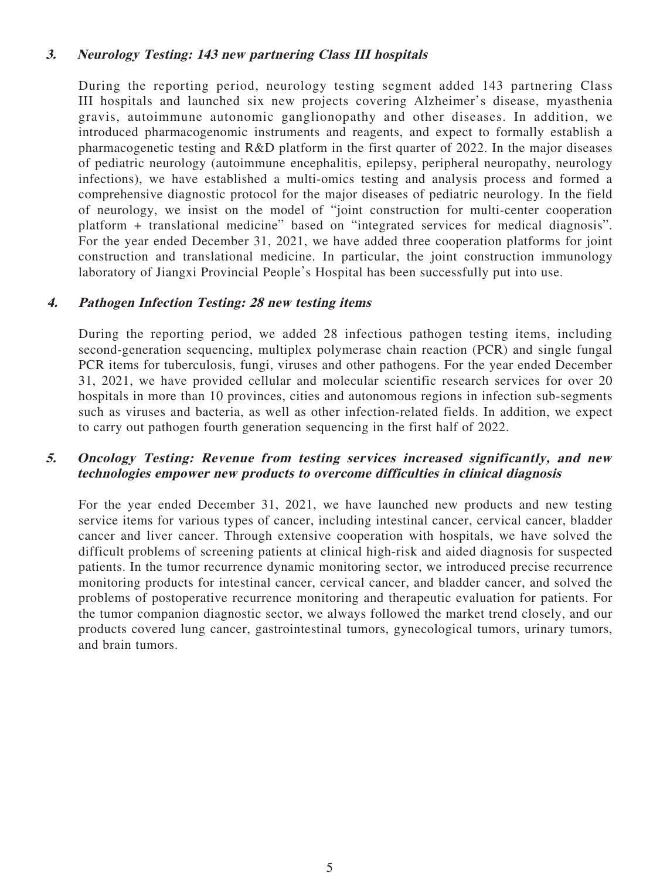### *3. Neurology Testing: 143 new partnering Class III hospitals*

During the reporting period, neurology testing segment added 143 partnering Class III hospitals and launched six new projects covering Alzheimer's disease, myasthenia gravis, autoimmune autonomic ganglionopathy and other diseases. In addition, we introduced pharmacogenomic instruments and reagents, and expect to formally establish a pharmacogenetic testing and R&D platform in the first quarter of 2022. In the major diseases of pediatric neurology (autoimmune encephalitis, epilepsy, peripheral neuropathy, neurology infections), we have established a multi-omics testing and analysis process and formed a comprehensive diagnostic protocol for the major diseases of pediatric neurology. In the field of neurology, we insist on the model of "joint construction for multi-center cooperation platform + translational medicine" based on "integrated services for medical diagnosis". For the year ended December 31, 2021, we have added three cooperation platforms for joint construction and translational medicine. In particular, the joint construction immunology laboratory of Jiangxi Provincial People's Hospital has been successfully put into use.

### *4. Pathogen Infection Testing: 28 new testing items*

During the reporting period, we added 28 infectious pathogen testing items, including second-generation sequencing, multiplex polymerase chain reaction (PCR) and single fungal PCR items for tuberculosis, fungi, viruses and other pathogens. For the year ended December 31, 2021, we have provided cellular and molecular scientific research services for over 20 hospitals in more than 10 provinces, cities and autonomous regions in infection sub-segments such as viruses and bacteria, as well as other infection-related fields. In addition, we expect to carry out pathogen fourth generation sequencing in the first half of 2022.

### *5. Oncology Testing: Revenue from testing services increased significantly, and new technologies empower new products to overcome difficulties in clinical diagnosis*

For the year ended December 31, 2021, we have launched new products and new testing service items for various types of cancer, including intestinal cancer, cervical cancer, bladder cancer and liver cancer. Through extensive cooperation with hospitals, we have solved the difficult problems of screening patients at clinical high-risk and aided diagnosis for suspected patients. In the tumor recurrence dynamic monitoring sector, we introduced precise recurrence monitoring products for intestinal cancer, cervical cancer, and bladder cancer, and solved the problems of postoperative recurrence monitoring and therapeutic evaluation for patients. For the tumor companion diagnostic sector, we always followed the market trend closely, and our products covered lung cancer, gastrointestinal tumors, gynecological tumors, urinary tumors, and brain tumors.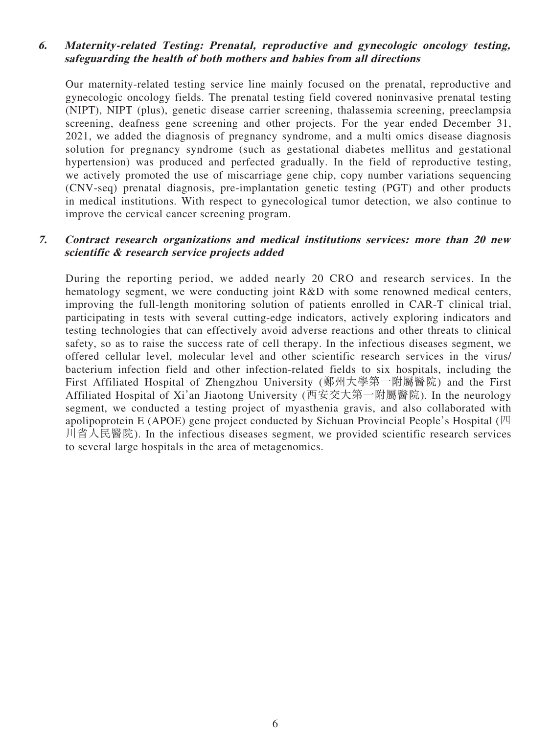### *6. Maternity-related Testing: Prenatal, reproductive and gynecologic oncology testing, safeguarding the health of both mothers and babies from all directions*

Our maternity-related testing service line mainly focused on the prenatal, reproductive and gynecologic oncology fields. The prenatal testing field covered noninvasive prenatal testing (NIPT), NIPT (plus), genetic disease carrier screening, thalassemia screening, preeclampsia screening, deafness gene screening and other projects. For the year ended December 31, 2021, we added the diagnosis of pregnancy syndrome, and a multi omics disease diagnosis solution for pregnancy syndrome (such as gestational diabetes mellitus and gestational hypertension) was produced and perfected gradually. In the field of reproductive testing, we actively promoted the use of miscarriage gene chip, copy number variations sequencing (CNV-seq) prenatal diagnosis, pre-implantation genetic testing (PGT) and other products in medical institutions. With respect to gynecological tumor detection, we also continue to improve the cervical cancer screening program.

### *7. Contract research organizations and medical institutions services: more than 20 new scientific & research service projects added*

During the reporting period, we added nearly 20 CRO and research services. In the hematology segment, we were conducting joint R&D with some renowned medical centers, improving the full-length monitoring solution of patients enrolled in CAR-T clinical trial, participating in tests with several cutting-edge indicators, actively exploring indicators and testing technologies that can effectively avoid adverse reactions and other threats to clinical safety, so as to raise the success rate of cell therapy. In the infectious diseases segment, we offered cellular level, molecular level and other scientific research services in the virus/bacterium infection field and other infection-related fields to six hospitals, including the First Affiliated Hospital of Zhengzhou University (鄭州大學第一附屬醫院) and the First Affiliated Hospital of Xi'an Jiaotong University (西安交大第一附屬醫院). In the neurology segment, we conducted a testing project of myasthenia gravis, and also collaborated with apolipoprotein E (APOE) gene project conducted by Sichuan Provincial People's Hospital (四川省人民醫院). In the infectious diseases segment, we provided scientific research services to several large hospitals in the area of metagenomics.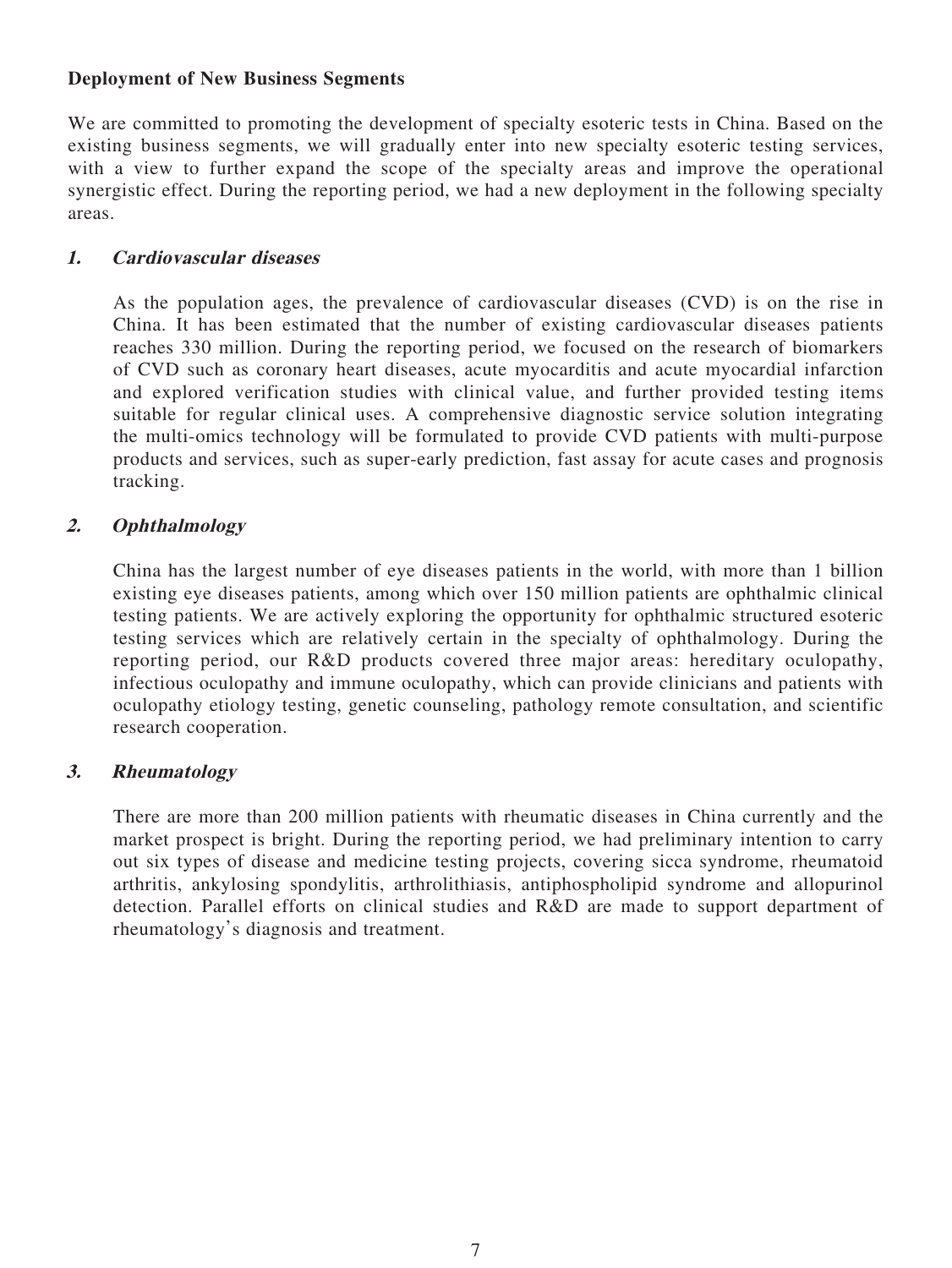**Deployment of New Business Segments**

We are committed to promoting the development of specialty esoteric tests in China. Based on the existing business segments, we will gradually enter into new specialty esoteric testing services, with a view to further expand the scope of the specialty areas and improve the operational synergistic effect. During the reporting period, we had a new deployment in the following specialty areas.

***1. Cardiovascular diseases***

As the population ages, the prevalence of cardiovascular diseases (CVD) is on the rise in China. It has been estimated that the number of existing cardiovascular diseases patients reaches 330 million. During the reporting period, we focused on the research of biomarkers of CVD such as coronary heart diseases, acute myocarditis and acute myocardial infarction and explored verification studies with clinical value, and further provided testing items suitable for regular clinical uses. A comprehensive diagnostic service solution integrating the multi-omics technology will be formulated to provide CVD patients with multi-purpose products and services, such as super-early prediction, fast assay for acute cases and prognosis tracking.

***2. Ophthalmology***

China has the largest number of eye diseases patients in the world, with more than 1 billion existing eye diseases patients, among which over 150 million patients are ophthalmic clinical testing patients. We are actively exploring the opportunity for ophthalmic structured esoteric testing services which are relatively certain in the specialty of ophthalmology. During the reporting period, our R&D products covered three major areas: hereditary oculopathy, infectious oculopathy and immune oculopathy, which can provide clinicians and patients with oculopathy etiology testing, genetic counseling, pathology remote consultation, and scientific research cooperation.

***3. Rheumatology***

There are more than 200 million patients with rheumatic diseases in China currently and the market prospect is bright. During the reporting period, we had preliminary intention to carry out six types of disease and medicine testing projects, covering sicca syndrome, rheumatoid arthritis, ankylosing spondylitis, arthrolithiasis, antiphospholipid syndrome and allopurinol detection. Parallel efforts on clinical studies and R&D are made to support department of rheumatology's diagnosis and treatment.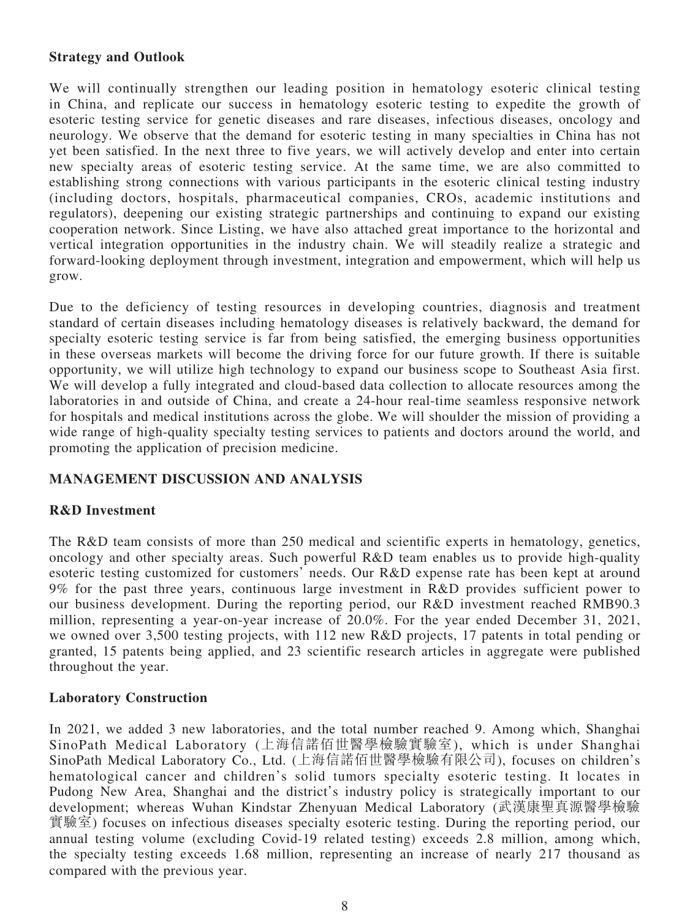## Strategy and Outlook

We will continually strengthen our leading position in hematology esoteric clinical testing in China, and replicate our success in hematology esoteric testing to expedite the growth of esoteric testing service for genetic diseases and rare diseases, infectious diseases, oncology and neurology. We observe that the demand for esoteric testing in many specialties in China has not yet been satisfied. In the next three to five years, we will actively develop and enter into certain new specialty areas of esoteric testing service. At the same time, we are also committed to establishing strong connections with various participants in the esoteric clinical testing industry (including doctors, hospitals, pharmaceutical companies, CROs, academic institutions and regulators), deepening our existing strategic partnerships and continuing to expand our existing cooperation network. Since Listing, we have also attached great importance to the horizontal and vertical integration opportunities in the industry chain. We will steadily realize a strategic and forward-looking deployment through investment, integration and empowerment, which will help us grow.

Due to the deficiency of testing resources in developing countries, diagnosis and treatment standard of certain diseases including hematology diseases is relatively backward, the demand for specialty esoteric testing service is far from being satisfied, the emerging business opportunities in these overseas markets will become the driving force for our future growth. If there is suitable opportunity, we will utilize high technology to expand our business scope to Southeast Asia first. We will develop a fully integrated and cloud-based data collection to allocate resources among the laboratories in and outside of China, and create a 24-hour real-time seamless responsive network for hospitals and medical institutions across the globe. We will shoulder the mission of providing a wide range of high-quality specialty testing services to patients and doctors around the world, and promoting the application of precision medicine.

## MANAGEMENT DISCUSSION AND ANALYSIS

### R&D Investment

The R&D team consists of more than 250 medical and scientific experts in hematology, genetics, oncology and other specialty areas. Such powerful R&D team enables us to provide high-quality esoteric testing customized for customers' needs. Our R&D expense rate has been kept at around 9% for the past three years, continuous large investment in R&D provides sufficient power to our business development. During the reporting period, our R&D investment reached RMB90.3 million, representing a year-on-year increase of 20.0%. For the year ended December 31, 2021, we owned over 3,500 testing projects, with 112 new R&D projects, 17 patents in total pending or granted, 15 patents being applied, and 23 scientific research articles in aggregate were published throughout the year.

### Laboratory Construction

In 2021, we added 3 new laboratories, and the total number reached 9. Among which, Shanghai SinoPath Medical Laboratory (上海信諾佰世醫學檢驗實驗室), which is under Shanghai SinoPath Medical Laboratory Co., Ltd. (上海信諾佰世醫學檢驗有限公司), focuses on children's hematological cancer and children's solid tumors specialty esoteric testing. It locates in Pudong New Area, Shanghai and the district's industry policy is strategically important to our development; whereas Wuhan Kindstar Zhenyuan Medical Laboratory (武漢康聖真源醫學檢驗實驗室) focuses on infectious diseases specialty esoteric testing. During the reporting period, our annual testing volume (excluding Covid-19 related testing) exceeds 2.8 million, among which, the specialty testing exceeds 1.68 million, representing an increase of nearly 217 thousand as compared with the previous year.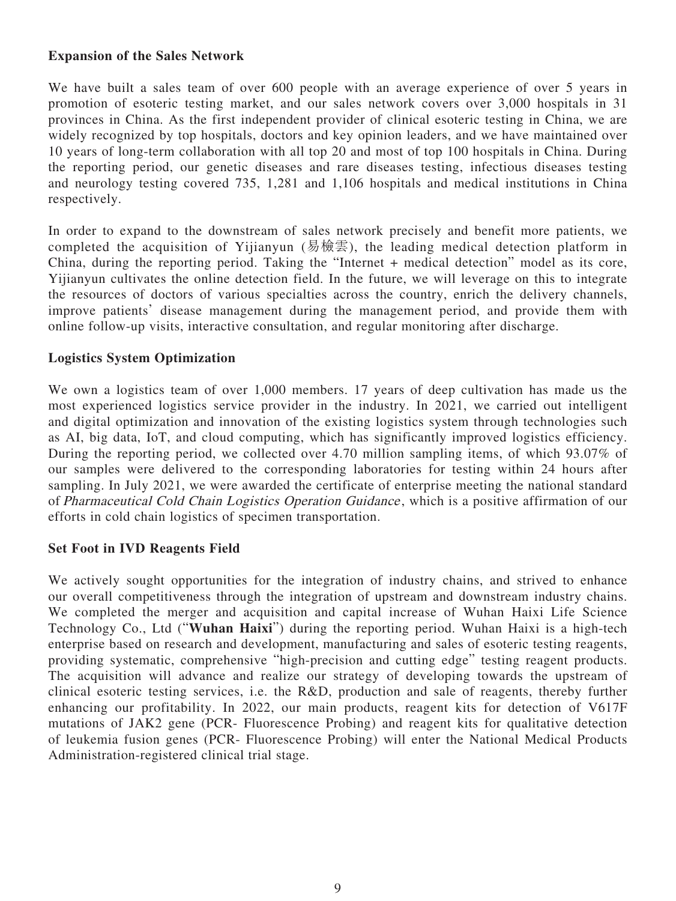**Expansion of the Sales Network**

We have built a sales team of over 600 people with an average experience of over 5 years in promotion of esoteric testing market, and our sales network covers over 3,000 hospitals in 31 provinces in China. As the first independent provider of clinical esoteric testing in China, we are widely recognized by top hospitals, doctors and key opinion leaders, and we have maintained over 10 years of long-term collaboration with all top 20 and most of top 100 hospitals in China. During the reporting period, our genetic diseases and rare diseases testing, infectious diseases testing and neurology testing covered 735, 1,281 and 1,106 hospitals and medical institutions in China respectively.

In order to expand to the downstream of sales network precisely and benefit more patients, we completed the acquisition of Yijianyun (易檢雲), the leading medical detection platform in China, during the reporting period. Taking the "Internet + medical detection" model as its core, Yijianyun cultivates the online detection field. In the future, we will leverage on this to integrate the resources of doctors of various specialties across the country, enrich the delivery channels, improve patients' disease management during the management period, and provide them with online follow-up visits, interactive consultation, and regular monitoring after discharge.

**Logistics System Optimization**

We own a logistics team of over 1,000 members. 17 years of deep cultivation has made us the most experienced logistics service provider in the industry. In 2021, we carried out intelligent and digital optimization and innovation of the existing logistics system through technologies such as AI, big data, IoT, and cloud computing, which has significantly improved logistics efficiency. During the reporting period, we collected over 4.70 million sampling items, of which 93.07% of our samples were delivered to the corresponding laboratories for testing within 24 hours after sampling. In July 2021, we were awarded the certificate of enterprise meeting the national standard of *Pharmaceutical Cold Chain Logistics Operation Guidance*, which is a positive affirmation of our efforts in cold chain logistics of specimen transportation.

**Set Foot in IVD Reagents Field**

We actively sought opportunities for the integration of industry chains, and strived to enhance our overall competitiveness through the integration of upstream and downstream industry chains. We completed the merger and acquisition and capital increase of Wuhan Haixi Life Science Technology Co., Ltd ("**Wuhan Haixi**") during the reporting period. Wuhan Haixi is a high-tech enterprise based on research and development, manufacturing and sales of esoteric testing reagents, providing systematic, comprehensive "high-precision and cutting edge" testing reagent products. The acquisition will advance and realize our strategy of developing towards the upstream of clinical esoteric testing services, i.e. the R&D, production and sale of reagents, thereby further enhancing our profitability. In 2022, our main products, reagent kits for detection of V617F mutations of JAK2 gene (PCR- Fluorescence Probing) and reagent kits for qualitative detection of leukemia fusion genes (PCR- Fluorescence Probing) will enter the National Medical Products Administration-registered clinical trial stage.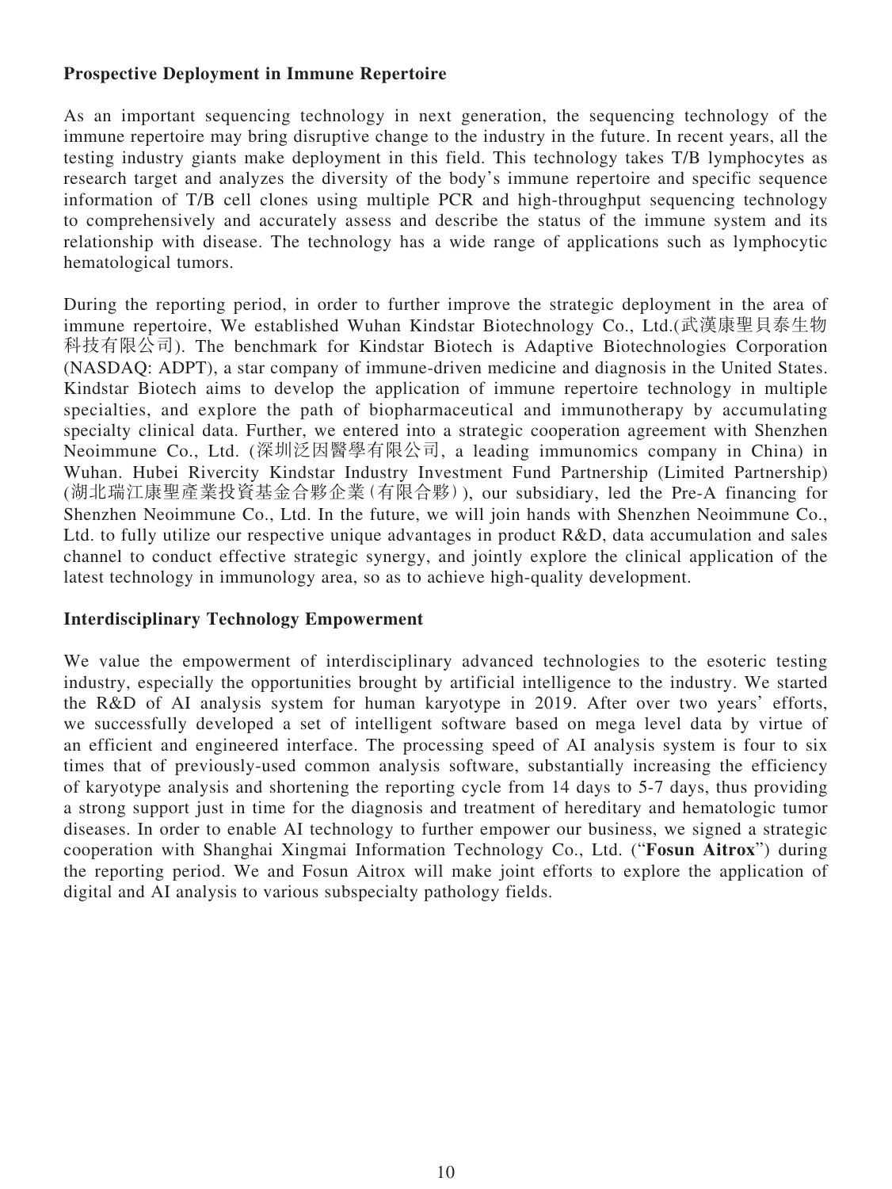**Prospective Deployment in Immune Repertoire**

As an important sequencing technology in next generation, the sequencing technology of the immune repertoire may bring disruptive change to the industry in the future. In recent years, all the testing industry giants make deployment in this field. This technology takes T/B lymphocytes as research target and analyzes the diversity of the body's immune repertoire and specific sequence information of T/B cell clones using multiple PCR and high-throughput sequencing technology to comprehensively and accurately assess and describe the status of the immune system and its relationship with disease. The technology has a wide range of applications such as lymphocytic hematological tumors.

During the reporting period, in order to further improve the strategic deployment in the area of immune repertoire, We established Wuhan Kindstar Biotechnology Co., Ltd.(武漢康聖貝泰生物科技有限公司). The benchmark for Kindstar Biotech is Adaptive Biotechnologies Corporation (NASDAQ: ADPT), a star company of immune-driven medicine and diagnosis in the United States. Kindstar Biotech aims to develop the application of immune repertoire technology in multiple specialties, and explore the path of biopharmaceutical and immunotherapy by accumulating specialty clinical data. Further, we entered into a strategic cooperation agreement with Shenzhen Neoimmune Co., Ltd. (深圳泛因醫學有限公司, a leading immunomics company in China) in Wuhan. Hubei Rivercity Kindstar Industry Investment Fund Partnership (Limited Partnership) (湖北瑞江康聖產業投資基金合夥企業(有限合夥)), our subsidiary, led the Pre-A financing for Shenzhen Neoimmune Co., Ltd. In the future, we will join hands with Shenzhen Neoimmune Co., Ltd. to fully utilize our respective unique advantages in product R&D, data accumulation and sales channel to conduct effective strategic synergy, and jointly explore the clinical application of the latest technology in immunology area, so as to achieve high-quality development.

**Interdisciplinary Technology Empowerment**

We value the empowerment of interdisciplinary advanced technologies to the esoteric testing industry, especially the opportunities brought by artificial intelligence to the industry. We started the R&D of AI analysis system for human karyotype in 2019. After over two years' efforts, we successfully developed a set of intelligent software based on mega level data by virtue of an efficient and engineered interface. The processing speed of AI analysis system is four to six times that of previously-used common analysis software, substantially increasing the efficiency of karyotype analysis and shortening the reporting cycle from 14 days to 5-7 days, thus providing a strong support just in time for the diagnosis and treatment of hereditary and hematologic tumor diseases. In order to enable AI technology to further empower our business, we signed a strategic cooperation with Shanghai Xingmai Information Technology Co., Ltd. ("**Fosun Aitrox**") during the reporting period. We and Fosun Aitrox will make joint efforts to explore the application of digital and AI analysis to various subspecialty pathology fields.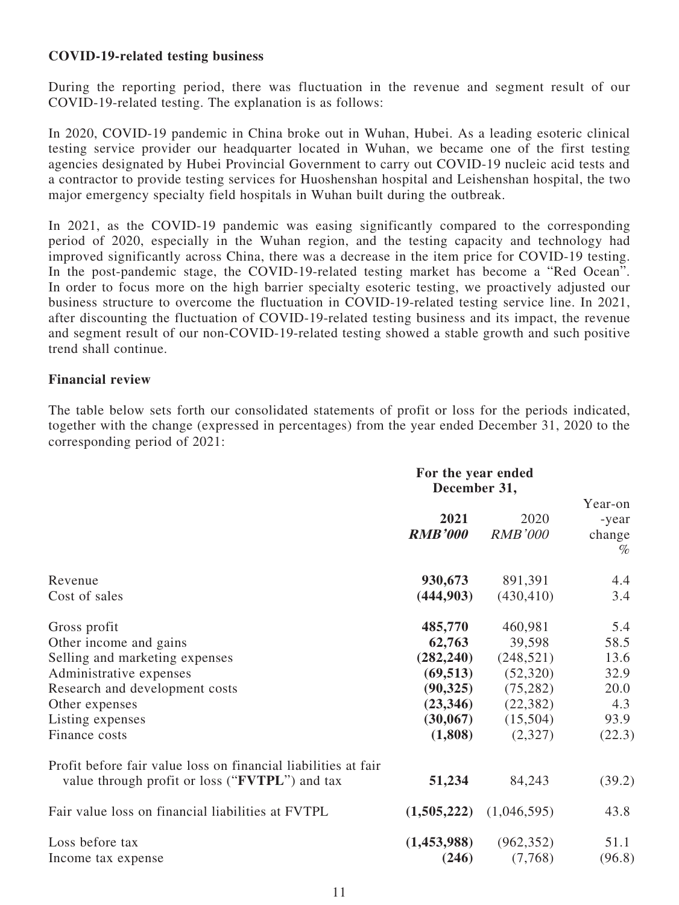**COVID-19-related testing business**

During the reporting period, there was fluctuation in the revenue and segment result of our COVID-19-related testing. The explanation is as follows:

In 2020, COVID-19 pandemic in China broke out in Wuhan, Hubei. As a leading esoteric clinical testing service provider our headquarter located in Wuhan, we became one of the first testing agencies designated by Hubei Provincial Government to carry out COVID-19 nucleic acid tests and a contractor to provide testing services for Huoshenshan hospital and Leishenshan hospital, the two major emergency specialty field hospitals in Wuhan built during the outbreak.

In 2021, as the COVID-19 pandemic was easing significantly compared to the corresponding period of 2020, especially in the Wuhan region, and the testing capacity and technology had improved significantly across China, there was a decrease in the item price for COVID-19 testing. In the post-pandemic stage, the COVID-19-related testing market has become a "Red Ocean". In order to focus more on the high barrier specialty esoteric testing, we proactively adjusted our business structure to overcome the fluctuation in COVID-19-related testing service line. In 2021, after discounting the fluctuation of COVID-19-related testing business and its impact, the revenue and segment result of our non-COVID-19-related testing showed a stable growth and such positive trend shall continue.

**Financial review**

The table below sets forth our consolidated statements of profit or loss for the periods indicated, together with the change (expressed in percentages) from the year ended December 31, 2020 to the corresponding period of 2021:

| | For the year ended December 31, | | |
|---|---|---|---|
| | **2021** | 2020 | Year-on-year change |
| | ***RMB'000*** | *RMB'000* | % |
| Revenue | **930,673** | 891,391 | 4.4 |
| Cost of sales | **(444,903)** | (430,410) | 3.4 |
| Gross profit | **485,770** | 460,981 | 5.4 |
| Other income and gains | **62,763** | 39,598 | 58.5 |
| Selling and marketing expenses | **(282,240)** | (248,521) | 13.6 |
| Administrative expenses | **(69,513)** | (52,320) | 32.9 |
| Research and development costs | **(90,325)** | (75,282) | 20.0 |
| Other expenses | **(23,346)** | (22,382) | 4.3 |
| Listing expenses | **(30,067)** | (15,504) | 93.9 |
| Finance costs | **(1,808)** | (2,327) | (22.3) |
| Profit before fair value loss on financial liabilities at fair value through profit or loss ("**FVTPL**") and tax | **51,234** | 84,243 | (39.2) |
| Fair value loss on financial liabilities at FVTPL | **(1,505,222)** | (1,046,595) | 43.8 |
| Loss before tax | **(1,453,988)** | (962,352) | 51.1 |
| Income tax expense | **(246)** | (7,768) | (96.8) |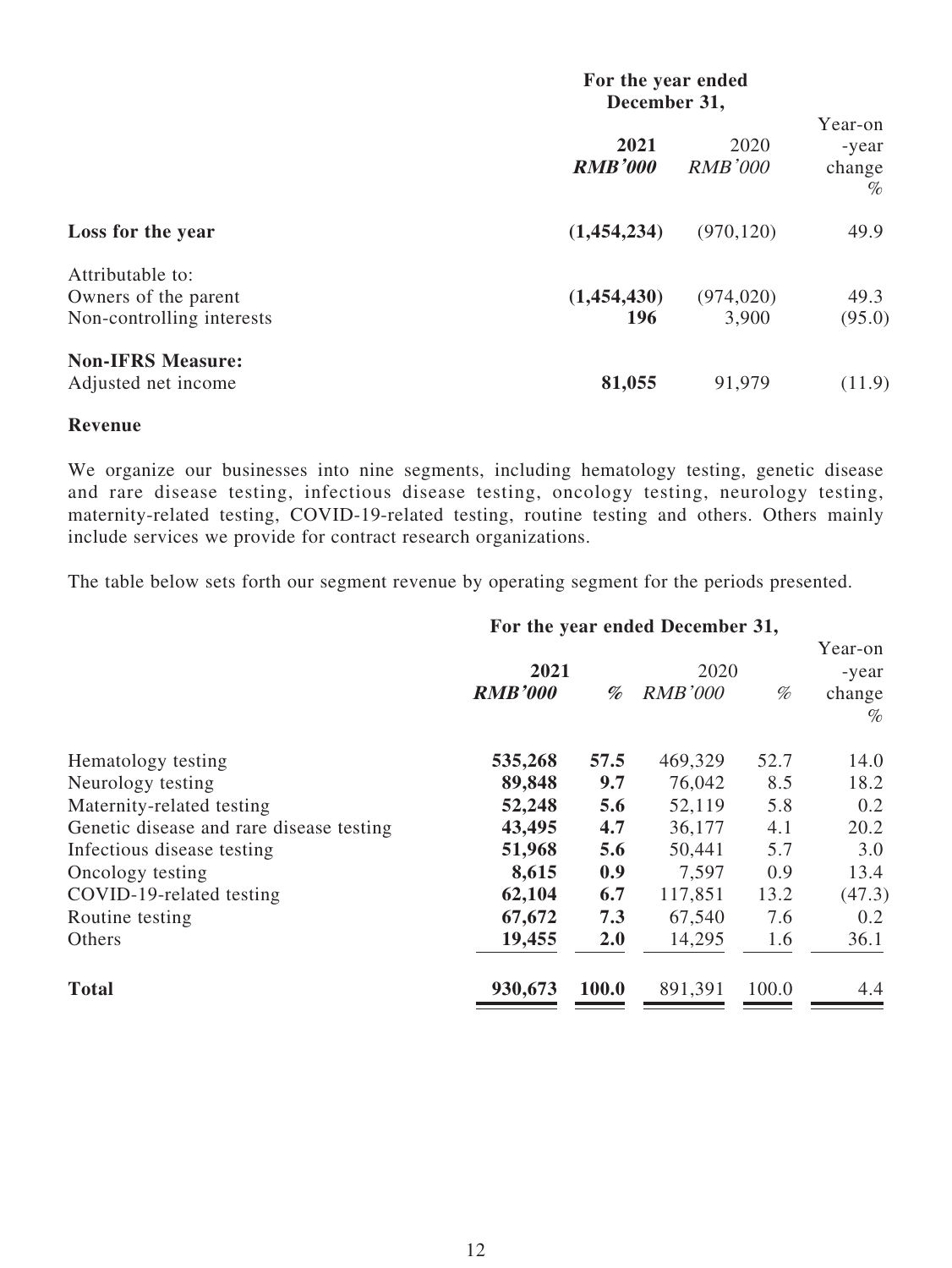| | For the year ended December 31, | | |
|---|---|---|---|
| | **2021** | 2020 | Year-on-year change |
| | ***RMB'000*** | *RMB'000* | *%* |
| **Loss for the year** | **(1,454,234)** | (970,120) | 49.9 |
| Attributable to: | | | |
| Owners of the parent | **(1,454,430)** | (974,020) | 49.3 |
| Non-controlling interests | **196** | 3,900 | (95.0) |
| **Non-IFRS Measure:** | | | |
| Adjusted net income | **81,055** | 91,979 | (11.9) |

**Revenue**

We organize our businesses into nine segments, including hematology testing, genetic disease and rare disease testing, infectious disease testing, oncology testing, neurology testing, maternity-related testing, COVID-19-related testing, routine testing and others. Others mainly include services we provide for contract research organizations.

The table below sets forth our segment revenue by operating segment for the periods presented.

| | For the year ended December 31, | | | | |
|---|---|---|---|---|---|
| | **2021** | | 2020 | | Year-on-year change |
| | ***RMB'000*** | ***%*** | *RMB'000* | *%* | *%* |
| Hematology testing | **535,268** | **57.5** | 469,329 | 52.7 | 14.0 |
| Neurology testing | **89,848** | **9.7** | 76,042 | 8.5 | 18.2 |
| Maternity-related testing | **52,248** | **5.6** | 52,119 | 5.8 | 0.2 |
| Genetic disease and rare disease testing | **43,495** | **4.7** | 36,177 | 4.1 | 20.2 |
| Infectious disease testing | **51,968** | **5.6** | 50,441 | 5.7 | 3.0 |
| Oncology testing | **8,615** | **0.9** | 7,597 | 0.9 | 13.4 |
| COVID-19-related testing | **62,104** | **6.7** | 117,851 | 13.2 | (47.3) |
| Routine testing | **67,672** | **7.3** | 67,540 | 7.6 | 0.2 |
| Others | **19,455** | **2.0** | 14,295 | 1.6 | 36.1 |
| **Total** | **930,673** | **100.0** | 891,391 | 100.0 | 4.4 |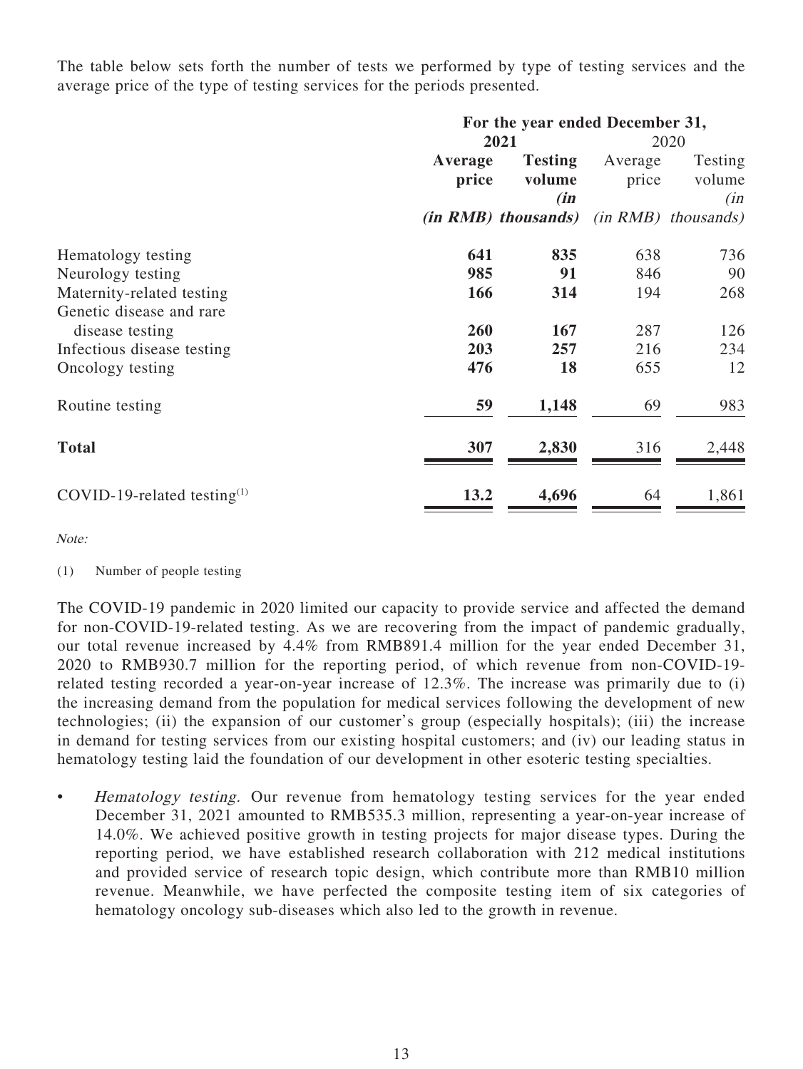The table below sets forth the number of tests we performed by type of testing services and the average price of the type of testing services for the periods presented.

| | For the year ended December 31, | | | |
|---|---|---|---|---|
| | **2021** | | 2020 | |
| | **Average price (in RMB)** | **Testing volume (in thousands)** | Average price (in RMB) | Testing volume (in thousands) |
| Hematology testing | **641** | **835** | 638 | 736 |
| Neurology testing | **985** | **91** | 846 | 90 |
| Maternity-related testing | **166** | **314** | 194 | 268 |
| Genetic disease and rare disease testing | **260** | **167** | 287 | 126 |
| Infectious disease testing | **203** | **257** | 216 | 234 |
| Oncology testing | **476** | **18** | 655 | 12 |
| Routine testing | **59** | **1,148** | 69 | 983 |
| **Total** | **307** | **2,830** | 316 | 2,448 |
| COVID-19-related testing[(1)] | **13.2** | **4,696** | 64 | 1,861 |

*Note:*

(1) Number of people testing

The COVID-19 pandemic in 2020 limited our capacity to provide service and affected the demand for non-COVID-19-related testing. As we are recovering from the impact of pandemic gradually, our total revenue increased by 4.4% from RMB891.4 million for the year ended December 31, 2020 to RMB930.7 million for the reporting period, of which revenue from non-COVID-19-related testing recorded a year-on-year increase of 12.3%. The increase was primarily due to (i) the increasing demand from the population for medical services following the development of new technologies; (ii) the expansion of our customer's group (especially hospitals); (iii) the increase in demand for testing services from our existing hospital customers; and (iv) our leading status in hematology testing laid the foundation of our development in other esoteric testing specialties.

- *Hematology testing.* Our revenue from hematology testing services for the year ended December 31, 2021 amounted to RMB535.3 million, representing a year-on-year increase of 14.0%. We achieved positive growth in testing projects for major disease types. During the reporting period, we have established research collaboration with 212 medical institutions and provided service of research topic design, which contribute more than RMB10 million revenue. Meanwhile, we have perfected the composite testing item of six categories of hematology oncology sub-diseases which also led to the growth in revenue.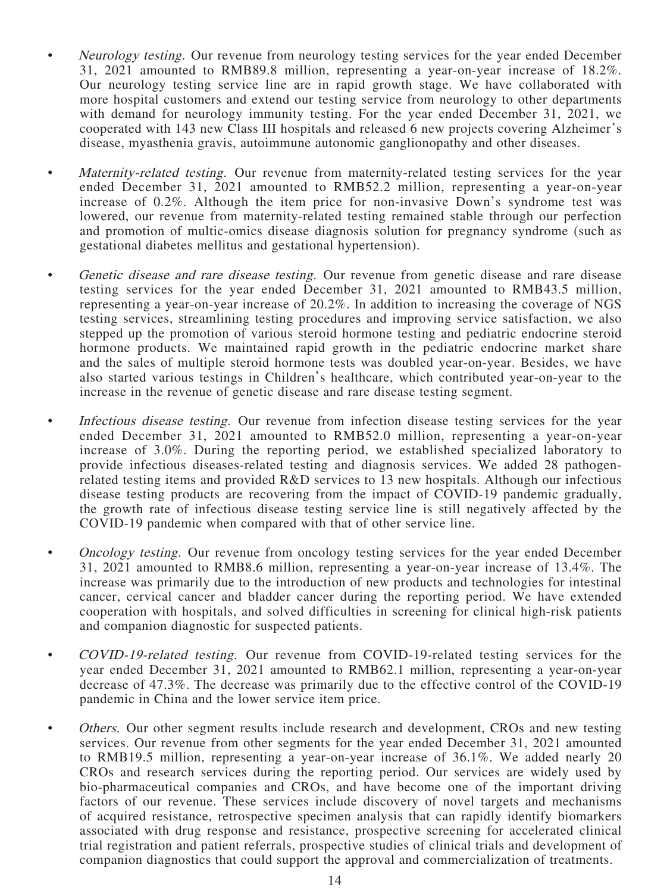- *Neurology testing.* Our revenue from neurology testing services for the year ended December 31, 2021 amounted to RMB89.8 million, representing a year-on-year increase of 18.2%. Our neurology testing service line are in rapid growth stage. We have collaborated with more hospital customers and extend our testing service from neurology to other departments with demand for neurology immunity testing. For the year ended December 31, 2021, we cooperated with 143 new Class III hospitals and released 6 new projects covering Alzheimer's disease, myasthenia gravis, autoimmune autonomic ganglionopathy and other diseases.

- *Maternity-related testing.* Our revenue from maternity-related testing services for the year ended December 31, 2021 amounted to RMB52.2 million, representing a year-on-year increase of 0.2%. Although the item price for non-invasive Down's syndrome test was lowered, our revenue from maternity-related testing remained stable through our perfection and promotion of multic-omics disease diagnosis solution for pregnancy syndrome (such as gestational diabetes mellitus and gestational hypertension).

- *Genetic disease and rare disease testing.* Our revenue from genetic disease and rare disease testing services for the year ended December 31, 2021 amounted to RMB43.5 million, representing a year-on-year increase of 20.2%. In addition to increasing the coverage of NGS testing services, streamlining testing procedures and improving service satisfaction, we also stepped up the promotion of various steroid hormone testing and pediatric endocrine steroid hormone products. We maintained rapid growth in the pediatric endocrine market share and the sales of multiple steroid hormone tests was doubled year-on-year. Besides, we have also started various testings in Children's healthcare, which contributed year-on-year to the increase in the revenue of genetic disease and rare disease testing segment.

- *Infectious disease testing.* Our revenue from infection disease testing services for the year ended December 31, 2021 amounted to RMB52.0 million, representing a year-on-year increase of 3.0%. During the reporting period, we established specialized laboratory to provide infectious diseases-related testing and diagnosis services. We added 28 pathogen-related testing items and provided R&D services to 13 new hospitals. Although our infectious disease testing products are recovering from the impact of COVID-19 pandemic gradually, the growth rate of infectious disease testing service line is still negatively affected by the COVID-19 pandemic when compared with that of other service line.

- *Oncology testing.* Our revenue from oncology testing services for the year ended December 31, 2021 amounted to RMB8.6 million, representing a year-on-year increase of 13.4%. The increase was primarily due to the introduction of new products and technologies for intestinal cancer, cervical cancer and bladder cancer during the reporting period. We have extended cooperation with hospitals, and solved difficulties in screening for clinical high-risk patients and companion diagnostic for suspected patients.

- *COVID-19-related testing.* Our revenue from COVID-19-related testing services for the year ended December 31, 2021 amounted to RMB62.1 million, representing a year-on-year decrease of 47.3%. The decrease was primarily due to the effective control of the COVID-19 pandemic in China and the lower service item price.

- *Others.* Our other segment results include research and development, CROs and new testing services. Our revenue from other segments for the year ended December 31, 2021 amounted to RMB19.5 million, representing a year-on-year increase of 36.1%. We added nearly 20 CROs and research services during the reporting period. Our services are widely used by bio-pharmaceutical companies and CROs, and have become one of the important driving factors of our revenue. These services include discovery of novel targets and mechanisms of acquired resistance, retrospective specimen analysis that can rapidly identify biomarkers associated with drug response and resistance, prospective screening for accelerated clinical trial registration and patient referrals, prospective studies of clinical trials and development of companion diagnostics that could support the approval and commercialization of treatments.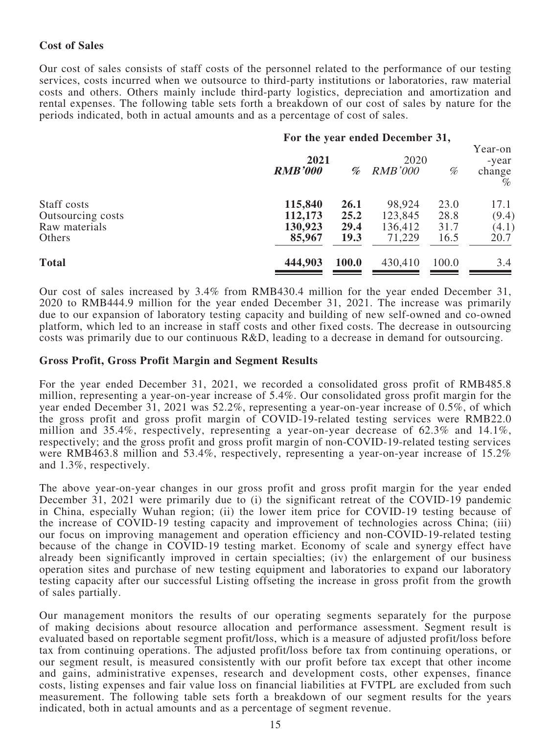### Cost of Sales

Our cost of sales consists of staff costs of the personnel related to the performance of our testing services, costs incurred when we outsource to third-party institutions or laboratories, raw material costs and others. Others mainly include third-party logistics, depreciation and amortization and rental expenses. The following table sets forth a breakdown of our cost of sales by nature for the periods indicated, both in actual amounts and as a percentage of cost of sales.

| | For the year ended December 31, | | | | |
|---|---|---|---|---|---|
| | **2021** | | 2020 | | Year-on-year change |
| | ***RMB'000*** | *%* | *RMB'000* | *%* | *%* |
| Staff costs | **115,840** | **26.1** | 98,924 | 23.0 | 17.1 |
| Outsourcing costs | **112,173** | **25.2** | 123,845 | 28.8 | (9.4) |
| Raw materials | **130,923** | **29.4** | 136,412 | 31.7 | (4.1) |
| Others | **85,967** | **19.3** | 71,229 | 16.5 | 20.7 |
| **Total** | **444,903** | **100.0** | 430,410 | 100.0 | 3.4 |

Our cost of sales increased by 3.4% from RMB430.4 million for the year ended December 31, 2020 to RMB444.9 million for the year ended December 31, 2021. The increase was primarily due to our expansion of laboratory testing capacity and building of new self-owned and co-owned platform, which led to an increase in staff costs and other fixed costs. The decrease in outsourcing costs was primarily due to our continuous R&D, leading to a decrease in demand for outsourcing.

### Gross Profit, Gross Profit Margin and Segment Results

For the year ended December 31, 2021, we recorded a consolidated gross profit of RMB485.8 million, representing a year-on-year increase of 5.4%. Our consolidated gross profit margin for the year ended December 31, 2021 was 52.2%, representing a year-on-year increase of 0.5%, of which the gross profit and gross profit margin of COVID-19-related testing services were RMB22.0 million and 35.4%, respectively, representing a year-on-year decrease of 62.3% and 14.1%, respectively; and the gross profit and gross profit margin of non-COVID-19-related testing services were RMB463.8 million and 53.4%, respectively, representing a year-on-year increase of 15.2% and 1.3%, respectively.

The above year-on-year changes in our gross profit and gross profit margin for the year ended December 31, 2021 were primarily due to (i) the significant retreat of the COVID-19 pandemic in China, especially Wuhan region; (ii) the lower item price for COVID-19 testing because of the increase of COVID-19 testing capacity and improvement of technologies across China; (iii) our focus on improving management and operation efficiency and non-COVID-19-related testing because of the change in COVID-19 testing market. Economy of scale and synergy effect have already been significantly improved in certain specialties; (iv) the enlargement of our business operation sites and purchase of new testing equipment and laboratories to expand our laboratory testing capacity after our successful Listing offseting the increase in gross profit from the growth of sales partially.

Our management monitors the results of our operating segments separately for the purpose of making decisions about resource allocation and performance assessment. Segment result is evaluated based on reportable segment profit/loss, which is a measure of adjusted profit/loss before tax from continuing operations. The adjusted profit/loss before tax from continuing operations, or our segment result, is measured consistently with our profit before tax except that other income and gains, administrative expenses, research and development costs, other expenses, finance costs, listing expenses and fair value loss on financial liabilities at FVTPL are excluded from such measurement. The following table sets forth a breakdown of our segment results for the years indicated, both in actual amounts and as a percentage of segment revenue.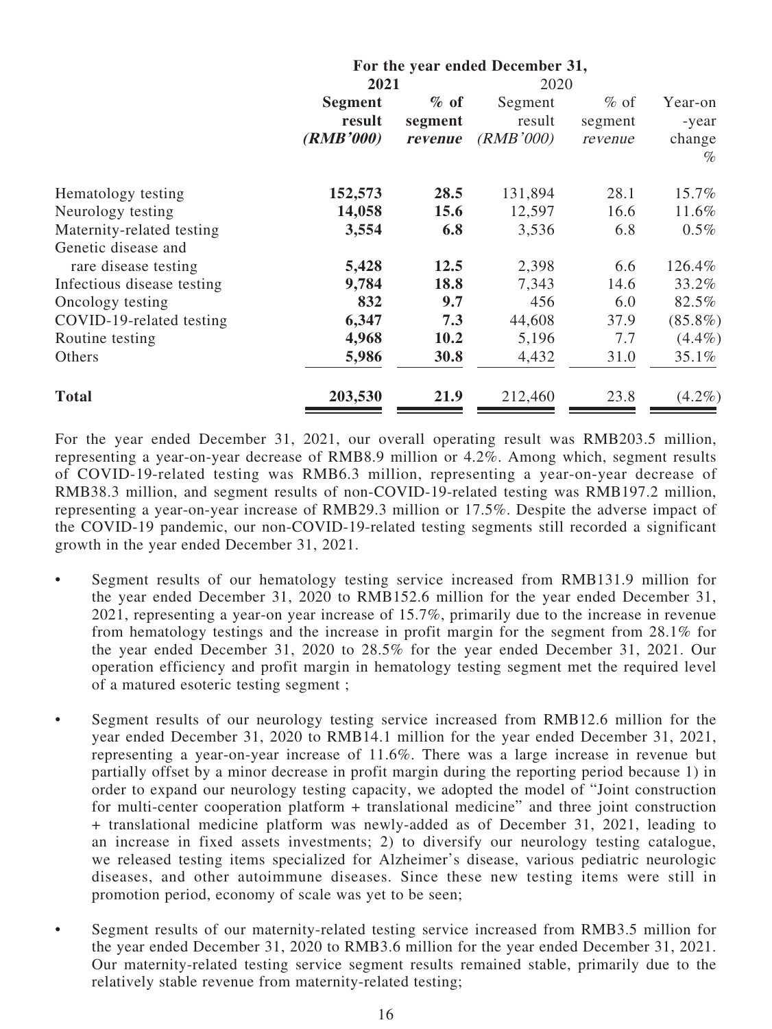| | For the year ended December 31, | | | | |
|---|---|---|---|---|---|
| | **2021** | | 2020 | | |
| | **Segment result (RMB'000)** | **% of segment revenue** | Segment result (RMB'000) | % of segment revenue | Year-on-year change % |
| Hematology testing | **152,573** | **28.5** | 131,894 | 28.1 | 15.7% |
| Neurology testing | **14,058** | **15.6** | 12,597 | 16.6 | 11.6% |
| Maternity-related testing | **3,554** | **6.8** | 3,536 | 6.8 | 0.5% |
| Genetic disease and rare disease testing | **5,428** | **12.5** | 2,398 | 6.6 | 126.4% |
| Infectious disease testing | **9,784** | **18.8** | 7,343 | 14.6 | 33.2% |
| Oncology testing | **832** | **9.7** | 456 | 6.0 | 82.5% |
| COVID-19-related testing | **6,347** | **7.3** | 44,608 | 37.9 | (85.8%) |
| Routine testing | **4,968** | **10.2** | 5,196 | 7.7 | (4.4%) |
| Others | **5,986** | **30.8** | 4,432 | 31.0 | 35.1% |
| **Total** | **203,530** | **21.9** | 212,460 | 23.8 | (4.2%) |

For the year ended December 31, 2021, our overall operating result was RMB203.5 million, representing a year-on-year decrease of RMB8.9 million or 4.2%. Among which, segment results of COVID-19-related testing was RMB6.3 million, representing a year-on-year decrease of RMB38.3 million, and segment results of non-COVID-19-related testing was RMB197.2 million, representing a year-on-year increase of RMB29.3 million or 17.5%. Despite the adverse impact of the COVID-19 pandemic, our non-COVID-19-related testing segments still recorded a significant growth in the year ended December 31, 2021.

- Segment results of our hematology testing service increased from RMB131.9 million for the year ended December 31, 2020 to RMB152.6 million for the year ended December 31, 2021, representing a year-on year increase of 15.7%, primarily due to the increase in revenue from hematology testings and the increase in profit margin for the segment from 28.1% for the year ended December 31, 2020 to 28.5% for the year ended December 31, 2021. Our operation efficiency and profit margin in hematology testing segment met the required level of a matured esoteric testing segment ;

- Segment results of our neurology testing service increased from RMB12.6 million for the year ended December 31, 2020 to RMB14.1 million for the year ended December 31, 2021, representing a year-on-year increase of 11.6%. There was a large increase in revenue but partially offset by a minor decrease in profit margin during the reporting period because 1) in order to expand our neurology testing capacity, we adopted the model of "Joint construction for multi-center cooperation platform + translational medicine" and three joint construction + translational medicine platform was newly-added as of December 31, 2021, leading to an increase in fixed assets investments; 2) to diversify our neurology testing catalogue, we released testing items specialized for Alzheimer's disease, various pediatric neurologic diseases, and other autoimmune diseases. Since these new testing items were still in promotion period, economy of scale was yet to be seen;

- Segment results of our maternity-related testing service increased from RMB3.5 million for the year ended December 31, 2020 to RMB3.6 million for the year ended December 31, 2021. Our maternity-related testing service segment results remained stable, primarily due to the relatively stable revenue from maternity-related testing;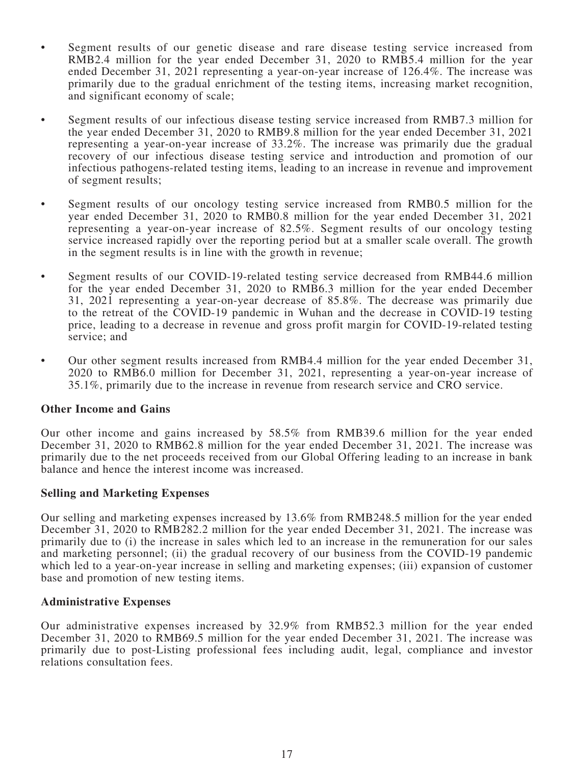- Segment results of our genetic disease and rare disease testing service increased from RMB2.4 million for the year ended December 31, 2020 to RMB5.4 million for the year ended December 31, 2021 representing a year-on-year increase of 126.4%. The increase was primarily due to the gradual enrichment of the testing items, increasing market recognition, and significant economy of scale;

- Segment results of our infectious disease testing service increased from RMB7.3 million for the year ended December 31, 2020 to RMB9.8 million for the year ended December 31, 2021 representing a year-on-year increase of 33.2%. The increase was primarily due the gradual recovery of our infectious disease testing service and introduction and promotion of our infectious pathogens-related testing items, leading to an increase in revenue and improvement of segment results;

- Segment results of our oncology testing service increased from RMB0.5 million for the year ended December 31, 2020 to RMB0.8 million for the year ended December 31, 2021 representing a year-on-year increase of 82.5%. Segment results of our oncology testing service increased rapidly over the reporting period but at a smaller scale overall. The growth in the segment results is in line with the growth in revenue;

- Segment results of our COVID-19-related testing service decreased from RMB44.6 million for the year ended December 31, 2020 to RMB6.3 million for the year ended December 31, 2021 representing a year-on-year decrease of 85.8%. The decrease was primarily due to the retreat of the COVID-19 pandemic in Wuhan and the decrease in COVID-19 testing price, leading to a decrease in revenue and gross profit margin for COVID-19-related testing service; and

- Our other segment results increased from RMB4.4 million for the year ended December 31, 2020 to RMB6.0 million for December 31, 2021, representing a year-on-year increase of 35.1%, primarily due to the increase in revenue from research service and CRO service.

**Other Income and Gains**

Our other income and gains increased by 58.5% from RMB39.6 million for the year ended December 31, 2020 to RMB62.8 million for the year ended December 31, 2021. The increase was primarily due to the net proceeds received from our Global Offering leading to an increase in bank balance and hence the interest income was increased.

**Selling and Marketing Expenses**

Our selling and marketing expenses increased by 13.6% from RMB248.5 million for the year ended December 31, 2020 to RMB282.2 million for the year ended December 31, 2021. The increase was primarily due to (i) the increase in sales which led to an increase in the remuneration for our sales and marketing personnel; (ii) the gradual recovery of our business from the COVID-19 pandemic which led to a year-on-year increase in selling and marketing expenses; (iii) expansion of customer base and promotion of new testing items.

**Administrative Expenses**

Our administrative expenses increased by 32.9% from RMB52.3 million for the year ended December 31, 2020 to RMB69.5 million for the year ended December 31, 2021. The increase was primarily due to post-Listing professional fees including audit, legal, compliance and investor relations consultation fees.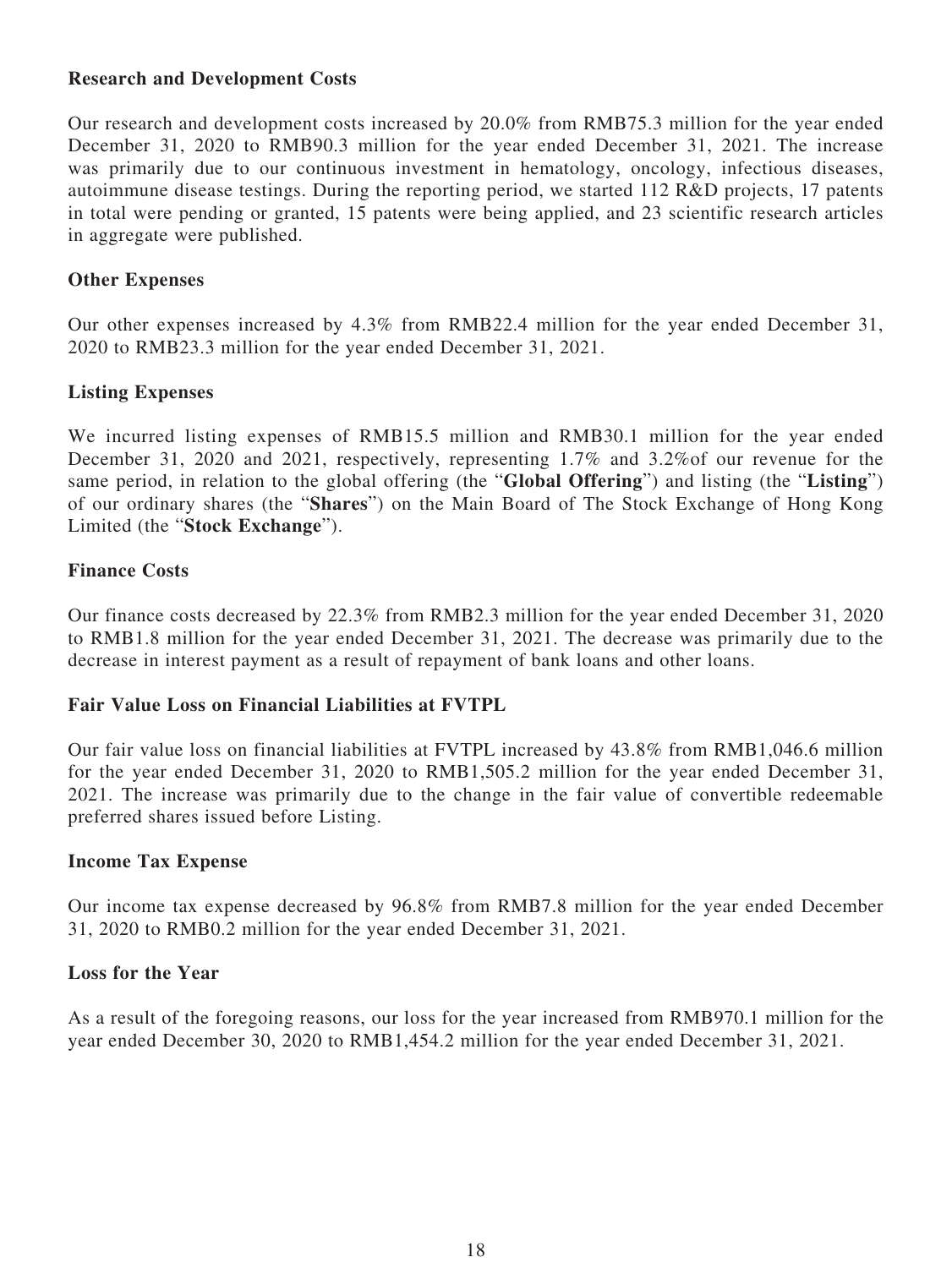**Research and Development Costs**

Our research and development costs increased by 20.0% from RMB75.3 million for the year ended December 31, 2020 to RMB90.3 million for the year ended December 31, 2021. The increase was primarily due to our continuous investment in hematology, oncology, infectious diseases, autoimmune disease testings. During the reporting period, we started 112 R&D projects, 17 patents in total were pending or granted, 15 patents were being applied, and 23 scientific research articles in aggregate were published.

**Other Expenses**

Our other expenses increased by 4.3% from RMB22.4 million for the year ended December 31, 2020 to RMB23.3 million for the year ended December 31, 2021.

**Listing Expenses**

We incurred listing expenses of RMB15.5 million and RMB30.1 million for the year ended December 31, 2020 and 2021, respectively, representing 1.7% and 3.2%of our revenue for the same period, in relation to the global offering (the "**Global Offering**") and listing (the "**Listing**") of our ordinary shares (the "**Shares**") on the Main Board of The Stock Exchange of Hong Kong Limited (the "**Stock Exchange**").

**Finance Costs**

Our finance costs decreased by 22.3% from RMB2.3 million for the year ended December 31, 2020 to RMB1.8 million for the year ended December 31, 2021. The decrease was primarily due to the decrease in interest payment as a result of repayment of bank loans and other loans.

**Fair Value Loss on Financial Liabilities at FVTPL**

Our fair value loss on financial liabilities at FVTPL increased by 43.8% from RMB1,046.6 million for the year ended December 31, 2020 to RMB1,505.2 million for the year ended December 31, 2021. The increase was primarily due to the change in the fair value of convertible redeemable preferred shares issued before Listing.

**Income Tax Expense**

Our income tax expense decreased by 96.8% from RMB7.8 million for the year ended December 31, 2020 to RMB0.2 million for the year ended December 31, 2021.

**Loss for the Year**

As a result of the foregoing reasons, our loss for the year increased from RMB970.1 million for the year ended December 30, 2020 to RMB1,454.2 million for the year ended December 31, 2021.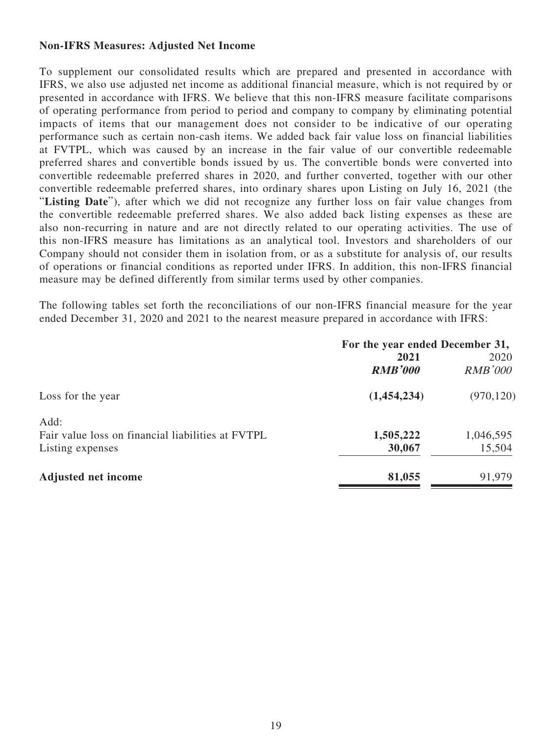**Non-IFRS Measures: Adjusted Net Income**

To supplement our consolidated results which are prepared and presented in accordance with IFRS, we also use adjusted net income as additional financial measure, which is not required by or presented in accordance with IFRS. We believe that this non-IFRS measure facilitate comparisons of operating performance from period to period and company to company by eliminating potential impacts of items that our management does not consider to be indicative of our operating performance such as certain non-cash items. We added back fair value loss on financial liabilities at FVTPL, which was caused by an increase in the fair value of our convertible redeemable preferred shares and convertible bonds issued by us. The convertible bonds were converted into convertible redeemable preferred shares in 2020, and further converted, together with our other convertible redeemable preferred shares, into ordinary shares upon Listing on July 16, 2021 (the "**Listing Date**"), after which we did not recognize any further loss on fair value changes from the convertible redeemable preferred shares. We also added back listing expenses as these are also non-recurring in nature and are not directly related to our operating activities. The use of this non-IFRS measure has limitations as an analytical tool. Investors and shareholders of our Company should not consider them in isolation from, or as a substitute for analysis of, our results of operations or financial conditions as reported under IFRS. In addition, this non-IFRS financial measure may be defined differently from similar terms used by other companies.

The following tables set forth the reconciliations of our non-IFRS financial measure for the year ended December 31, 2020 and 2021 to the nearest measure prepared in accordance with IFRS:

| | For the year ended December 31, | |
|---|---|---|
| | **2021** | 2020 |
| | ***RMB'000*** | *RMB'000* |
| Loss for the year | **(1,454,234)** | (970,120) |
| Add: | | |
| Fair value loss on financial liabilities at FVTPL | **1,505,222** | 1,046,595 |
| Listing expenses | **30,067** | 15,504 |
| **Adjusted net income** | **81,055** | 91,979 |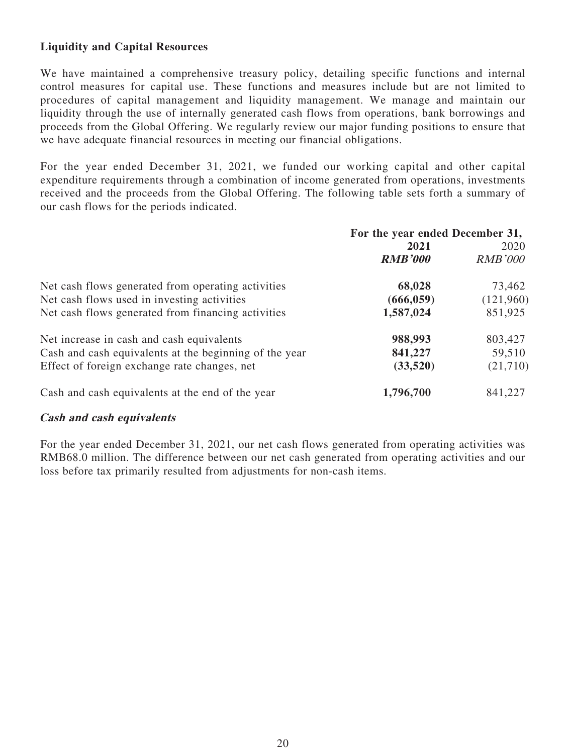**Liquidity and Capital Resources**

We have maintained a comprehensive treasury policy, detailing specific functions and internal control measures for capital use. These functions and measures include but are not limited to procedures of capital management and liquidity management. We manage and maintain our liquidity through the use of internally generated cash flows from operations, bank borrowings and proceeds from the Global Offering. We regularly review our major funding positions to ensure that we have adequate financial resources in meeting our financial obligations.

For the year ended December 31, 2021, we funded our working capital and other capital expenditure requirements through a combination of income generated from operations, investments received and the proceeds from the Global Offering. The following table sets forth a summary of our cash flows for the periods indicated.

| | For the year ended December 31, | |
|---|---|---|
| | **2021** | 2020 |
| | ***RMB'000*** | *RMB'000* |
| Net cash flows generated from operating activities | **68,028** | 73,462 |
| Net cash flows used in investing activities | **(666,059)** | (121,960) |
| Net cash flows generated from financing activities | **1,587,024** | 851,925 |
| Net increase in cash and cash equivalents | **988,993** | 803,427 |
| Cash and cash equivalents at the beginning of the year | **841,227** | 59,510 |
| Effect of foreign exchange rate changes, net | **(33,520)** | (21,710) |
| Cash and cash equivalents at the end of the year | **1,796,700** | 841,227 |

***Cash and cash equivalents***

For the year ended December 31, 2021, our net cash flows generated from operating activities was RMB68.0 million. The difference between our net cash generated from operating activities and our loss before tax primarily resulted from adjustments for non-cash items.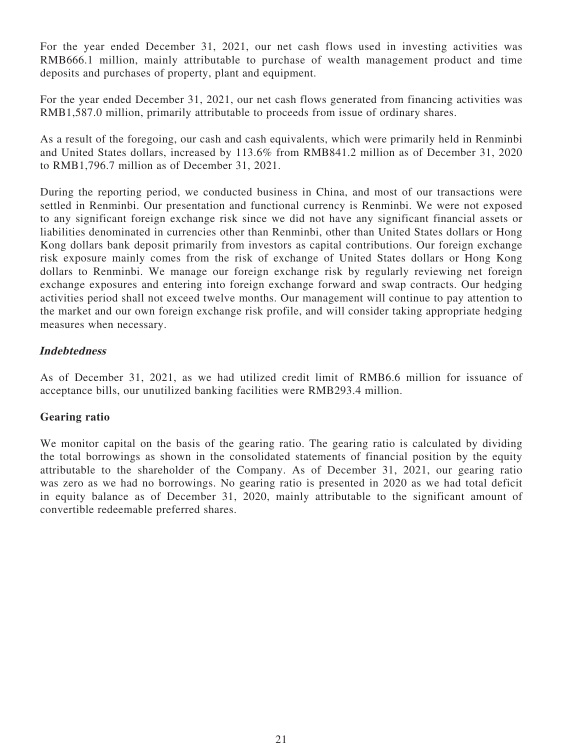For the year ended December 31, 2021, our net cash flows used in investing activities was RMB666.1 million, mainly attributable to purchase of wealth management product and time deposits and purchases of property, plant and equipment.

For the year ended December 31, 2021, our net cash flows generated from financing activities was RMB1,587.0 million, primarily attributable to proceeds from issue of ordinary shares.

As a result of the foregoing, our cash and cash equivalents, which were primarily held in Renminbi and United States dollars, increased by 113.6% from RMB841.2 million as of December 31, 2020 to RMB1,796.7 million as of December 31, 2021.

During the reporting period, we conducted business in China, and most of our transactions were settled in Renminbi. Our presentation and functional currency is Renminbi. We were not exposed to any significant foreign exchange risk since we did not have any significant financial assets or liabilities denominated in currencies other than Renminbi, other than United States dollars or Hong Kong dollars bank deposit primarily from investors as capital contributions. Our foreign exchange risk exposure mainly comes from the risk of exchange of United States dollars or Hong Kong dollars to Renminbi. We manage our foreign exchange risk by regularly reviewing net foreign exchange exposures and entering into foreign exchange forward and swap contracts. Our hedging activities period shall not exceed twelve months. Our management will continue to pay attention to the market and our own foreign exchange risk profile, and will consider taking appropriate hedging measures when necessary.

***Indebtedness***

As of December 31, 2021, as we had utilized credit limit of RMB6.6 million for issuance of acceptance bills, our unutilized banking facilities were RMB293.4 million.

**Gearing ratio**

We monitor capital on the basis of the gearing ratio. The gearing ratio is calculated by dividing the total borrowings as shown in the consolidated statements of financial position by the equity attributable to the shareholder of the Company. As of December 31, 2021, our gearing ratio was zero as we had no borrowings. No gearing ratio is presented in 2020 as we had total deficit in equity balance as of December 31, 2020, mainly attributable to the significant amount of convertible redeemable preferred shares.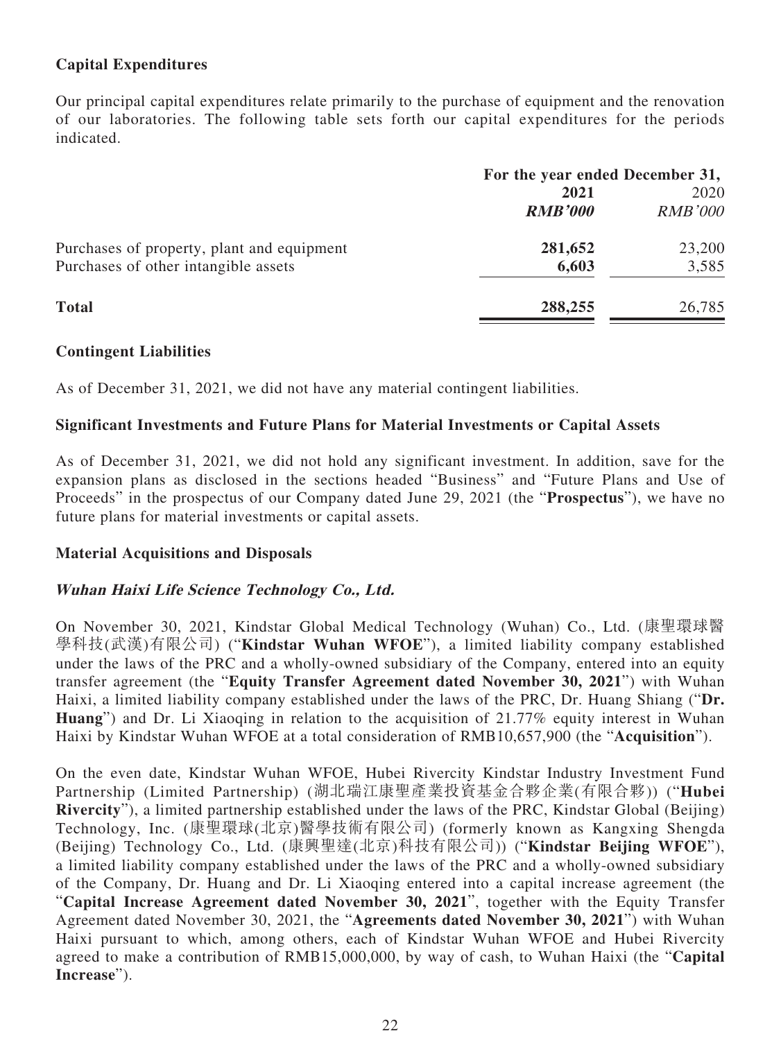### Capital Expenditures

Our principal capital expenditures relate primarily to the purchase of equipment and the renovation of our laboratories. The following table sets forth our capital expenditures for the periods indicated.

| | For the year ended December 31, | |
|---|---|---|
| | **2021** | 2020 |
| | ***RMB'000*** | *RMB'000* |
| Purchases of property, plant and equipment | **281,652** | 23,200 |
| Purchases of other intangible assets | **6,603** | 3,585 |
| **Total** | **288,255** | 26,785 |

### Contingent Liabilities

As of December 31, 2021, we did not have any material contingent liabilities.

### Significant Investments and Future Plans for Material Investments or Capital Assets

As of December 31, 2021, we did not hold any significant investment. In addition, save for the expansion plans as disclosed in the sections headed "Business" and "Future Plans and Use of Proceeds" in the prospectus of our Company dated June 29, 2021 (the "**Prospectus**"), we have no future plans for material investments or capital assets.

### Material Acquisitions and Disposals

#### *Wuhan Haixi Life Science Technology Co., Ltd.*

On November 30, 2021, Kindstar Global Medical Technology (Wuhan) Co., Ltd. (康聖環球醫學科技(武漢)有限公司) ("**Kindstar Wuhan WFOE**"), a limited liability company established under the laws of the PRC and a wholly-owned subsidiary of the Company, entered into an equity transfer agreement (the "**Equity Transfer Agreement dated November 30, 2021**") with Wuhan Haixi, a limited liability company established under the laws of the PRC, Dr. Huang Shiang ("**Dr. Huang**") and Dr. Li Xiaoqing in relation to the acquisition of 21.77% equity interest in Wuhan Haixi by Kindstar Wuhan WFOE at a total consideration of RMB10,657,900 (the "**Acquisition**").

On the even date, Kindstar Wuhan WFOE, Hubei Rivercity Kindstar Industry Investment Fund Partnership (Limited Partnership) (湖北瑞江康聖產業投資基金合夥企業(有限合夥)) ("**Hubei Rivercity**"), a limited partnership established under the laws of the PRC, Kindstar Global (Beijing) Technology, Inc. (康聖環球(北京)醫學技術有限公司) (formerly known as Kangxing Shengda (Beijing) Technology Co., Ltd. (康興聖達(北京)科技有限公司)) ("**Kindstar Beijing WFOE**"), a limited liability company established under the laws of the PRC and a wholly-owned subsidiary of the Company, Dr. Huang and Dr. Li Xiaoqing entered into a capital increase agreement (the "**Capital Increase Agreement dated November 30, 2021**", together with the Equity Transfer Agreement dated November 30, 2021, the "**Agreements dated November 30, 2021**") with Wuhan Haixi pursuant to which, among others, each of Kindstar Wuhan WFOE and Hubei Rivercity agreed to make a contribution of RMB15,000,000, by way of cash, to Wuhan Haixi (the "**Capital Increase**").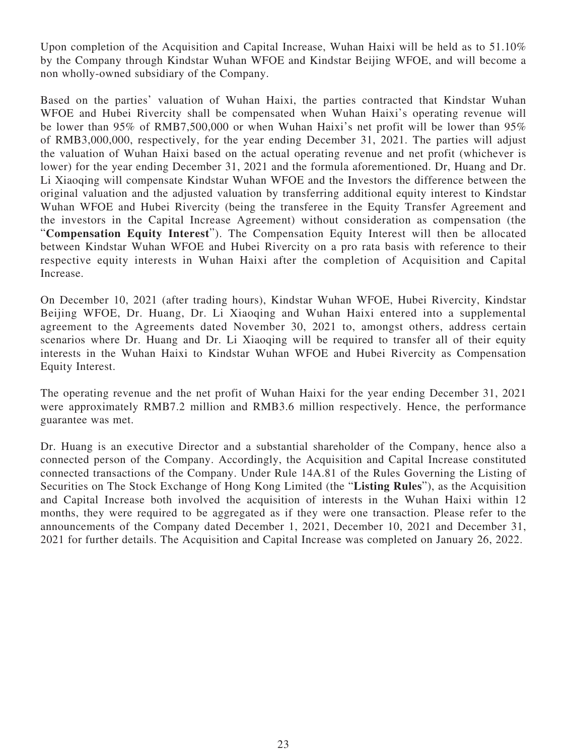Upon completion of the Acquisition and Capital Increase, Wuhan Haixi will be held as to 51.10% by the Company through Kindstar Wuhan WFOE and Kindstar Beijing WFOE, and will become a non wholly-owned subsidiary of the Company.

Based on the parties' valuation of Wuhan Haixi, the parties contracted that Kindstar Wuhan WFOE and Hubei Rivercity shall be compensated when Wuhan Haixi's operating revenue will be lower than 95% of RMB7,500,000 or when Wuhan Haixi's net profit will be lower than 95% of RMB3,000,000, respectively, for the year ending December 31, 2021. The parties will adjust the valuation of Wuhan Haixi based on the actual operating revenue and net profit (whichever is lower) for the year ending December 31, 2021 and the formula aforementioned. Dr, Huang and Dr. Li Xiaoqing will compensate Kindstar Wuhan WFOE and the Investors the difference between the original valuation and the adjusted valuation by transferring additional equity interest to Kindstar Wuhan WFOE and Hubei Rivercity (being the transferee in the Equity Transfer Agreement and the investors in the Capital Increase Agreement) without consideration as compensation (the "**Compensation Equity Interest**"). The Compensation Equity Interest will then be allocated between Kindstar Wuhan WFOE and Hubei Rivercity on a pro rata basis with reference to their respective equity interests in Wuhan Haixi after the completion of Acquisition and Capital Increase.

On December 10, 2021 (after trading hours), Kindstar Wuhan WFOE, Hubei Rivercity, Kindstar Beijing WFOE, Dr. Huang, Dr. Li Xiaoqing and Wuhan Haixi entered into a supplemental agreement to the Agreements dated November 30, 2021 to, amongst others, address certain scenarios where Dr. Huang and Dr. Li Xiaoqing will be required to transfer all of their equity interests in the Wuhan Haixi to Kindstar Wuhan WFOE and Hubei Rivercity as Compensation Equity Interest.

The operating revenue and the net profit of Wuhan Haixi for the year ending December 31, 2021 were approximately RMB7.2 million and RMB3.6 million respectively. Hence, the performance guarantee was met.

Dr. Huang is an executive Director and a substantial shareholder of the Company, hence also a connected person of the Company. Accordingly, the Acquisition and Capital Increase constituted connected transactions of the Company. Under Rule 14A.81 of the Rules Governing the Listing of Securities on The Stock Exchange of Hong Kong Limited (the "**Listing Rules**"), as the Acquisition and Capital Increase both involved the acquisition of interests in the Wuhan Haixi within 12 months, they were required to be aggregated as if they were one transaction. Please refer to the announcements of the Company dated December 1, 2021, December 10, 2021 and December 31, 2021 for further details. The Acquisition and Capital Increase was completed on January 26, 2022.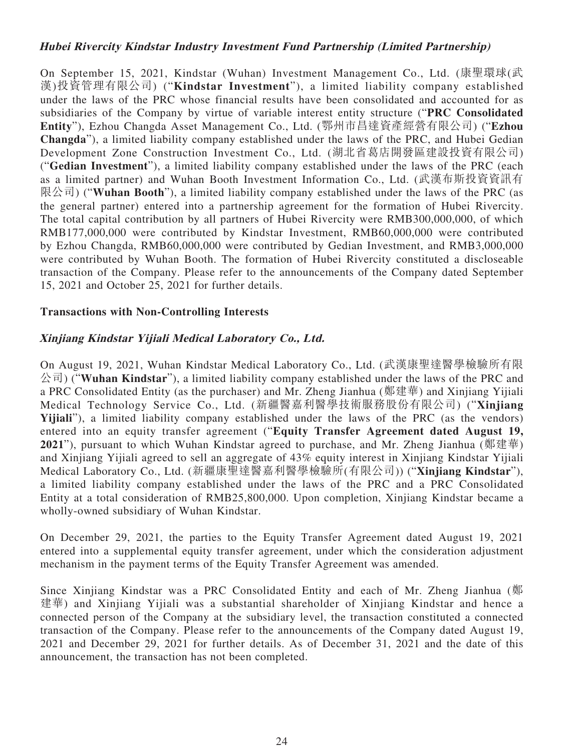***Hubei Rivercity Kindstar Industry Investment Fund Partnership (Limited Partnership)***

On September 15, 2021, Kindstar (Wuhan) Investment Management Co., Ltd. (康聖環球(武漢)投資管理有限公司) ("**Kindstar Investment**"), a limited liability company established under the laws of the PRC whose financial results have been consolidated and accounted for as subsidiaries of the Company by virtue of variable interest entity structure ("**PRC Consolidated Entity**"), Ezhou Changda Asset Management Co., Ltd. (鄂州市昌達資產經營有限公司) ("**Ezhou Changda**"), a limited liability company established under the laws of the PRC, and Hubei Gedian Development Zone Construction Investment Co., Ltd. (湖北省葛店開發區建設投資有限公司) ("**Gedian Investment**"), a limited liability company established under the laws of the PRC (each as a limited partner) and Wuhan Booth Investment Information Co., Ltd. (武漢布斯投資資訊有限公司) ("**Wuhan Booth**"), a limited liability company established under the laws of the PRC (as the general partner) entered into a partnership agreement for the formation of Hubei Rivercity. The total capital contribution by all partners of Hubei Rivercity were RMB300,000,000, of which RMB177,000,000 were contributed by Kindstar Investment, RMB60,000,000 were contributed by Ezhou Changda, RMB60,000,000 were contributed by Gedian Investment, and RMB3,000,000 were contributed by Wuhan Booth. The formation of Hubei Rivercity constituted a discloseable transaction of the Company. Please refer to the announcements of the Company dated September 15, 2021 and October 25, 2021 for further details.

**Transactions with Non-Controlling Interests**

***Xinjiang Kindstar Yijiali Medical Laboratory Co., Ltd.***

On August 19, 2021, Wuhan Kindstar Medical Laboratory Co., Ltd. (武漢康聖達醫學檢驗所有限公司) ("**Wuhan Kindstar**"), a limited liability company established under the laws of the PRC and a PRC Consolidated Entity (as the purchaser) and Mr. Zheng Jianhua (鄭建華) and Xinjiang Yijiali Medical Technology Service Co., Ltd. (新疆醫嘉利醫學技術服務股份有限公司) ("**Xinjiang Yijiali**"), a limited liability company established under the laws of the PRC (as the vendors) entered into an equity transfer agreement ("**Equity Transfer Agreement dated August 19, 2021**"), pursuant to which Wuhan Kindstar agreed to purchase, and Mr. Zheng Jianhua (鄭建華) and Xinjiang Yijiali agreed to sell an aggregate of 43% equity interest in Xinjiang Kindstar Yijiali Medical Laboratory Co., Ltd. (新疆康聖達醫嘉利醫學檢驗所(有限公司)) ("**Xinjiang Kindstar**"), a limited liability company established under the laws of the PRC and a PRC Consolidated Entity at a total consideration of RMB25,800,000. Upon completion, Xinjiang Kindstar became a wholly-owned subsidiary of Wuhan Kindstar.

On December 29, 2021, the parties to the Equity Transfer Agreement dated August 19, 2021 entered into a supplemental equity transfer agreement, under which the consideration adjustment mechanism in the payment terms of the Equity Transfer Agreement was amended.

Since Xinjiang Kindstar was a PRC Consolidated Entity and each of Mr. Zheng Jianhua (鄭建華) and Xinjiang Yijiali was a substantial shareholder of Xinjiang Kindstar and hence a connected person of the Company at the subsidiary level, the transaction constituted a connected transaction of the Company. Please refer to the announcements of the Company dated August 19, 2021 and December 29, 2021 for further details. As of December 31, 2021 and the date of this announcement, the transaction has not been completed.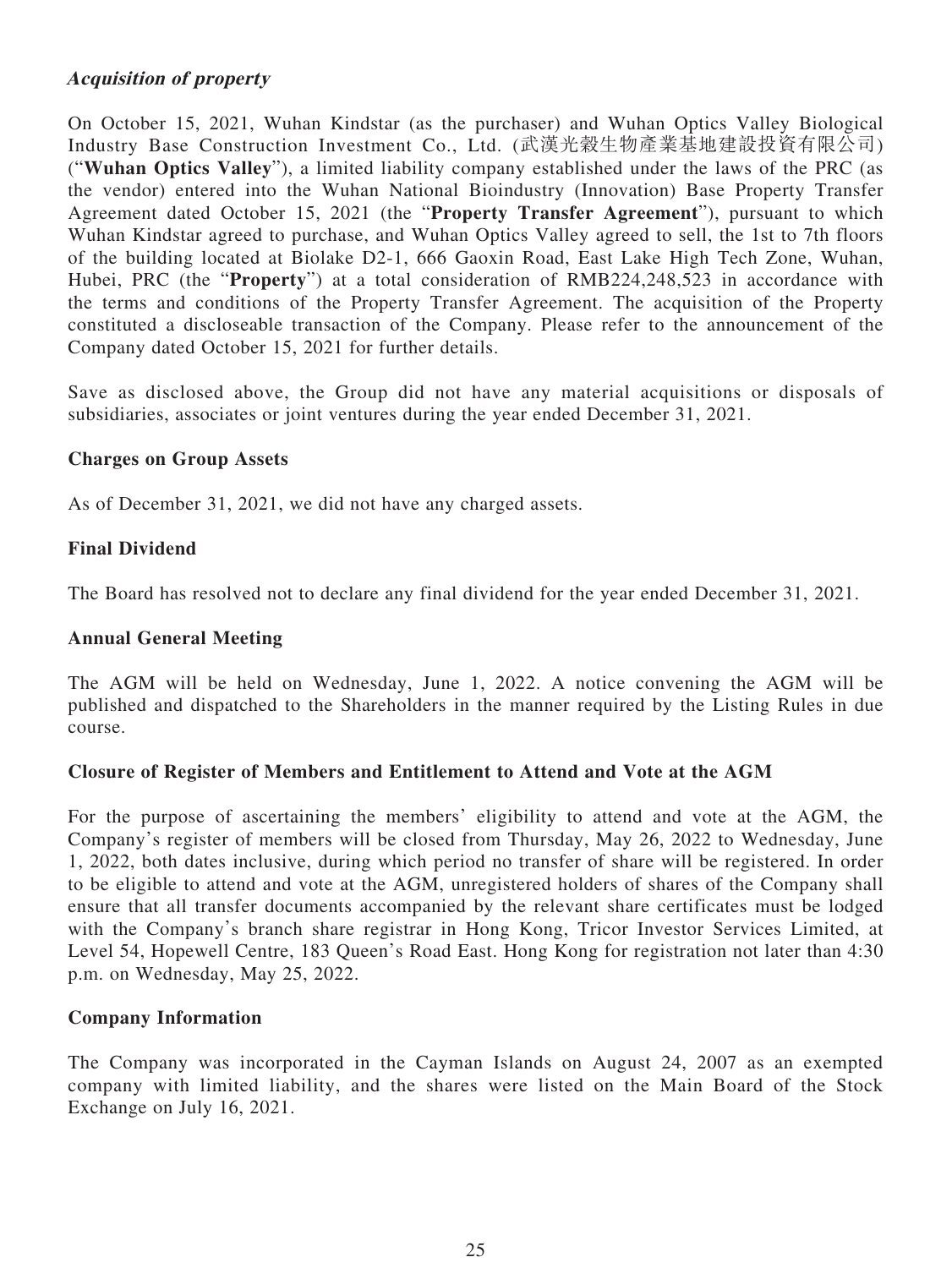### *Acquisition of property*

On October 15, 2021, Wuhan Kindstar (as the purchaser) and Wuhan Optics Valley Biological Industry Base Construction Investment Co., Ltd. (武漢光穀生物產業基地建設投資有限公司) ("**Wuhan Optics Valley**"), a limited liability company established under the laws of the PRC (as the vendor) entered into the Wuhan National Bioindustry (Innovation) Base Property Transfer Agreement dated October 15, 2021 (the "**Property Transfer Agreement**"), pursuant to which Wuhan Kindstar agreed to purchase, and Wuhan Optics Valley agreed to sell, the 1st to 7th floors of the building located at Biolake D2-1, 666 Gaoxin Road, East Lake High Tech Zone, Wuhan, Hubei, PRC (the "**Property**") at a total consideration of RMB224,248,523 in accordance with the terms and conditions of the Property Transfer Agreement. The acquisition of the Property constituted a discloseable transaction of the Company. Please refer to the announcement of the Company dated October 15, 2021 for further details.

Save as disclosed above, the Group did not have any material acquisitions or disposals of subsidiaries, associates or joint ventures during the year ended December 31, 2021.

### Charges on Group Assets

As of December 31, 2021, we did not have any charged assets.

### Final Dividend

The Board has resolved not to declare any final dividend for the year ended December 31, 2021.

### Annual General Meeting

The AGM will be held on Wednesday, June 1, 2022. A notice convening the AGM will be published and dispatched to the Shareholders in the manner required by the Listing Rules in due course.

### Closure of Register of Members and Entitlement to Attend and Vote at the AGM

For the purpose of ascertaining the members' eligibility to attend and vote at the AGM, the Company's register of members will be closed from Thursday, May 26, 2022 to Wednesday, June 1, 2022, both dates inclusive, during which period no transfer of share will be registered. In order to be eligible to attend and vote at the AGM, unregistered holders of shares of the Company shall ensure that all transfer documents accompanied by the relevant share certificates must be lodged with the Company's branch share registrar in Hong Kong, Tricor Investor Services Limited, at Level 54, Hopewell Centre, 183 Queen's Road East. Hong Kong for registration not later than 4:30 p.m. on Wednesday, May 25, 2022.

### Company Information

The Company was incorporated in the Cayman Islands on August 24, 2007 as an exempted company with limited liability, and the shares were listed on the Main Board of the Stock Exchange on July 16, 2021.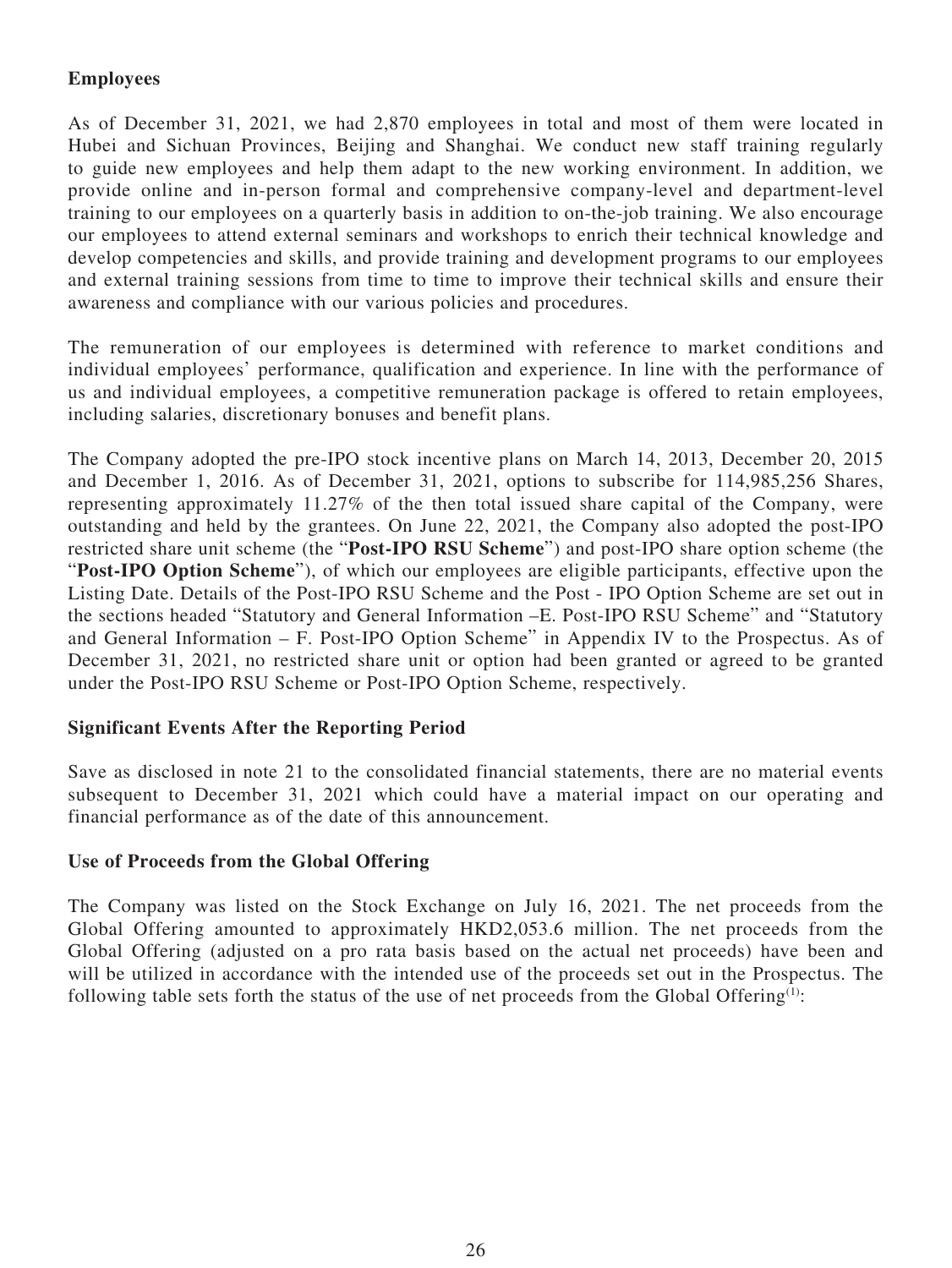**Employees**

As of December 31, 2021, we had 2,870 employees in total and most of them were located in Hubei and Sichuan Provinces, Beijing and Shanghai. We conduct new staff training regularly to guide new employees and help them adapt to the new working environment. In addition, we provide online and in-person formal and comprehensive company-level and department-level training to our employees on a quarterly basis in addition to on-the-job training. We also encourage our employees to attend external seminars and workshops to enrich their technical knowledge and develop competencies and skills, and provide training and development programs to our employees and external training sessions from time to time to improve their technical skills and ensure their awareness and compliance with our various policies and procedures.

The remuneration of our employees is determined with reference to market conditions and individual employees' performance, qualification and experience. In line with the performance of us and individual employees, a competitive remuneration package is offered to retain employees, including salaries, discretionary bonuses and benefit plans.

The Company adopted the pre-IPO stock incentive plans on March 14, 2013, December 20, 2015 and December 1, 2016. As of December 31, 2021, options to subscribe for 114,985,256 Shares, representing approximately 11.27% of the then total issued share capital of the Company, were outstanding and held by the grantees. On June 22, 2021, the Company also adopted the post-IPO restricted share unit scheme (the "**Post-IPO RSU Scheme**") and post-IPO share option scheme (the "**Post-IPO Option Scheme**"), of which our employees are eligible participants, effective upon the Listing Date. Details of the Post-IPO RSU Scheme and the Post - IPO Option Scheme are set out in the sections headed "Statutory and General Information –E. Post-IPO RSU Scheme" and "Statutory and General Information – F. Post-IPO Option Scheme" in Appendix IV to the Prospectus. As of December 31, 2021, no restricted share unit or option had been granted or agreed to be granted under the Post-IPO RSU Scheme or Post-IPO Option Scheme, respectively.

**Significant Events After the Reporting Period**

Save as disclosed in note 21 to the consolidated financial statements, there are no material events subsequent to December 31, 2021 which could have a material impact on our operating and financial performance as of the date of this announcement.

**Use of Proceeds from the Global Offering**

The Company was listed on the Stock Exchange on July 16, 2021. The net proceeds from the Global Offering amounted to approximately HKD2,053.6 million. The net proceeds from the Global Offering (adjusted on a pro rata basis based on the actual net proceeds) have been and will be utilized in accordance with the intended use of the proceeds set out in the Prospectus. The following table sets forth the status of the use of net proceeds from the Global Offering[(1)]: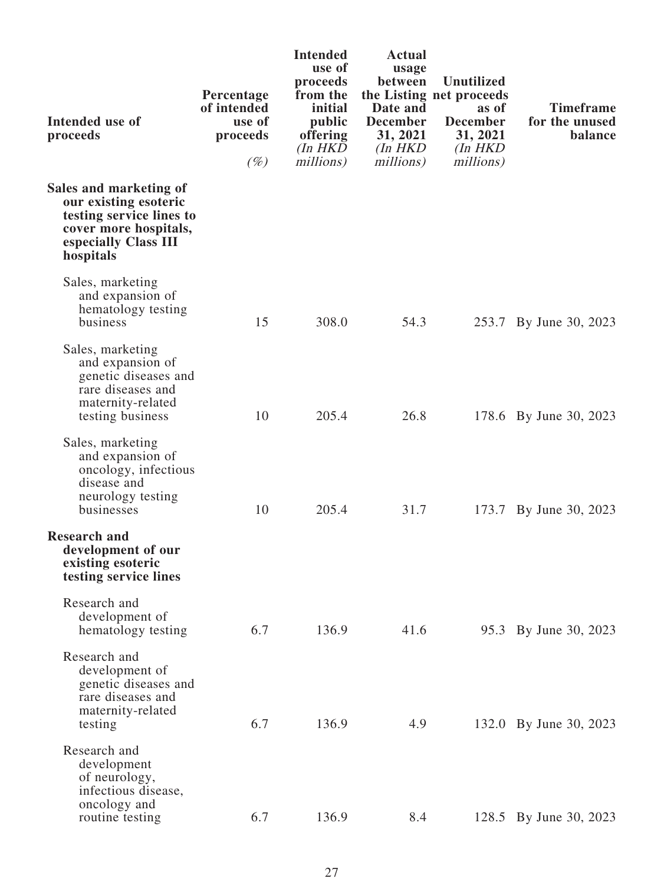| Intended use of proceeds | Percentage of intended use of proceeds (%) | Intended use of proceeds from the initial public offering (In HKD millions) | Actual usage between the Listing Date and December 31, 2021 (In HKD millions) | Unutilized net proceeds as of December 31, 2021 (In HKD millions) | Timeframe for the unused balance |
|---|---|---|---|---|---|
| **Sales and marketing of our existing esoteric testing service lines to cover more hospitals, especially Class III hospitals** | | | | | |
| Sales, marketing and expansion of hematology testing business | 15 | 308.0 | 54.3 | 253.7 | By June 30, 2023 |
| Sales, marketing and expansion of genetic diseases and rare diseases and maternity-related testing business | 10 | 205.4 | 26.8 | 178.6 | By June 30, 2023 |
| Sales, marketing and expansion of oncology, infectious disease and neurology testing businesses | 10 | 205.4 | 31.7 | 173.7 | By June 30, 2023 |
| **Research and development of our existing esoteric testing service lines** | | | | | |
| Research and development of hematology testing | 6.7 | 136.9 | 41.6 | 95.3 | By June 30, 2023 |
| Research and development of genetic diseases and rare diseases and maternity-related testing | 6.7 | 136.9 | 4.9 | 132.0 | By June 30, 2023 |
| Research and development of neurology, infectious disease, oncology and routine testing | 6.7 | 136.9 | 8.4 | 128.5 | By June 30, 2023 |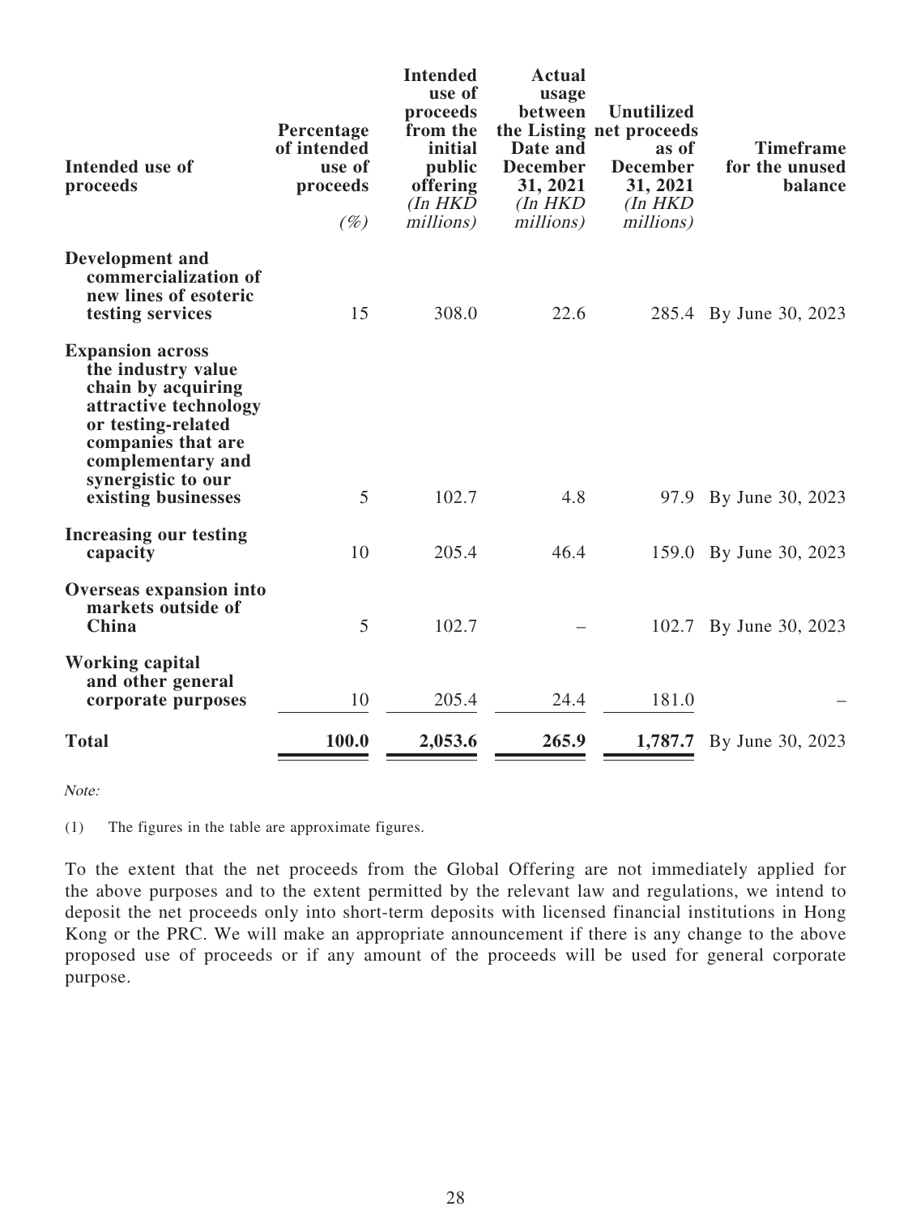| Intended use of proceeds | Percentage of intended use of proceeds (%) | Intended use of proceeds from the initial public offering (In HKD millions) | Actual usage between the Listing Date and December 31, 2021 (In HKD millions) | Unutilized net proceeds as of December 31, 2021 (In HKD millions) | Timeframe for the unused balance |
|---|---|---|---|---|---|
| **Development and commercialization of new lines of esoteric testing services** | 15 | 308.0 | 22.6 | 285.4 | By June 30, 2023 |
| **Expansion across the industry value chain by acquiring attractive technology or testing-related companies that are complementary and synergistic to our existing businesses** | 5 | 102.7 | 4.8 | 97.9 | By June 30, 2023 |
| **Increasing our testing capacity** | 10 | 205.4 | 46.4 | 159.0 | By June 30, 2023 |
| **Overseas expansion into markets outside of China** | 5 | 102.7 | – | 102.7 | By June 30, 2023 |
| **Working capital and other general corporate purposes** | 10 | 205.4 | 24.4 | 181.0 | – |
| **Total** | **100.0** | **2,053.6** | **265.9** | **1,787.7** | By June 30, 2023 |

*Note:*

(1) The figures in the table are approximate figures.

To the extent that the net proceeds from the Global Offering are not immediately applied for the above purposes and to the extent permitted by the relevant law and regulations, we intend to deposit the net proceeds only into short-term deposits with licensed financial institutions in Hong Kong or the PRC. We will make an appropriate announcement if there is any change to the above proposed use of proceeds or if any amount of the proceeds will be used for general corporate purpose.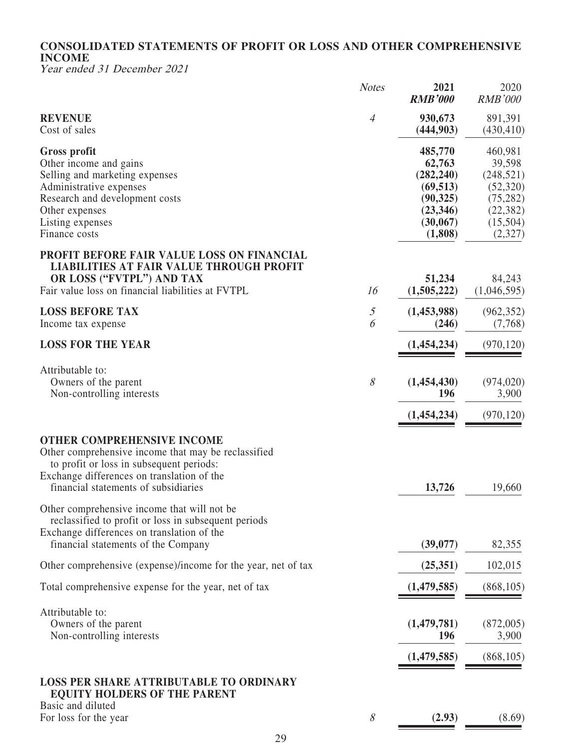# CONSOLIDATED STATEMENTS OF PROFIT OR LOSS AND OTHER COMPREHENSIVE INCOME

*Year ended 31 December 2021*

| | *Notes* | **2021** ***RMB'000*** | 2020 *RMB'000* |
|---|---|---|---|
| **REVENUE** | *4* | **930,673** | 891,391 |
| Cost of sales | | **(444,903)** | (430,410) |
| **Gross profit** | | **485,770** | 460,981 |
| Other income and gains | | **62,763** | 39,598 |
| Selling and marketing expenses | | **(282,240)** | (248,521) |
| Administrative expenses | | **(69,513)** | (52,320) |
| Research and development costs | | **(90,325)** | (75,282) |
| Other expenses | | **(23,346)** | (22,382) |
| Listing expenses | | **(30,067)** | (15,504) |
| Finance costs | | **(1,808)** | (2,327) |
| **PROFIT BEFORE FAIR VALUE LOSS ON FINANCIAL LIABILITIES AT FAIR VALUE THROUGH PROFIT OR LOSS ("FVTPL") AND TAX** | | **51,234** | 84,243 |
| Fair value loss on financial liabilities at FVTPL | *16* | **(1,505,222)** | (1,046,595) |
| **LOSS BEFORE TAX** | *5* | **(1,453,988)** | (962,352) |
| Income tax expense | *6* | **(246)** | (7,768) |
| **LOSS FOR THE YEAR** | | **(1,454,234)** | (970,120) |
| Attributable to: | | | |
| Owners of the parent | *8* | **(1,454,430)** | (974,020) |
| Non-controlling interests | | **196** | 3,900 |
| | | **(1,454,234)** | (970,120) |
| **OTHER COMPREHENSIVE INCOME** | | | |
| Other comprehensive income that may be reclassified to profit or loss in subsequent periods: | | | |
| Exchange differences on translation of the financial statements of subsidiaries | | **13,726** | 19,660 |
| Other comprehensive income that will not be reclassified to profit or loss in subsequent periods | | | |
| Exchange differences on translation of the financial statements of the Company | | **(39,077)** | 82,355 |
| Other comprehensive (expense)/income for the year, net of tax | | **(25,351)** | 102,015 |
| Total comprehensive expense for the year, net of tax | | **(1,479,585)** | (868,105) |
| Attributable to: | | | |
| Owners of the parent | | **(1,479,781)** | (872,005) |
| Non-controlling interests | | **196** | 3,900 |
| | | **(1,479,585)** | (868,105) |
| **LOSS PER SHARE ATTRIBUTABLE TO ORDINARY EQUITY HOLDERS OF THE PARENT** | | | |
| Basic and diluted | | | |
| For loss for the year | *8* | **(2.93)** | (8.69) |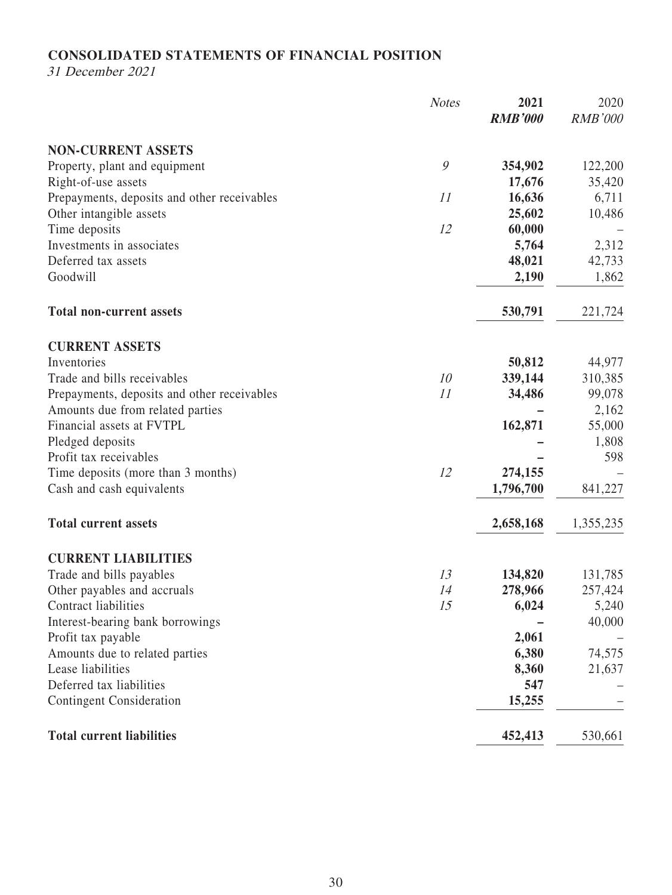## CONSOLIDATED STATEMENTS OF FINANCIAL POSITION

*31 December 2021*

| | *Notes* | **2021** | 2020 |
|---|---|---|---|
| | | ***RMB'000*** | *RMB'000* |
| **NON-CURRENT ASSETS** | | | |
| Property, plant and equipment | *9* | **354,902** | 122,200 |
| Right-of-use assets | | **17,676** | 35,420 |
| Prepayments, deposits and other receivables | *11* | **16,636** | 6,711 |
| Other intangible assets | | **25,602** | 10,486 |
| Time deposits | *12* | **60,000** | – |
| Investments in associates | | **5,764** | 2,312 |
| Deferred tax assets | | **48,021** | 42,733 |
| Goodwill | | **2,190** | 1,862 |
| **Total non-current assets** | | **530,791** | 221,724 |
| **CURRENT ASSETS** | | | |
| Inventories | | **50,812** | 44,977 |
| Trade and bills receivables | *10* | **339,144** | 310,385 |
| Prepayments, deposits and other receivables | *11* | **34,486** | 99,078 |
| Amounts due from related parties | | **–** | 2,162 |
| Financial assets at FVTPL | | **162,871** | 55,000 |
| Pledged deposits | | **–** | 1,808 |
| Profit tax receivables | | **–** | 598 |
| Time deposits (more than 3 months) | *12* | **274,155** | – |
| Cash and cash equivalents | | **1,796,700** | 841,227 |
| **Total current assets** | | **2,658,168** | 1,355,235 |
| **CURRENT LIABILITIES** | | | |
| Trade and bills payables | *13* | **134,820** | 131,785 |
| Other payables and accruals | *14* | **278,966** | 257,424 |
| Contract liabilities | *15* | **6,024** | 5,240 |
| Interest-bearing bank borrowings | | **–** | 40,000 |
| Profit tax payable | | **2,061** | – |
| Amounts due to related parties | | **6,380** | 74,575 |
| Lease liabilities | | **8,360** | 21,637 |
| Deferred tax liabilities | | **547** | – |
| Contingent Consideration | | **15,255** | – |
| **Total current liabilities** | | **452,413** | 530,661 |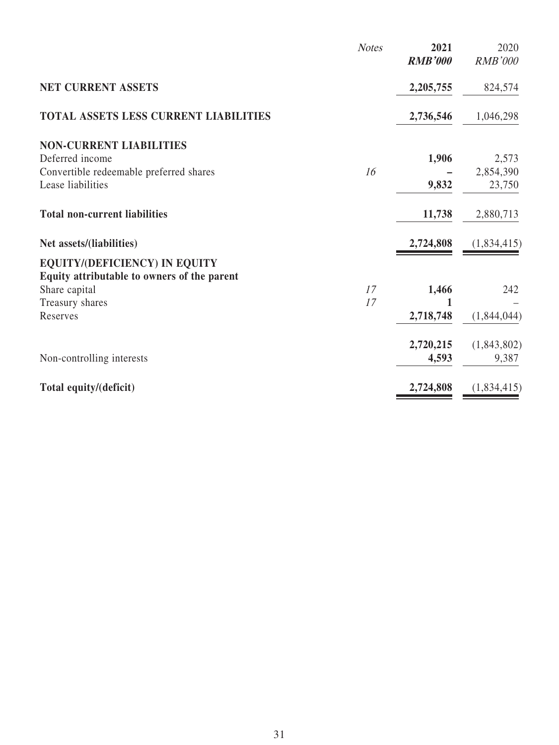| | Notes | 2021<br>*RMB'000* | 2020<br>*RMB'000* |
|---|---|---|---|
| **NET CURRENT ASSETS** | | **2,205,755** | 824,574 |
| **TOTAL ASSETS LESS CURRENT LIABILITIES** | | **2,736,546** | 1,046,298 |
| **NON-CURRENT LIABILITIES** | | | |
| Deferred income | | **1,906** | 2,573 |
| Convertible redeemable preferred shares | 16 | **–** | 2,854,390 |
| Lease liabilities | | **9,832** | 23,750 |
| **Total non-current liabilities** | | **11,738** | 2,880,713 |
| **Net assets/(liabilities)** | | **2,724,808** | (1,834,415) |
| **EQUITY/(DEFICIENCY) IN EQUITY** | | | |
| **Equity attributable to owners of the parent** | | | |
| Share capital | 17 | **1,466** | 242 |
| Treasury shares | 17 | **1** | – |
| Reserves | | **2,718,748** | (1,844,044) |
| | | **2,720,215** | (1,843,802) |
| Non-controlling interests | | **4,593** | 9,387 |
| **Total equity/(deficit)** | | **2,724,808** | (1,834,415) |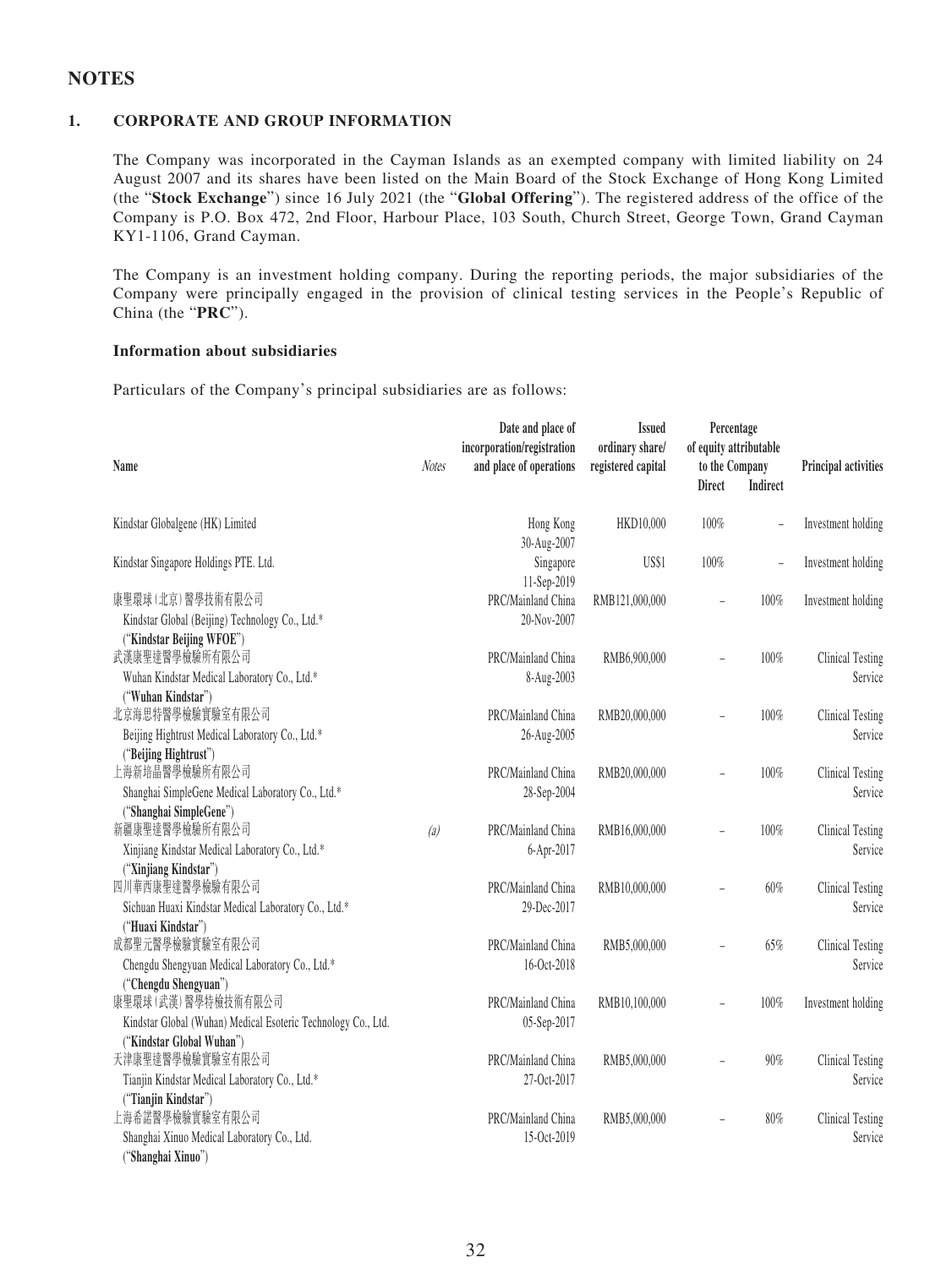## NOTES

### 1. CORPORATE AND GROUP INFORMATION

The Company was incorporated in the Cayman Islands as an exempted company with limited liability on 24 August 2007 and its shares have been listed on the Main Board of the Stock Exchange of Hong Kong Limited (the "**Stock Exchange**") since 16 July 2021 (the "**Global Offering**"). The registered address of the office of the Company is P.O. Box 472, 2nd Floor, Harbour Place, 103 South, Church Street, George Town, Grand Cayman KY1-1106, Grand Cayman.

The Company is an investment holding company. During the reporting periods, the major subsidiaries of the Company were principally engaged in the provision of clinical testing services in the People's Republic of China (the "**PRC**").

**Information about subsidiaries**

Particulars of the Company's principal subsidiaries are as follows:

| Name | Notes | Date and place of incorporation/registration and place of operations | Issued ordinary share/ registered capital | Percentage of equity attributable to the Company | | Principal activities |
|---|---|---|---|---|---|---|
| | | | | Direct | Indirect | |
| Kindstar Globalgene (HK) Limited | | Hong Kong 30-Aug-2007 | HKD10,000 | 100% | – | Investment holding |
| Kindstar Singapore Holdings PTE. Ltd. | | Singapore 11-Sep-2019 | US$1 | 100% | – | Investment holding |
| 康聖環球(北京)醫學技術有限公司 Kindstar Global (Beijing) Technology Co., Ltd.* ("**Kindstar Beijing WFOE**") | | PRC/Mainland China 20-Nov-2007 | RMB121,000,000 | – | 100% | Investment holding |
| 武漢康聖達醫學檢驗所有限公司 Wuhan Kindstar Medical Laboratory Co., Ltd.* ("**Wuhan Kindstar**") | | PRC/Mainland China 8-Aug-2003 | RMB6,900,000 | – | 100% | Clinical Testing Service |
| 北京海思特醫學檢驗實驗室有限公司 Beijing Hightrust Medical Laboratory Co., Ltd.* ("**Beijing Hightrust**") | | PRC/Mainland China 26-Aug-2005 | RMB20,000,000 | – | 100% | Clinical Testing Service |
| 上海新培晶醫學檢驗所有限公司 Shanghai SimpleGene Medical Laboratory Co., Ltd.* ("**Shanghai SimpleGene**") | | PRC/Mainland China 28-Sep-2004 | RMB20,000,000 | – | 100% | Clinical Testing Service |
| 新疆康聖達醫學檢驗所有限公司 Xinjiang Kindstar Medical Laboratory Co., Ltd.* ("**Xinjiang Kindstar**") | (a) | PRC/Mainland China 6-Apr-2017 | RMB16,000,000 | – | 100% | Clinical Testing Service |
| 四川華西康聖達醫學檢驗有限公司 Sichuan Huaxi Kindstar Medical Laboratory Co., Ltd.* ("**Huaxi Kindstar**") | | PRC/Mainland China 29-Dec-2017 | RMB10,000,000 | – | 60% | Clinical Testing Service |
| 成都聖元醫學檢驗實驗室有限公司 Chengdu Shengyuan Medical Laboratory Co., Ltd.* ("**Chengdu Shengyuan**") | | PRC/Mainland China 16-Oct-2018 | RMB5,000,000 | – | 65% | Clinical Testing Service |
| 康聖環球(武漢)醫學特檢技術有限公司 Kindstar Global (Wuhan) Medical Esoteric Technology Co., Ltd. ("**Kindstar Global Wuhan**") | | PRC/Mainland China 05-Sep-2017 | RMB10,100,000 | – | 100% | Investment holding |
| 天津康聖達醫學檢驗實驗室有限公司 Tianjin Kindstar Medical Laboratory Co., Ltd.* ("**Tianjin Kindstar**") | | PRC/Mainland China 27-Oct-2017 | RMB5,000,000 | – | 90% | Clinical Testing Service |
| 上海希諾醫學檢驗實驗室有限公司 Shanghai Xinuo Medical Laboratory Co., Ltd. ("**Shanghai Xinuo**") | | PRC/Mainland China 15-Oct-2019 | RMB5,000,000 | – | 80% | Clinical Testing Service |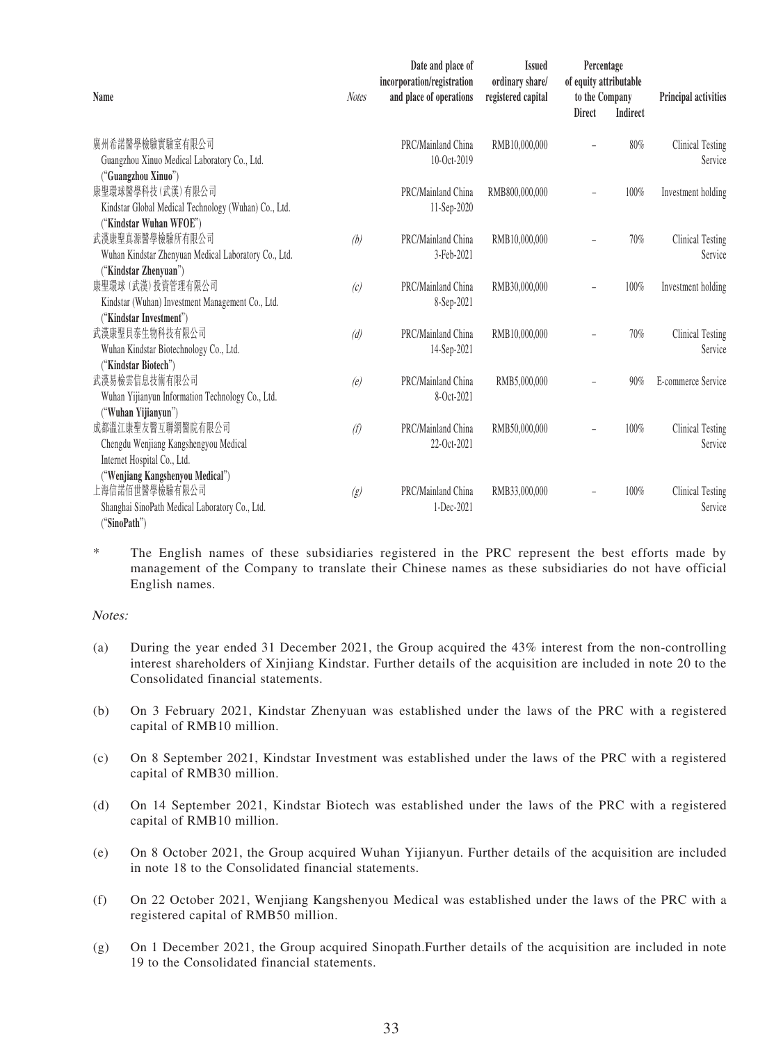| Name | Notes | Date and place of incorporation/registration and place of operations | Issued ordinary share/ registered capital | Percentage of equity attributable to the Company | | Principal activities |
|---|---|---|---|---|---|---|
| | | | | Direct | Indirect | |
| 廣州希諾醫學檢驗實驗室有限公司<br>Guangzhou Xinuo Medical Laboratory Co., Ltd.<br>("**Guangzhou Xinuo**") | | PRC/Mainland China<br>10-Oct-2019 | RMB10,000,000 | – | 80% | Clinical Testing Service |
| 康聖環球醫學科技(武漢)有限公司<br>Kindstar Global Medical Technology (Wuhan) Co., Ltd.<br>("**Kindstar Wuhan WFOE**") | | PRC/Mainland China<br>11-Sep-2020 | RMB800,000,000 | – | 100% | Investment holding |
| 武漢康聖真源醫學檢驗所有限公司<br>Wuhan Kindstar Zhenyuan Medical Laboratory Co., Ltd.<br>("**Kindstar Zhenyuan**") | (b) | PRC/Mainland China<br>3-Feb-2021 | RMB10,000,000 | – | 70% | Clinical Testing Service |
| 康聖環球(武漢)投資管理有限公司<br>Kindstar (Wuhan) Investment Management Co., Ltd.<br>("**Kindstar Investment**") | (c) | PRC/Mainland China<br>8-Sep-2021 | RMB30,000,000 | – | 100% | Investment holding |
| 武漢康聖貝泰生物科技有限公司<br>Wuhan Kindstar Biotechnology Co., Ltd.<br>("**Kindstar Biotech**") | (d) | PRC/Mainland China<br>14-Sep-2021 | RMB10,000,000 | – | 70% | Clinical Testing Service |
| 武漢易檢雲信息技術有限公司<br>Wuhan Yijianyun Information Technology Co., Ltd.<br>("**Wuhan Yijianyun**") | (e) | PRC/Mainland China<br>8-Oct-2021 | RMB5,000,000 | – | 90% | E-commerce Service |
| 成都溫江康聖友醫互聯網醫院有限公司<br>Chengdu Wenjiang Kangshengyou Medical Internet Hospital Co., Ltd.<br>("**Wenjiang Kangshenyou Medical**") | (f) | PRC/Mainland China<br>22-Oct-2021 | RMB50,000,000 | – | 100% | Clinical Testing Service |
| 上海信諾佰世醫學檢驗有限公司<br>Shanghai SinoPath Medical Laboratory Co., Ltd.<br>("**SinoPath**") | (g) | PRC/Mainland China<br>1-Dec-2021 | RMB33,000,000 | – | 100% | Clinical Testing Service |

\* The English names of these subsidiaries registered in the PRC represent the best efforts made by management of the Company to translate their Chinese names as these subsidiaries do not have official English names.

*Notes:*

(a) During the year ended 31 December 2021, the Group acquired the 43% interest from the non-controlling interest shareholders of Xinjiang Kindstar. Further details of the acquisition are included in note 20 to the Consolidated financial statements.

(b) On 3 February 2021, Kindstar Zhenyuan was established under the laws of the PRC with a registered capital of RMB10 million.

(c) On 8 September 2021, Kindstar Investment was established under the laws of the PRC with a registered capital of RMB30 million.

(d) On 14 September 2021, Kindstar Biotech was established under the laws of the PRC with a registered capital of RMB10 million.

(e) On 8 October 2021, the Group acquired Wuhan Yijianyun. Further details of the acquisition are included in note 18 to the Consolidated financial statements.

(f) On 22 October 2021, Wenjiang Kangshenyou Medical was established under the laws of the PRC with a registered capital of RMB50 million.

(g) On 1 December 2021, the Group acquired Sinopath.Further details of the acquisition are included in note 19 to the Consolidated financial statements.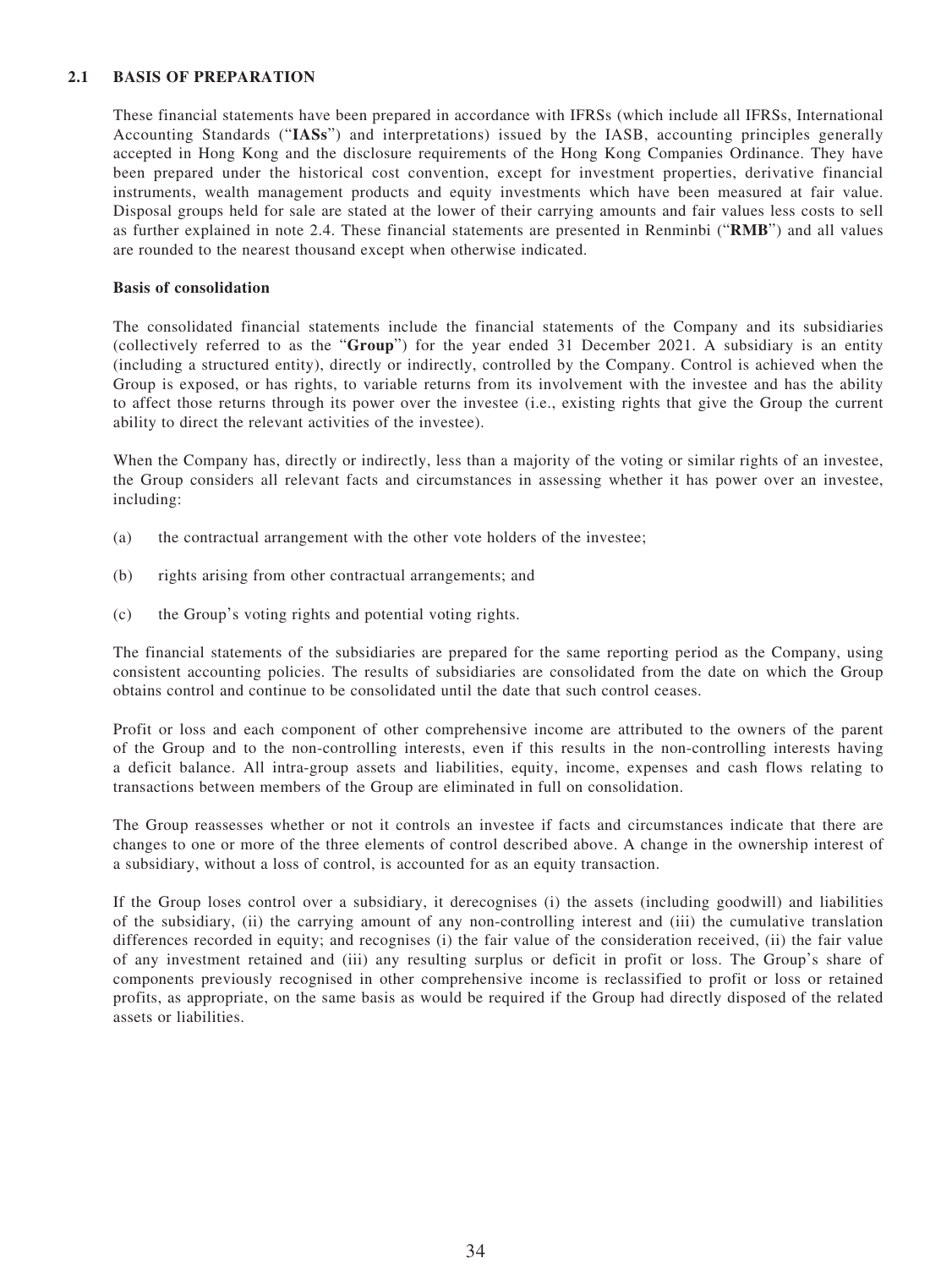## 2.1 BASIS OF PREPARATION

These financial statements have been prepared in accordance with IFRSs (which include all IFRSs, International Accounting Standards ("**IASs**") and interpretations) issued by the IASB, accounting principles generally accepted in Hong Kong and the disclosure requirements of the Hong Kong Companies Ordinance. They have been prepared under the historical cost convention, except for investment properties, derivative financial instruments, wealth management products and equity investments which have been measured at fair value. Disposal groups held for sale are stated at the lower of their carrying amounts and fair values less costs to sell as further explained in note 2.4. These financial statements are presented in Renminbi ("**RMB**") and all values are rounded to the nearest thousand except when otherwise indicated.

### Basis of consolidation

The consolidated financial statements include the financial statements of the Company and its subsidiaries (collectively referred to as the "**Group**") for the year ended 31 December 2021. A subsidiary is an entity (including a structured entity), directly or indirectly, controlled by the Company. Control is achieved when the Group is exposed, or has rights, to variable returns from its involvement with the investee and has the ability to affect those returns through its power over the investee (i.e., existing rights that give the Group the current ability to direct the relevant activities of the investee).

When the Company has, directly or indirectly, less than a majority of the voting or similar rights of an investee, the Group considers all relevant facts and circumstances in assessing whether it has power over an investee, including:

(a) the contractual arrangement with the other vote holders of the investee;

(b) rights arising from other contractual arrangements; and

(c) the Group's voting rights and potential voting rights.

The financial statements of the subsidiaries are prepared for the same reporting period as the Company, using consistent accounting policies. The results of subsidiaries are consolidated from the date on which the Group obtains control and continue to be consolidated until the date that such control ceases.

Profit or loss and each component of other comprehensive income are attributed to the owners of the parent of the Group and to the non-controlling interests, even if this results in the non-controlling interests having a deficit balance. All intra-group assets and liabilities, equity, income, expenses and cash flows relating to transactions between members of the Group are eliminated in full on consolidation.

The Group reassesses whether or not it controls an investee if facts and circumstances indicate that there are changes to one or more of the three elements of control described above. A change in the ownership interest of a subsidiary, without a loss of control, is accounted for as an equity transaction.

If the Group loses control over a subsidiary, it derecognises (i) the assets (including goodwill) and liabilities of the subsidiary, (ii) the carrying amount of any non-controlling interest and (iii) the cumulative translation differences recorded in equity; and recognises (i) the fair value of the consideration received, (ii) the fair value of any investment retained and (iii) any resulting surplus or deficit in profit or loss. The Group's share of components previously recognised in other comprehensive income is reclassified to profit or loss or retained profits, as appropriate, on the same basis as would be required if the Group had directly disposed of the related assets or liabilities.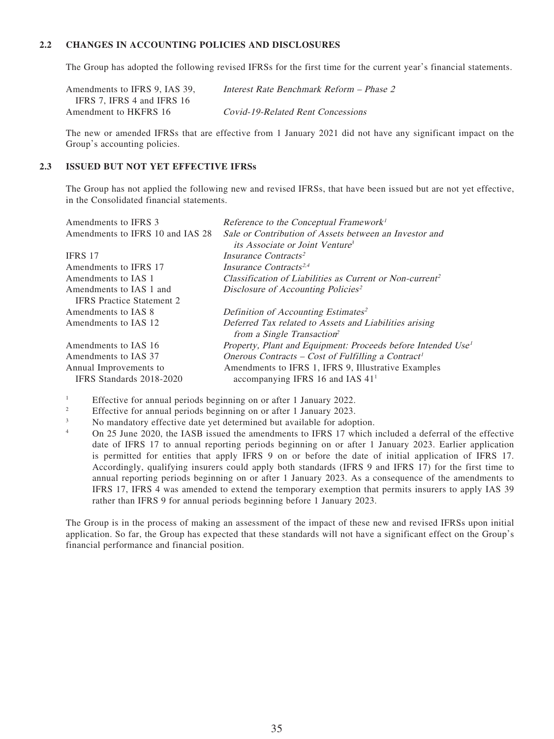### 2.2 CHANGES IN ACCOUNTING POLICIES AND DISCLOSURES

The Group has adopted the following revised IFRSs for the first time for the current year's financial statements.

| | |
|---|---|
| Amendments to IFRS 9, IAS 39, IFRS 7, IFRS 4 and IFRS 16 | *Interest Rate Benchmark Reform – Phase 2* |
| Amendment to HKFRS 16 | *Covid-19-Related Rent Concessions* |

The new or amended IFRSs that are effective from 1 January 2021 did not have any significant impact on the Group's accounting policies.

### 2.3 ISSUED BUT NOT YET EFFECTIVE IFRSs

The Group has not applied the following new and revised IFRSs, that have been issued but are not yet effective, in the Consolidated financial statements.

| | |
|---|---|
| Amendments to IFRS 3 | *Reference to the Conceptual Framework*[1] |
| Amendments to IFRS 10 and IAS 28 | *Sale or Contribution of Assets between an Investor and its Associate or Joint Venture*[3] |
| IFRS 17 | *Insurance Contracts*[2] |
| Amendments to IFRS 17 | *Insurance Contracts*[2,4] |
| Amendments to IAS 1 | *Classification of Liabilities as Current or Non-current*[2] |
| Amendments to IAS 1 and IFRS Practice Statement 2 | *Disclosure of Accounting Policies*[2] |
| Amendments to IAS 8 | *Definition of Accounting Estimates*[2] |
| Amendments to IAS 12 | *Deferred Tax related to Assets and Liabilities arising from a Single Transaction*[2] |
| Amendments to IAS 16 | *Property, Plant and Equipment: Proceeds before Intended Use*[1] |
| Amendments to IAS 37 | *Onerous Contracts – Cost of Fulfilling a Contract*[1] |
| Annual Improvements to IFRS Standards 2018-2020 | Amendments to IFRS 1, IFRS 9, Illustrative Examples accompanying IFRS 16 and IAS 41[1] |

[1] Effective for annual periods beginning on or after 1 January 2022.

[2] Effective for annual periods beginning on or after 1 January 2023.

[3] No mandatory effective date yet determined but available for adoption.

[4] On 25 June 2020, the IASB issued the amendments to IFRS 17 which included a deferral of the effective date of IFRS 17 to annual reporting periods beginning on or after 1 January 2023. Earlier application is permitted for entities that apply IFRS 9 on or before the date of initial application of IFRS 17. Accordingly, qualifying insurers could apply both standards (IFRS 9 and IFRS 17) for the first time to annual reporting periods beginning on or after 1 January 2023. As a consequence of the amendments to IFRS 17, IFRS 4 was amended to extend the temporary exemption that permits insurers to apply IAS 39 rather than IFRS 9 for annual periods beginning before 1 January 2023.

The Group is in the process of making an assessment of the impact of these new and revised IFRSs upon initial application. So far, the Group has expected that these standards will not have a significant effect on the Group's financial performance and financial position.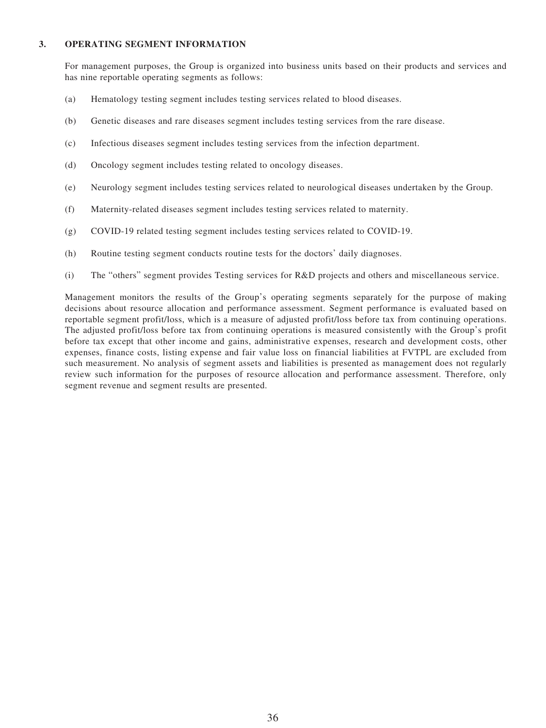## 3. OPERATING SEGMENT INFORMATION

For management purposes, the Group is organized into business units based on their products and services and has nine reportable operating segments as follows:

(a) Hematology testing segment includes testing services related to blood diseases.

(b) Genetic diseases and rare diseases segment includes testing services from the rare disease.

(c) Infectious diseases segment includes testing services from the infection department.

(d) Oncology segment includes testing related to oncology diseases.

(e) Neurology segment includes testing services related to neurological diseases undertaken by the Group.

(f) Maternity-related diseases segment includes testing services related to maternity.

(g) COVID-19 related testing segment includes testing services related to COVID-19.

(h) Routine testing segment conducts routine tests for the doctors' daily diagnoses.

(i) The "others" segment provides Testing services for R&D projects and others and miscellaneous service.

Management monitors the results of the Group's operating segments separately for the purpose of making decisions about resource allocation and performance assessment. Segment performance is evaluated based on reportable segment profit/loss, which is a measure of adjusted profit/loss before tax from continuing operations. The adjusted profit/loss before tax from continuing operations is measured consistently with the Group's profit before tax except that other income and gains, administrative expenses, research and development costs, other expenses, finance costs, listing expense and fair value loss on financial liabilities at FVTPL are excluded from such measurement. No analysis of segment assets and liabilities is presented as management does not regularly review such information for the purposes of resource allocation and performance assessment. Therefore, only segment revenue and segment results are presented.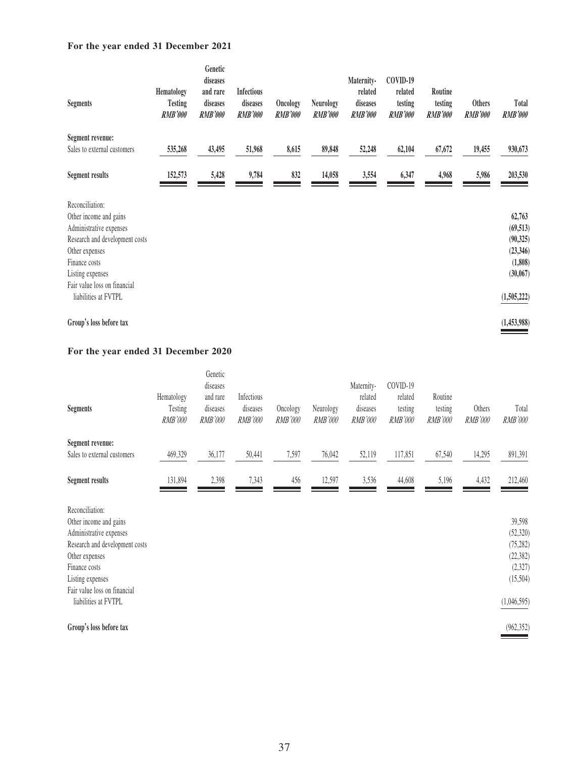### For the year ended 31 December 2021

| Segments | Hematology Testing *RMB'000* | Genetic diseases and rare diseases *RMB'000* | Infectious diseases *RMB'000* | Oncology *RMB'000* | Neurology *RMB'000* | Maternity-related diseases *RMB'000* | COVID-19 related testing *RMB'000* | Routine testing *RMB'000* | Others *RMB'000* | Total *RMB'000* |
|---|---|---|---|---|---|---|---|---|---|---|
| **Segment revenue:** | | | | | | | | | | |
| Sales to external customers | 535,268 | 43,495 | 51,968 | 8,615 | 89,848 | 52,248 | 62,104 | 67,672 | 19,455 | 930,673 |
| **Segment results** | 152,573 | 5,428 | 9,784 | 832 | 14,058 | 3,554 | 6,347 | 4,968 | 5,986 | 203,530 |
| Reconciliation: | | | | | | | | | | |
| Other income and gains | | | | | | | | | | 62,763 |
| Administrative expenses | | | | | | | | | | (69,513) |
| Research and development costs | | | | | | | | | | (90,325) |
| Other expenses | | | | | | | | | | (23,346) |
| Finance costs | | | | | | | | | | (1,808) |
| Listing expenses | | | | | | | | | | (30,067) |
| Fair value loss on financial liabilities at FVTPL | | | | | | | | | | (1,505,222) |
| **Group's loss before tax** | | | | | | | | | | (1,453,988) |

### For the year ended 31 December 2020

| Segments | Hematology Testing *RMB'000* | Genetic diseases and rare diseases *RMB'000* | Infectious diseases *RMB'000* | Oncology *RMB'000* | Neurology *RMB'000* | Maternity-related diseases *RMB'000* | COVID-19 related testing *RMB'000* | Routine testing *RMB'000* | Others *RMB'000* | Total *RMB'000* |
|---|---|---|---|---|---|---|---|---|---|---|
| **Segment revenue:** | | | | | | | | | | |
| Sales to external customers | 469,329 | 36,177 | 50,441 | 7,597 | 76,042 | 52,119 | 117,851 | 67,540 | 14,295 | 891,391 |
| **Segment results** | 131,894 | 2,398 | 7,343 | 456 | 12,597 | 3,536 | 44,608 | 5,196 | 4,432 | 212,460 |
| Reconciliation: | | | | | | | | | | |
| Other income and gains | | | | | | | | | | 39,598 |
| Administrative expenses | | | | | | | | | | (52,320) |
| Research and development costs | | | | | | | | | | (75,282) |
| Other expenses | | | | | | | | | | (22,382) |
| Finance costs | | | | | | | | | | (2,327) |
| Listing expenses | | | | | | | | | | (15,504) |
| Fair value loss on financial liabilities at FVTPL | | | | | | | | | | (1,046,595) |
| **Group's loss before tax** | | | | | | | | | | (962,352) |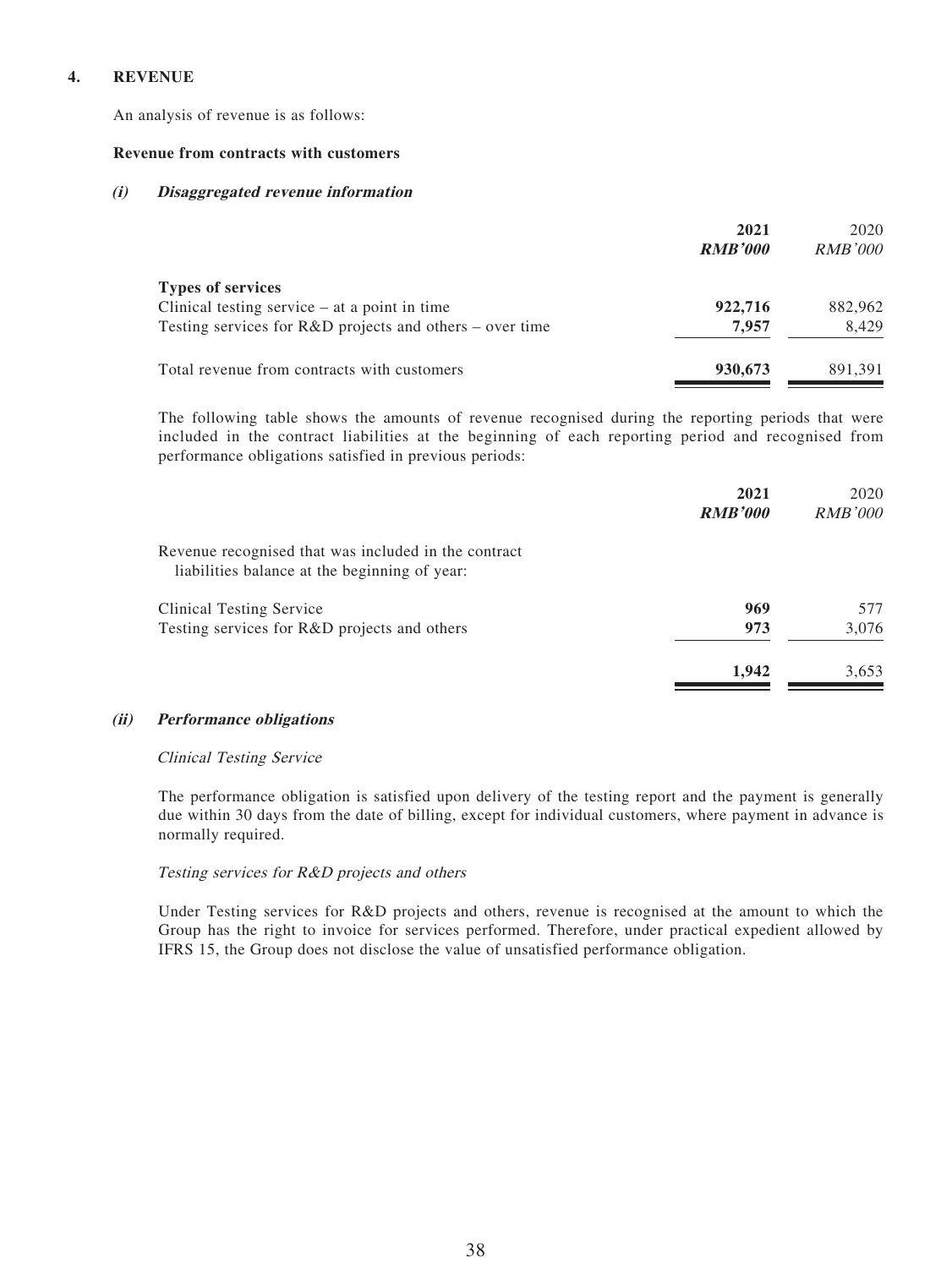## 4. REVENUE

An analysis of revenue is as follows:

**Revenue from contracts with customers**

***(i) Disaggregated revenue information***

| | **2021** | 2020 |
|---|---|---|
| | ***RMB'000*** | *RMB'000* |
| **Types of services** | | |
| Clinical testing service – at a point in time | **922,716** | 882,962 |
| Testing services for R&D projects and others – over time | **7,957** | 8,429 |
| Total revenue from contracts with customers | **930,673** | 891,391 |

The following table shows the amounts of revenue recognised during the reporting periods that were included in the contract liabilities at the beginning of each reporting period and recognised from performance obligations satisfied in previous periods:

| | **2021** | 2020 |
|---|---|---|
| | ***RMB'000*** | *RMB'000* |
| Revenue recognised that was included in the contract liabilities balance at the beginning of year: | | |
| Clinical Testing Service | **969** | 577 |
| Testing services for R&D projects and others | **973** | 3,076 |
| | **1,942** | 3,653 |

***(ii) Performance obligations***

*Clinical Testing Service*

The performance obligation is satisfied upon delivery of the testing report and the payment is generally due within 30 days from the date of billing, except for individual customers, where payment in advance is normally required.

*Testing services for R&D projects and others*

Under Testing services for R&D projects and others, revenue is recognised at the amount to which the Group has the right to invoice for services performed. Therefore, under practical expedient allowed by IFRS 15, the Group does not disclose the value of unsatisfied performance obligation.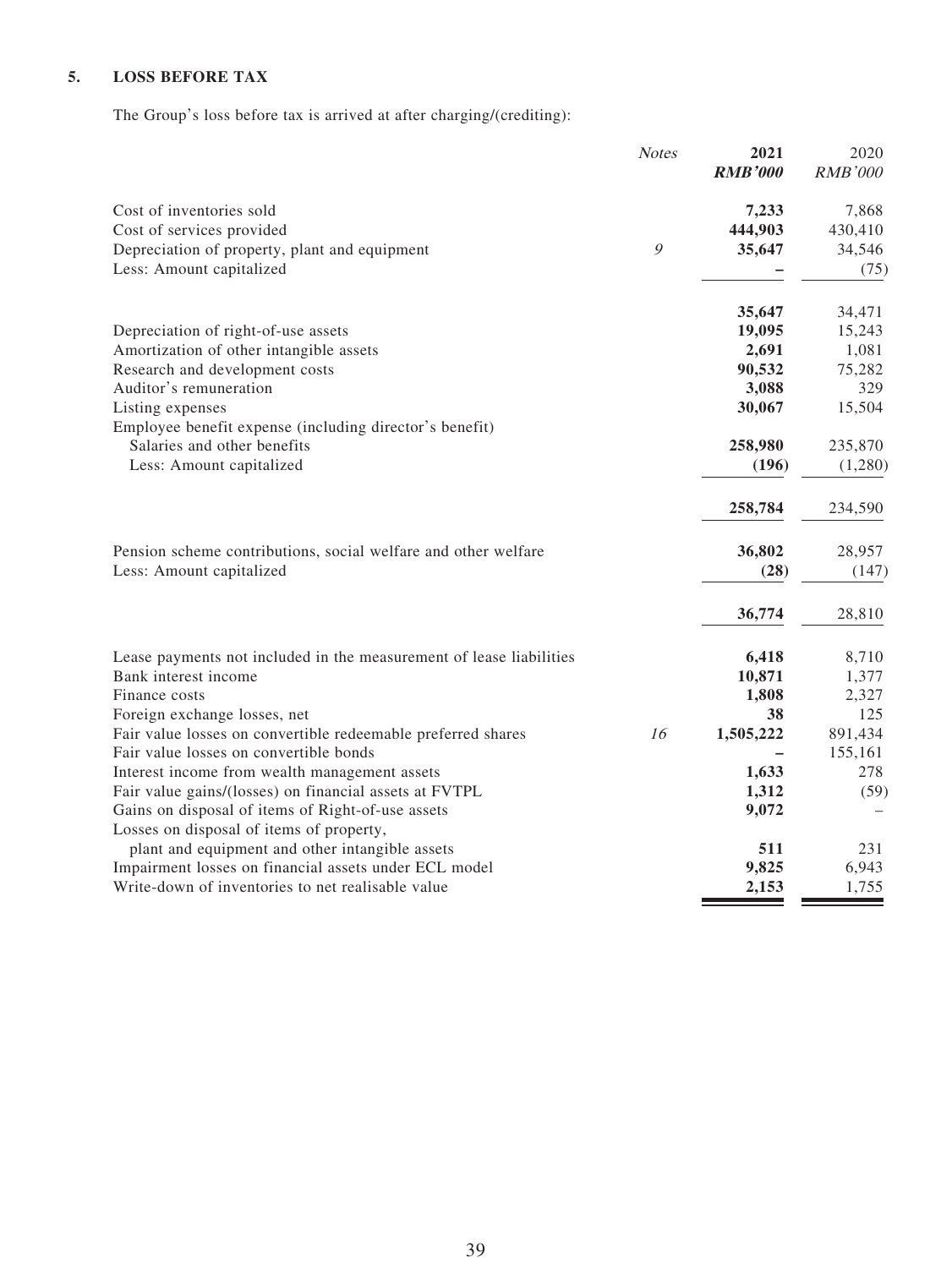## 5. LOSS BEFORE TAX

The Group's loss before tax is arrived at after charging/(crediting):

| | *Notes* | **2021** ***RMB'000*** | 2020 *RMB'000* |
|---|---|---|---|
| Cost of inventories sold | | **7,233** | 7,868 |
| Cost of services provided | | **444,903** | 430,410 |
| Depreciation of property, plant and equipment | *9* | **35,647** | 34,546 |
| Less: Amount capitalized | | **–** | (75) |
| | | **35,647** | 34,471 |
| Depreciation of right-of-use assets | | **19,095** | 15,243 |
| Amortization of other intangible assets | | **2,691** | 1,081 |
| Research and development costs | | **90,532** | 75,282 |
| Auditor's remuneration | | **3,088** | 329 |
| Listing expenses | | **30,067** | 15,504 |
| Employee benefit expense (including director's benefit) | | | |
| Salaries and other benefits | | **258,980** | 235,870 |
| Less: Amount capitalized | | **(196)** | (1,280) |
| | | **258,784** | 234,590 |
| Pension scheme contributions, social welfare and other welfare | | **36,802** | 28,957 |
| Less: Amount capitalized | | **(28)** | (147) |
| | | **36,774** | 28,810 |
| Lease payments not included in the measurement of lease liabilities | | **6,418** | 8,710 |
| Bank interest income | | **10,871** | 1,377 |
| Finance costs | | **1,808** | 2,327 |
| Foreign exchange losses, net | | **38** | 125 |
| Fair value losses on convertible redeemable preferred shares | *16* | **1,505,222** | 891,434 |
| Fair value losses on convertible bonds | | **–** | 155,161 |
| Interest income from wealth management assets | | **1,633** | 278 |
| Fair value gains/(losses) on financial assets at FVTPL | | **1,312** | (59) |
| Gains on disposal of items of Right-of-use assets | | **9,072** | – |
| Losses on disposal of items of property, plant and equipment and other intangible assets | | **511** | 231 |
| Impairment losses on financial assets under ECL model | | **9,825** | 6,943 |
| Write-down of inventories to net realisable value | | **2,153** | 1,755 |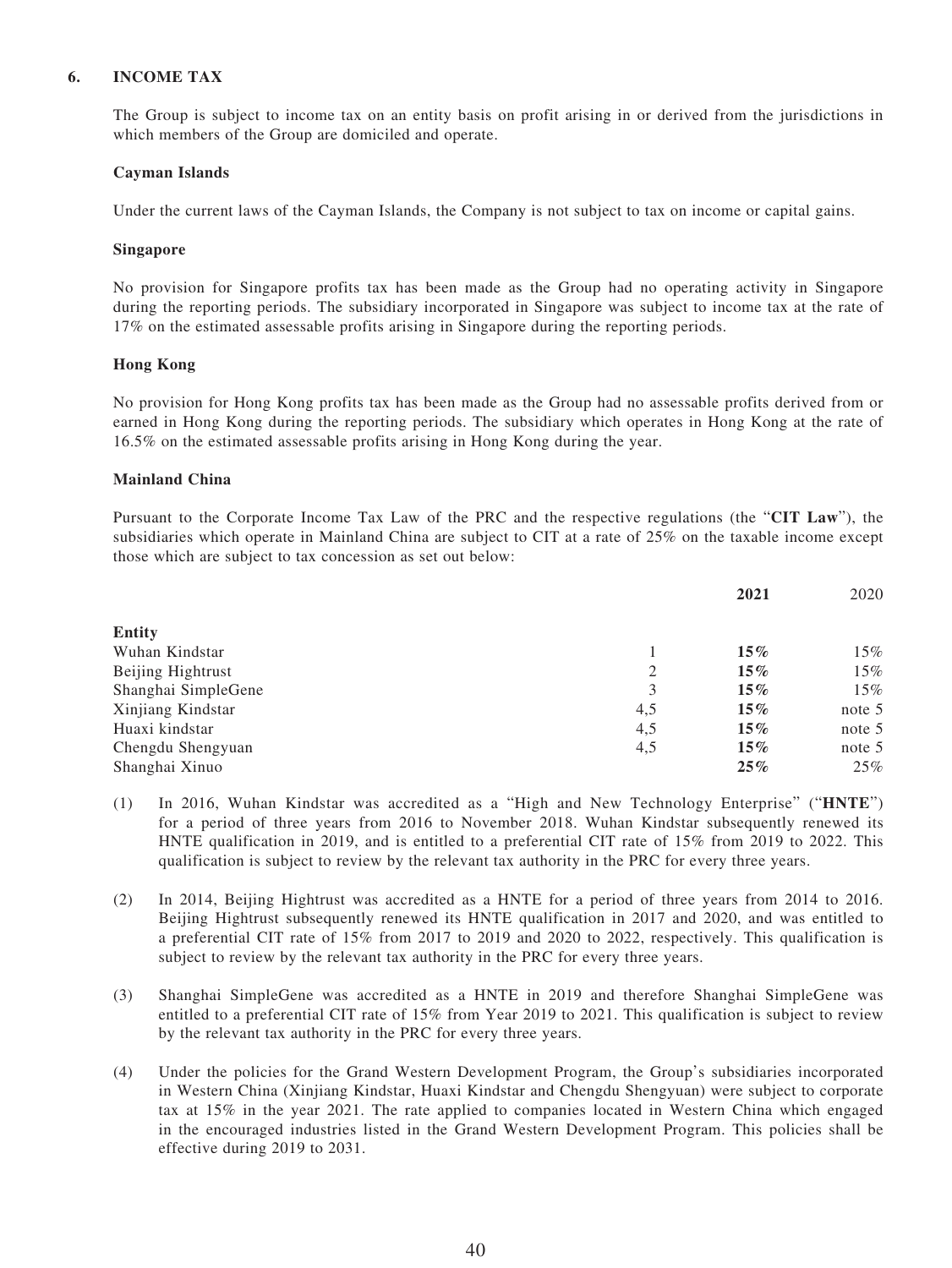## 6. INCOME TAX

The Group is subject to income tax on an entity basis on profit arising in or derived from the jurisdictions in which members of the Group are domiciled and operate.

**Cayman Islands**

Under the current laws of the Cayman Islands, the Company is not subject to tax on income or capital gains.

**Singapore**

No provision for Singapore profits tax has been made as the Group had no operating activity in Singapore during the reporting periods. The subsidiary incorporated in Singapore was subject to income tax at the rate of 17% on the estimated assessable profits arising in Singapore during the reporting periods.

**Hong Kong**

No provision for Hong Kong profits tax has been made as the Group had no assessable profits derived from or earned in Hong Kong during the reporting periods. The subsidiary which operates in Hong Kong at the rate of 16.5% on the estimated assessable profits arising in Hong Kong during the year.

**Mainland China**

Pursuant to the Corporate Income Tax Law of the PRC and the respective regulations (the "**CIT Law**"), the subsidiaries which operate in Mainland China are subject to CIT at a rate of 25% on the taxable income except those which are subject to tax concession as set out below:

| | | **2021** | 2020 |
|---|---|---|---|
| **Entity** | | | |
| Wuhan Kindstar | 1 | **15%** | 15% |
| Beijing Hightrust | 2 | **15%** | 15% |
| Shanghai SimpleGene | 3 | **15%** | 15% |
| Xinjiang Kindstar | 4,5 | **15%** | note 5 |
| Huaxi kindstar | 4,5 | **15%** | note 5 |
| Chengdu Shengyuan | 4,5 | **15%** | note 5 |
| Shanghai Xinuo | | **25%** | 25% |

(1) In 2016, Wuhan Kindstar was accredited as a "High and New Technology Enterprise" ("**HNTE**") for a period of three years from 2016 to November 2018. Wuhan Kindstar subsequently renewed its HNTE qualification in 2019, and is entitled to a preferential CIT rate of 15% from 2019 to 2022. This qualification is subject to review by the relevant tax authority in the PRC for every three years.

(2) In 2014, Beijing Hightrust was accredited as a HNTE for a period of three years from 2014 to 2016. Beijing Hightrust subsequently renewed its HNTE qualification in 2017 and 2020, and was entitled to a preferential CIT rate of 15% from 2017 to 2019 and 2020 to 2022, respectively. This qualification is subject to review by the relevant tax authority in the PRC for every three years.

(3) Shanghai SimpleGene was accredited as a HNTE in 2019 and therefore Shanghai SimpleGene was entitled to a preferential CIT rate of 15% from Year 2019 to 2021. This qualification is subject to review by the relevant tax authority in the PRC for every three years.

(4) Under the policies for the Grand Western Development Program, the Group's subsidiaries incorporated in Western China (Xinjiang Kindstar, Huaxi Kindstar and Chengdu Shengyuan) were subject to corporate tax at 15% in the year 2021. The rate applied to companies located in Western China which engaged in the encouraged industries listed in the Grand Western Development Program. This policies shall be effective during 2019 to 2031.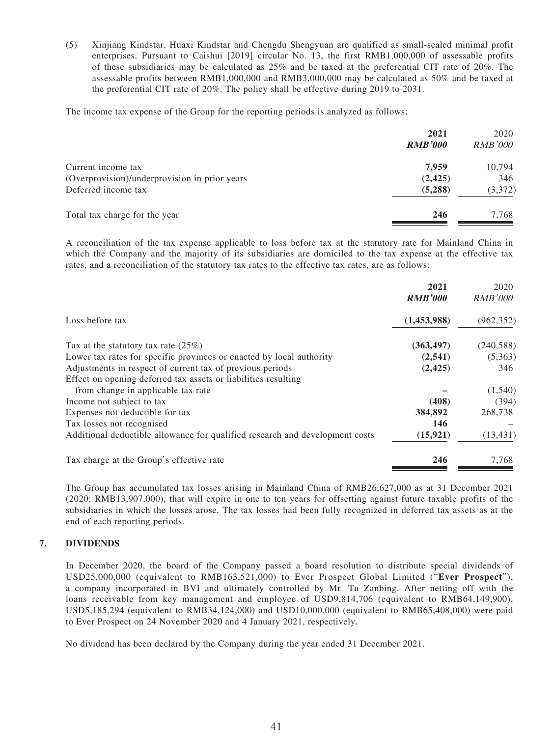(5) Xinjiang Kindstar, Huaxi Kindstar and Chengdu Shengyuan are qualified as small-scaled minimal profit enterprises. Pursuant to Caishui [2019] circular No. 13, the first RMB1,000,000 of assessable profits of these subsidiaries may be calculated as 25% and be taxed at the preferential CIT rate of 20%. The assessable profits between RMB1,000,000 and RMB3,000,000 may be calculated as 50% and be taxed at the preferential CIT rate of 20%. The policy shall be effective during 2019 to 2031.

The income tax expense of the Group for the reporting periods is analyzed as follows:

| | **2021** | 2020 |
|---|---|---|
| | ***RMB'000*** | *RMB'000* |
| Current income tax | **7,959** | 10,794 |
| (Overprovision)/underprovision in prior years | **(2,425)** | 346 |
| Deferred income tax | **(5,288)** | (3,372) |
| Total tax charge for the year | **246** | 7,768 |

A reconciliation of the tax expense applicable to loss before tax at the statutory rate for Mainland China in which the Company and the majority of its subsidiaries are domiciled to the tax expense at the effective tax rates, and a reconciliation of the statutory tax rates to the effective tax rates, are as follows:

| | **2021** | 2020 |
|---|---|---|
| | ***RMB'000*** | *RMB'000* |
| Loss before tax | **(1,453,988)** | (962,352) |
| Tax at the statutory tax rate (25%) | **(363,497)** | (240,588) |
| Lower tax rates for specific provinces or enacted by local authority | **(2,541)** | (5,363) |
| Adjustments in respect of current tax of previous periods | **(2,425)** | 346 |
| Effect on opening deferred tax assets or liabilities resulting from change in applicable tax rate | **–** | (1,540) |
| Income not subject to tax | **(408)** | (394) |
| Expenses not deductible for tax | **384,892** | 268,738 |
| Tax losses not recognised | **146** | – |
| Additional deductible allowance for qualified research and development costs | **(15,921)** | (13,431) |
| Tax charge at the Group's effective rate | **246** | 7,768 |

The Group has accumulated tax losses arising in Mainland China of RMB26,627,000 as at 31 December 2021 (2020: RMB13,907,000), that will expire in one to ten years for offsetting against future taxable profits of the subsidiaries in which the losses arose. The tax losses had been fully recognized in deferred tax assets as at the end of each reporting periods.

## 7. DIVIDENDS

In December 2020, the board of the Company passed a board resolution to distribute special dividends of USD25,000,000 (equivalent to RMB163,521,000) to Ever Prospect Global Limited ("**Ever Prospect**"), a company incorporated in BVI and ultimately controlled by Mr. Tu Zanbing. After netting off with the loans receivable from key management and employee of USD9,814,706 (equivalent to RMB64,149,900), USD5,185,294 (equivalent to RMB34,124,000) and USD10,000,000 (equivalent to RMB65,408,000) were paid to Ever Prospect on 24 November 2020 and 4 January 2021, respectively.

No dividend has been declared by the Company during the year ended 31 December 2021.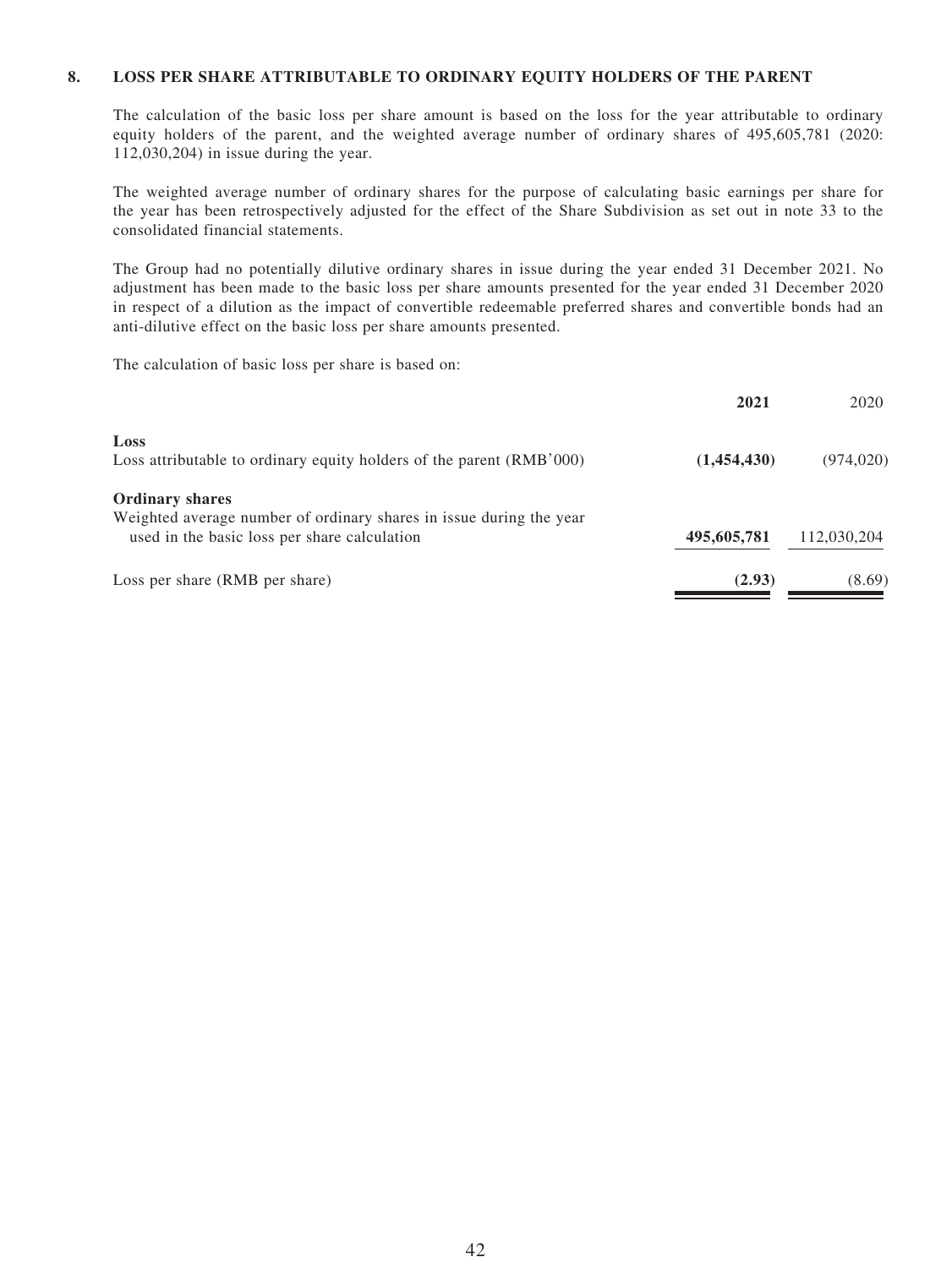## 8. LOSS PER SHARE ATTRIBUTABLE TO ORDINARY EQUITY HOLDERS OF THE PARENT

The calculation of the basic loss per share amount is based on the loss for the year attributable to ordinary equity holders of the parent, and the weighted average number of ordinary shares of 495,605,781 (2020: 112,030,204) in issue during the year.

The weighted average number of ordinary shares for the purpose of calculating basic earnings per share for the year has been retrospectively adjusted for the effect of the Share Subdivision as set out in note 33 to the consolidated financial statements.

The Group had no potentially dilutive ordinary shares in issue during the year ended 31 December 2021. No adjustment has been made to the basic loss per share amounts presented for the year ended 31 December 2020 in respect of a dilution as the impact of convertible redeemable preferred shares and convertible bonds had an anti-dilutive effect on the basic loss per share amounts presented.

The calculation of basic loss per share is based on:

| | **2021** | 2020 |
|---|---|---|
| **Loss** | | |
| Loss attributable to ordinary equity holders of the parent (RMB'000) | **(1,454,430)** | (974,020) |
| **Ordinary shares** | | |
| Weighted average number of ordinary shares in issue during the year used in the basic loss per share calculation | **495,605,781** | 112,030,204 |
| Loss per share (RMB per share) | **(2.93)** | (8.69) |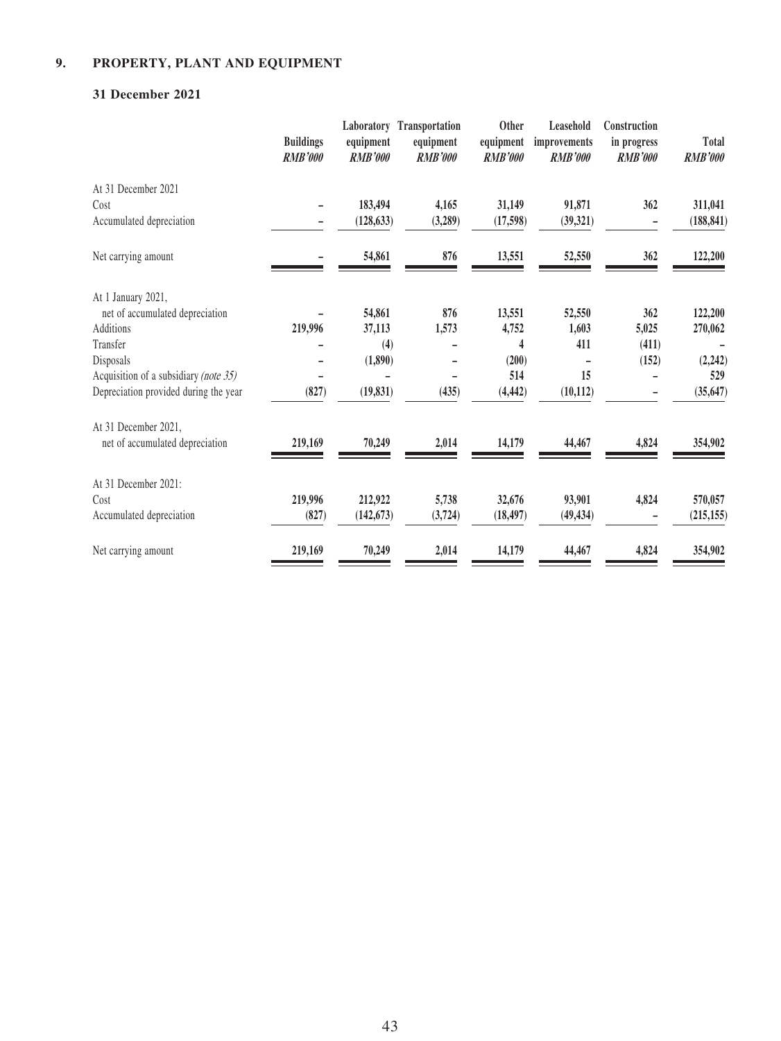## 9. PROPERTY, PLANT AND EQUIPMENT

### 31 December 2021

| | Buildings *RMB'000* | Laboratory equipment *RMB'000* | Transportation equipment *RMB'000* | Other equipment *RMB'000* | Leasehold improvements *RMB'000* | Construction in progress *RMB'000* | Total *RMB'000* |
|---|---|---|---|---|---|---|---|
| At 31 December 2021 | | | | | | | |
| Cost | – | 183,494 | 4,165 | 31,149 | 91,871 | 362 | 311,041 |
| Accumulated depreciation | – | (128,633) | (3,289) | (17,598) | (39,321) | – | (188,841) |
| Net carrying amount | – | 54,861 | 876 | 13,551 | 52,550 | 362 | 122,200 |
| At 1 January 2021, net of accumulated depreciation | – | 54,861 | 876 | 13,551 | 52,550 | 362 | 122,200 |
| Additions | 219,996 | 37,113 | 1,573 | 4,752 | 1,603 | 5,025 | 270,062 |
| Transfer | – | (4) | – | 4 | 411 | (411) | – |
| Disposals | – | (1,890) | – | (200) | – | (152) | (2,242) |
| Acquisition of a subsidiary *(note 35)* | – | – | – | 514 | 15 | – | 529 |
| Depreciation provided during the year | (827) | (19,831) | (435) | (4,442) | (10,112) | – | (35,647) |
| At 31 December 2021, net of accumulated depreciation | 219,169 | 70,249 | 2,014 | 14,179 | 44,467 | 4,824 | 354,902 |
| At 31 December 2021: | | | | | | | |
| Cost | 219,996 | 212,922 | 5,738 | 32,676 | 93,901 | 4,824 | 570,057 |
| Accumulated depreciation | (827) | (142,673) | (3,724) | (18,497) | (49,434) | – | (215,155) |
| Net carrying amount | 219,169 | 70,249 | 2,014 | 14,179 | 44,467 | 4,824 | 354,902 |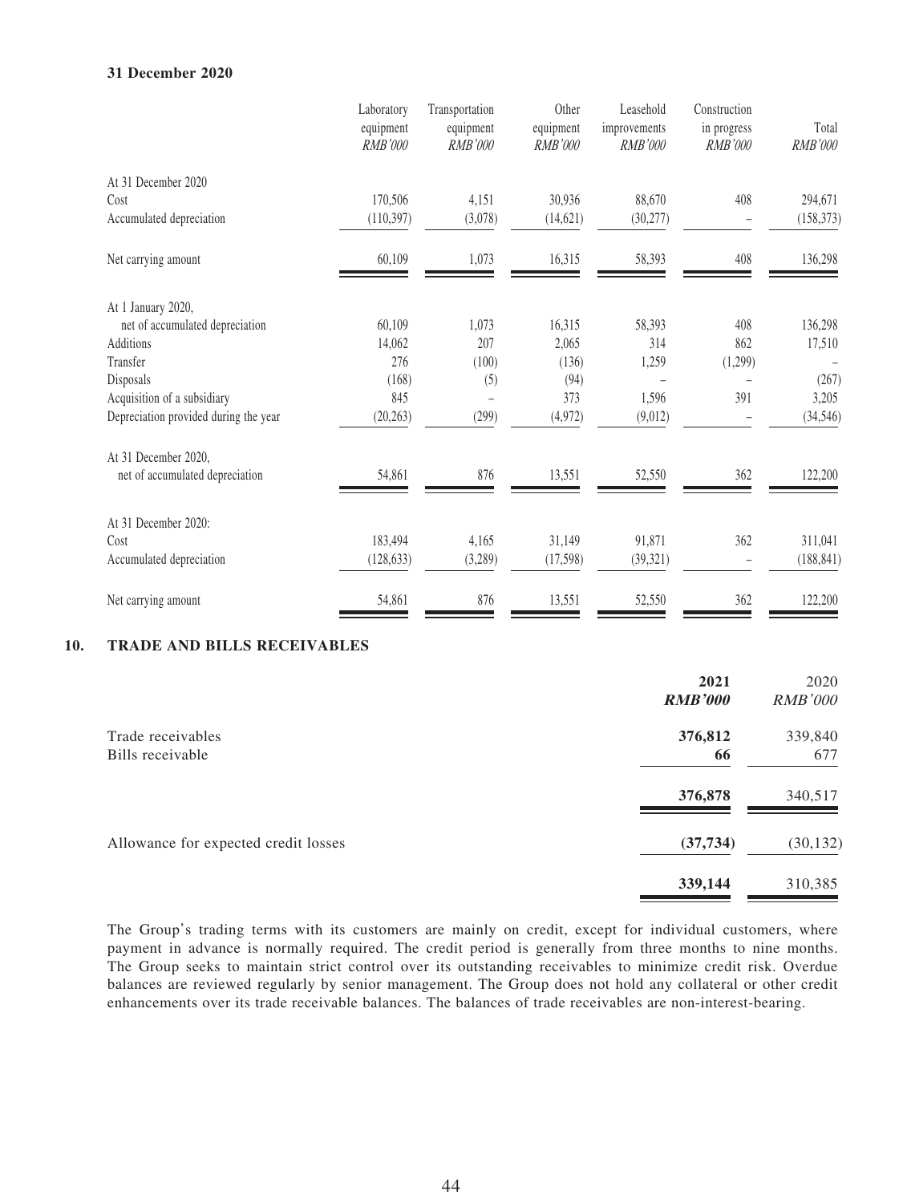**31 December 2020**

| | Laboratory equipment *RMB'000* | Transportation equipment *RMB'000* | Other equipment *RMB'000* | Leasehold improvements *RMB'000* | Construction in progress *RMB'000* | Total *RMB'000* |
|---|---|---|---|---|---|---|
| At 31 December 2020 | | | | | | |
| Cost | 170,506 | 4,151 | 30,936 | 88,670 | 408 | 294,671 |
| Accumulated depreciation | (110,397) | (3,078) | (14,621) | (30,277) | – | (158,373) |
| Net carrying amount | 60,109 | 1,073 | 16,315 | 58,393 | 408 | 136,298 |
| At 1 January 2020, net of accumulated depreciation | 60,109 | 1,073 | 16,315 | 58,393 | 408 | 136,298 |
| Additions | 14,062 | 207 | 2,065 | 314 | 862 | 17,510 |
| Transfer | 276 | (100) | (136) | 1,259 | (1,299) | – |
| Disposals | (168) | (5) | (94) | – | – | (267) |
| Acquisition of a subsidiary | 845 | – | 373 | 1,596 | 391 | 3,205 |
| Depreciation provided during the year | (20,263) | (299) | (4,972) | (9,012) | – | (34,546) |
| At 31 December 2020, net of accumulated depreciation | 54,861 | 876 | 13,551 | 52,550 | 362 | 122,200 |
| At 31 December 2020: | | | | | | |
| Cost | 183,494 | 4,165 | 31,149 | 91,871 | 362 | 311,041 |
| Accumulated depreciation | (128,633) | (3,289) | (17,598) | (39,321) | – | (188,841) |
| Net carrying amount | 54,861 | 876 | 13,551 | 52,550 | 362 | 122,200 |

## 10. TRADE AND BILLS RECEIVABLES

| | **2021** ***RMB'000*** | 2020 *RMB'000* |
|---|---|---|
| Trade receivables | **376,812** | 339,840 |
| Bills receivable | **66** | 677 |
| | **376,878** | 340,517 |
| Allowance for expected credit losses | **(37,734)** | (30,132) |
| | **339,144** | 310,385 |

The Group's trading terms with its customers are mainly on credit, except for individual customers, where payment in advance is normally required. The credit period is generally from three months to nine months. The Group seeks to maintain strict control over its outstanding receivables to minimize credit risk. Overdue balances are reviewed regularly by senior management. The Group does not hold any collateral or other credit enhancements over its trade receivable balances. The balances of trade receivables are non-interest-bearing.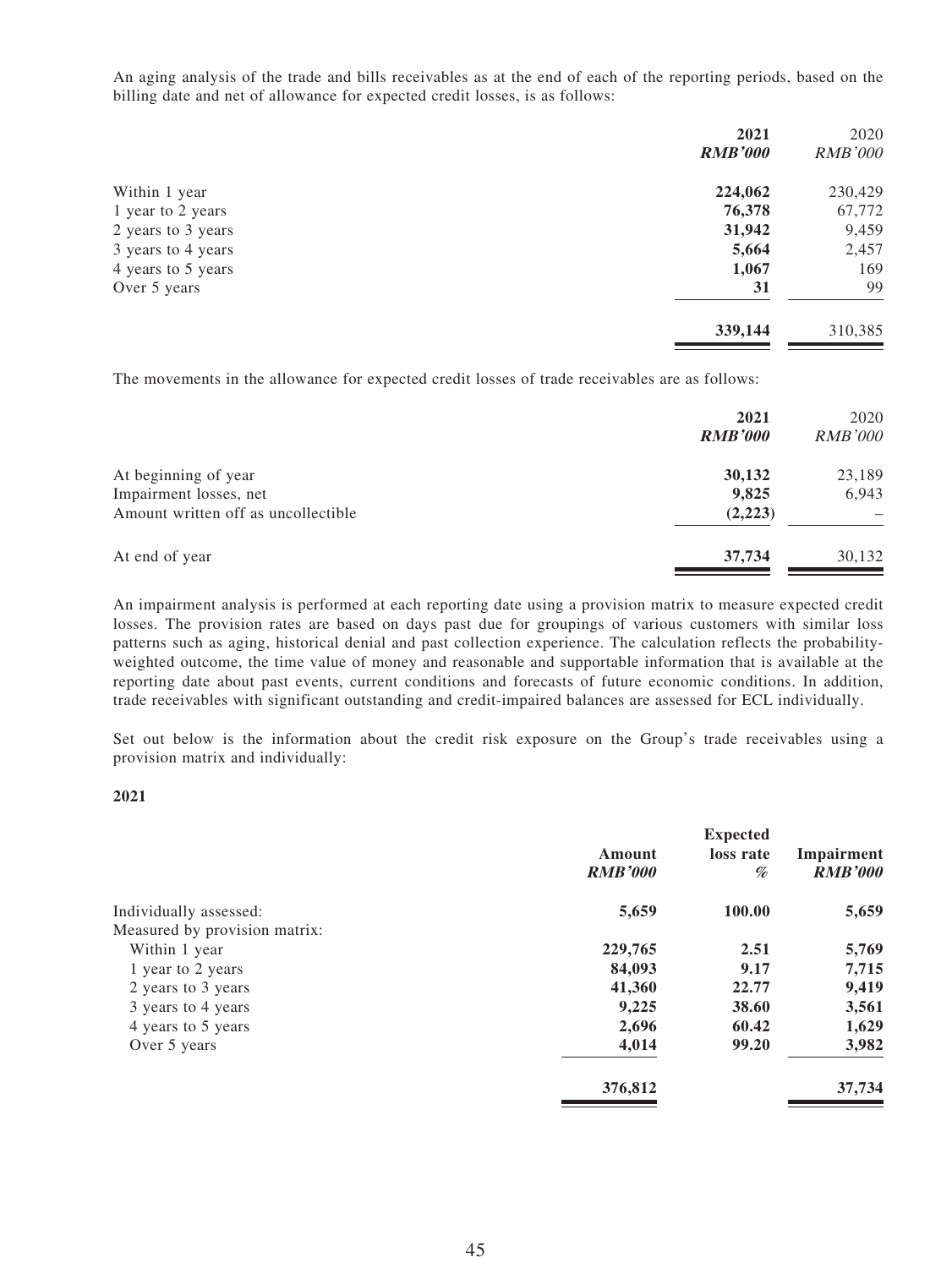An aging analysis of the trade and bills receivables as at the end of each of the reporting periods, based on the billing date and net of allowance for expected credit losses, is as follows:

| | **2021** | 2020 |
|---|---|---|
| | ***RMB'000*** | *RMB'000* |
| Within 1 year | **224,062** | 230,429 |
| 1 year to 2 years | **76,378** | 67,772 |
| 2 years to 3 years | **31,942** | 9,459 |
| 3 years to 4 years | **5,664** | 2,457 |
| 4 years to 5 years | **1,067** | 169 |
| Over 5 years | **31** | 99 |
| | **339,144** | 310,385 |

The movements in the allowance for expected credit losses of trade receivables are as follows:

| | **2021** | 2020 |
|---|---|---|
| | ***RMB'000*** | *RMB'000* |
| At beginning of year | **30,132** | 23,189 |
| Impairment losses, net | **9,825** | 6,943 |
| Amount written off as uncollectible | **(2,223)** | – |
| At end of year | **37,734** | 30,132 |

An impairment analysis is performed at each reporting date using a provision matrix to measure expected credit losses. The provision rates are based on days past due for groupings of various customers with similar loss patterns such as aging, historical denial and past collection experience. The calculation reflects the probability-weighted outcome, the time value of money and reasonable and supportable information that is available at the reporting date about past events, current conditions and forecasts of future economic conditions. In addition, trade receivables with significant outstanding and credit-impaired balances are assessed for ECL individually.

Set out below is the information about the credit risk exposure on the Group's trade receivables using a provision matrix and individually:

**2021**

| | **Amount** | **Expected loss rate** | **Impairment** |
|---|---|---|---|
| | ***RMB'000*** | ***%*** | ***RMB'000*** |
| Individually assessed: | **5,659** | **100.00** | **5,659** |
| Measured by provision matrix: | | | |
| Within 1 year | **229,765** | **2.51** | **5,769** |
| 1 year to 2 years | **84,093** | **9.17** | **7,715** |
| 2 years to 3 years | **41,360** | **22.77** | **9,419** |
| 3 years to 4 years | **9,225** | **38.60** | **3,561** |
| 4 years to 5 years | **2,696** | **60.42** | **1,629** |
| Over 5 years | **4,014** | **99.20** | **3,982** |
| | **376,812** | | **37,734** |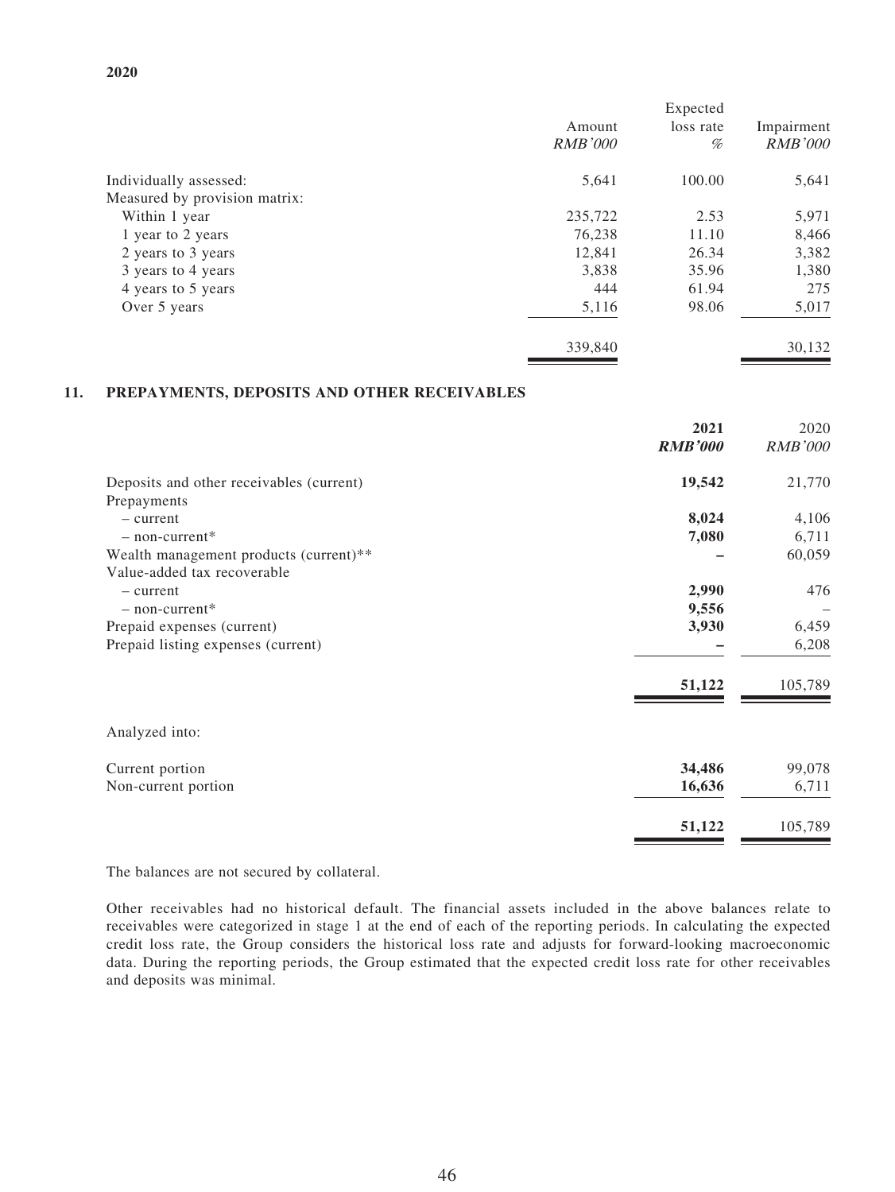**2020**

| | Amount *RMB'000* | Expected loss rate *%* | Impairment *RMB'000* |
|---|---|---|---|
| Individually assessed: | 5,641 | 100.00 | 5,641 |
| Measured by provision matrix: | | | |
| Within 1 year | 235,722 | 2.53 | 5,971 |
| 1 year to 2 years | 76,238 | 11.10 | 8,466 |
| 2 years to 3 years | 12,841 | 26.34 | 3,382 |
| 3 years to 4 years | 3,838 | 35.96 | 1,380 |
| 4 years to 5 years | 444 | 61.94 | 275 |
| Over 5 years | 5,116 | 98.06 | 5,017 |
| | 339,840 | | 30,132 |

## 11. PREPAYMENTS, DEPOSITS AND OTHER RECEIVABLES

| | **2021** ***RMB'000*** | 2020 *RMB'000* |
|---|---|---|
| Deposits and other receivables (current) | **19,542** | 21,770 |
| Prepayments | | |
| – current | **8,024** | 4,106 |
| – non-current* | **7,080** | 6,711 |
| Wealth management products (current)** | **–** | 60,059 |
| Value-added tax recoverable | | |
| – current | **2,990** | 476 |
| – non-current* | **9,556** | – |
| Prepaid expenses (current) | **3,930** | 6,459 |
| Prepaid listing expenses (current) | **–** | 6,208 |
| | **51,122** | 105,789 |
| Analyzed into: | | |
| Current portion | **34,486** | 99,078 |
| Non-current portion | **16,636** | 6,711 |
| | **51,122** | 105,789 |

The balances are not secured by collateral.

Other receivables had no historical default. The financial assets included in the above balances relate to receivables were categorized in stage 1 at the end of each of the reporting periods. In calculating the expected credit loss rate, the Group considers the historical loss rate and adjusts for forward-looking macroeconomic data. During the reporting periods, the Group estimated that the expected credit loss rate for other receivables and deposits was minimal.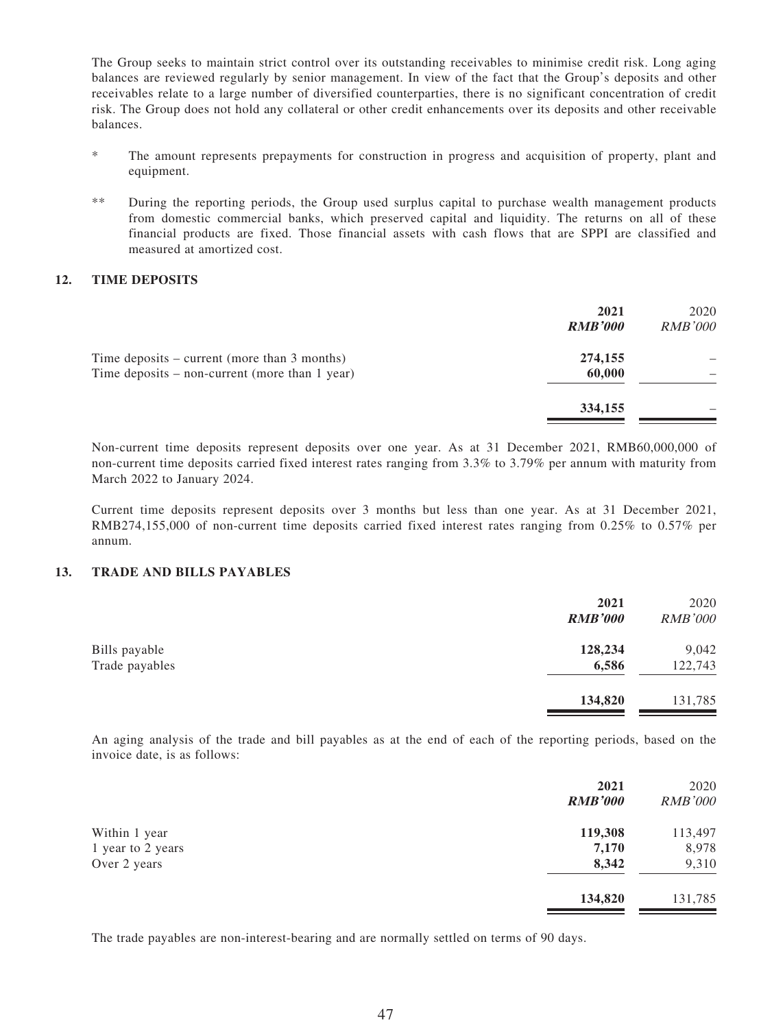The Group seeks to maintain strict control over its outstanding receivables to minimise credit risk. Long aging balances are reviewed regularly by senior management. In view of the fact that the Group's deposits and other receivables relate to a large number of diversified counterparties, there is no significant concentration of credit risk. The Group does not hold any collateral or other credit enhancements over its deposits and other receivable balances.

\* The amount represents prepayments for construction in progress and acquisition of property, plant and equipment.

\*\* During the reporting periods, the Group used surplus capital to purchase wealth management products from domestic commercial banks, which preserved capital and liquidity. The returns on all of these financial products are fixed. Those financial assets with cash flows that are SPPI are classified and measured at amortized cost.

## 12. TIME DEPOSITS

| | **2021** | 2020 |
|---|---|---|
| | ***RMB'000*** | *RMB'000* |
| Time deposits – current (more than 3 months) | **274,155** | – |
| Time deposits – non-current (more than 1 year) | **60,000** | – |
| | **334,155** | – |

Non-current time deposits represent deposits over one year. As at 31 December 2021, RMB60,000,000 of non-current time deposits carried fixed interest rates ranging from 3.3% to 3.79% per annum with maturity from March 2022 to January 2024.

Current time deposits represent deposits over 3 months but less than one year. As at 31 December 2021, RMB274,155,000 of non-current time deposits carried fixed interest rates ranging from 0.25% to 0.57% per annum.

## 13. TRADE AND BILLS PAYABLES

| | **2021** | 2020 |
|---|---|---|
| | ***RMB'000*** | *RMB'000* |
| Bills payable | **128,234** | 9,042 |
| Trade payables | **6,586** | 122,743 |
| | **134,820** | 131,785 |

An aging analysis of the trade and bill payables as at the end of each of the reporting periods, based on the invoice date, is as follows:

| | **2021** | 2020 |
|---|---|---|
| | ***RMB'000*** | *RMB'000* |
| Within 1 year | **119,308** | 113,497 |
| 1 year to 2 years | **7,170** | 8,978 |
| Over 2 years | **8,342** | 9,310 |
| | **134,820** | 131,785 |

The trade payables are non-interest-bearing and are normally settled on terms of 90 days.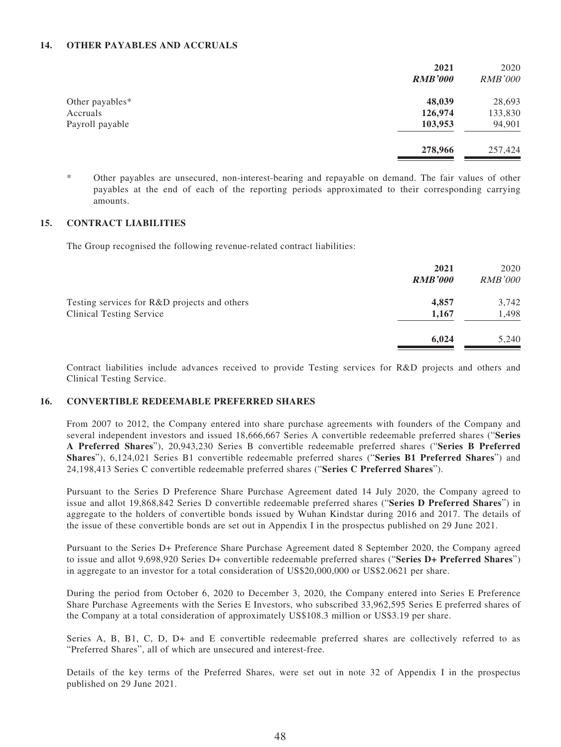## 14. OTHER PAYABLES AND ACCRUALS

| | 2021 | 2020 |
|---|---|---|
| | ***RMB'000*** | *RMB'000* |
| Other payables* | **48,039** | 28,693 |
| Accruals | **126,974** | 133,830 |
| Payroll payable | **103,953** | 94,901 |
| | **278,966** | 257,424 |

\* Other payables are unsecured, non-interest-bearing and repayable on demand. The fair values of other payables at the end of each of the reporting periods approximated to their corresponding carrying amounts.

## 15. CONTRACT LIABILITIES

The Group recognised the following revenue-related contract liabilities:

| | 2021 | 2020 |
|---|---|---|
| | ***RMB'000*** | *RMB'000* |
| Testing services for R&D projects and others | **4,857** | 3,742 |
| Clinical Testing Service | **1,167** | 1,498 |
| | **6,024** | 5,240 |

Contract liabilities include advances received to provide Testing services for R&D projects and others and Clinical Testing Service.

## 16. CONVERTIBLE REDEEMABLE PREFERRED SHARES

From 2007 to 2012, the Company entered into share purchase agreements with founders of the Company and several independent investors and issued 18,666,667 Series A convertible redeemable preferred shares ("**Series A Preferred Shares**"), 20,943,230 Series B convertible redeemable preferred shares ("**Series B Preferred Shares**"), 6,124,021 Series B1 convertible redeemable preferred shares ("**Series B1 Preferred Shares**") and 24,198,413 Series C convertible redeemable preferred shares ("**Series C Preferred Shares**").

Pursuant to the Series D Preference Share Purchase Agreement dated 14 July 2020, the Company agreed to issue and allot 19,868,842 Series D convertible redeemable preferred shares ("**Series D Preferred Shares**") in aggregate to the holders of convertible bonds issued by Wuhan Kindstar during 2016 and 2017. The details of the issue of these convertible bonds are set out in Appendix I in the prospectus published on 29 June 2021.

Pursuant to the Series D+ Preference Share Purchase Agreement dated 8 September 2020, the Company agreed to issue and allot 9,698,920 Series D+ convertible redeemable preferred shares ("**Series D+ Preferred Shares**") in aggregate to an investor for a total consideration of US$20,000,000 or US$2.0621 per share.

During the period from October 6, 2020 to December 3, 2020, the Company entered into Series E Preference Share Purchase Agreements with the Series E Investors, who subscribed 33,962,595 Series E preferred shares of the Company at a total consideration of approximately US$108.3 million or US$3.19 per share.

Series A, B, B1, C, D, D+ and E convertible redeemable preferred shares are collectively referred to as "Preferred Shares", all of which are unsecured and interest-free.

Details of the key terms of the Preferred Shares, were set out in note 32 of Appendix I in the prospectus published on 29 June 2021.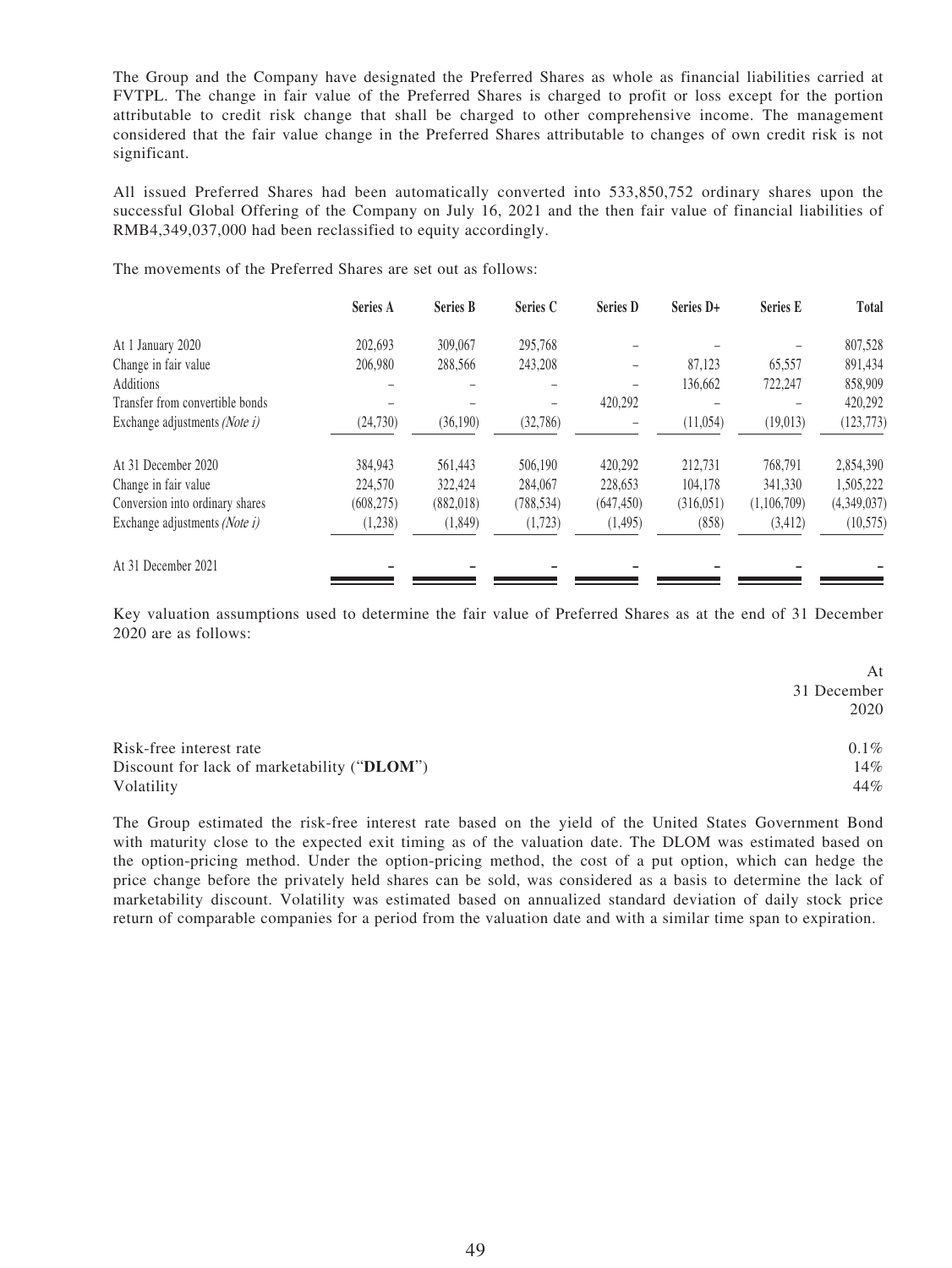The Group and the Company have designated the Preferred Shares as whole as financial liabilities carried at FVTPL. The change in fair value of the Preferred Shares is charged to profit or loss except for the portion attributable to credit risk change that shall be charged to other comprehensive income. The management considered that the fair value change in the Preferred Shares attributable to changes of own credit risk is not significant.

All issued Preferred Shares had been automatically converted into 533,850,752 ordinary shares upon the successful Global Offering of the Company on July 16, 2021 and the then fair value of financial liabilities of RMB4,349,037,000 had been reclassified to equity accordingly.

The movements of the Preferred Shares are set out as follows:

| | **Series A** | **Series B** | **Series C** | **Series D** | **Series D+** | **Series E** | **Total** |
|---|---|---|---|---|---|---|---|
| At 1 January 2020 | 202,693 | 309,067 | 295,768 | – | – | – | 807,528 |
| Change in fair value | 206,980 | 288,566 | 243,208 | – | 87,123 | 65,557 | 891,434 |
| Additions | – | – | – | – | 136,662 | 722,247 | 858,909 |
| Transfer from convertible bonds | – | – | – | 420,292 | – | – | 420,292 |
| Exchange adjustments *(Note i)* | (24,730) | (36,190) | (32,786) | – | (11,054) | (19,013) | (123,773) |
| At 31 December 2020 | 384,943 | 561,443 | 506,190 | 420,292 | 212,731 | 768,791 | 2,854,390 |
| Change in fair value | 224,570 | 322,424 | 284,067 | 228,653 | 104,178 | 341,330 | 1,505,222 |
| Conversion into ordinary shares | (608,275) | (882,018) | (788,534) | (647,450) | (316,051) | (1,106,709) | (4,349,037) |
| Exchange adjustments *(Note i)* | (1,238) | (1,849) | (1,723) | (1,495) | (858) | (3,412) | (10,575) |
| At 31 December 2021 | – | – | – | – | – | – | – |

Key valuation assumptions used to determine the fair value of Preferred Shares as at the end of 31 December 2020 are as follows:

| | At 31 December 2020 |
|---|---|
| Risk-free interest rate | 0.1% |
| Discount for lack of marketability ("**DLOM**") | 14% |
| Volatility | 44% |

The Group estimated the risk-free interest rate based on the yield of the United States Government Bond with maturity close to the expected exit timing as of the valuation date. The DLOM was estimated based on the option-pricing method. Under the option-pricing method, the cost of a put option, which can hedge the price change before the privately held shares can be sold, was considered as a basis to determine the lack of marketability discount. Volatility was estimated based on annualized standard deviation of daily stock price return of comparable companies for a period from the valuation date and with a similar time span to expiration.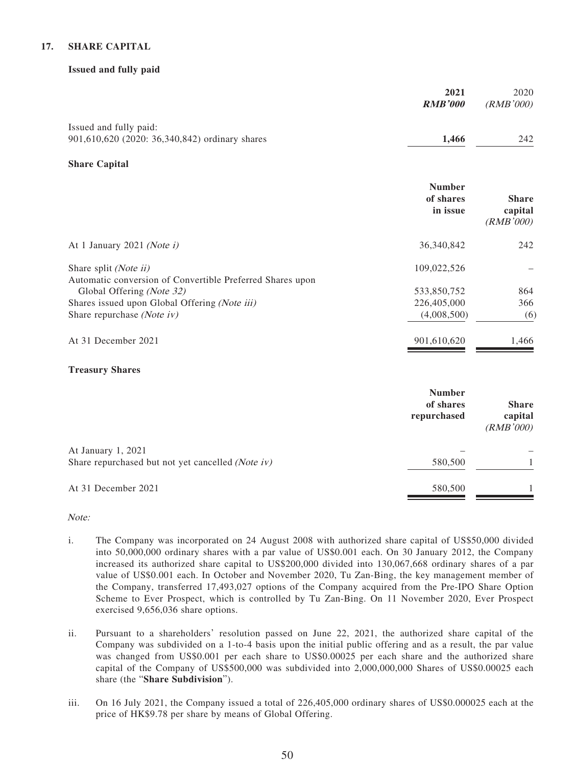## 17. SHARE CAPITAL

### Issued and fully paid

| | 2021 *RMB'000* | 2020 *(RMB'000)* |
|---|---|---|
| Issued and fully paid: | | |
| 901,610,620 (2020: 36,340,842) ordinary shares | **1,466** | 242 |

### Share Capital

| | Number of shares in issue | Share capital *(RMB'000)* |
|---|---|---|
| At 1 January 2021 *(Note i)* | 36,340,842 | 242 |
| Share split *(Note ii)* | 109,022,526 | – |
| Automatic conversion of Convertible Preferred Shares upon Global Offering *(Note 32)* | 533,850,752 | 864 |
| Shares issued upon Global Offering *(Note iii)* | 226,405,000 | 366 |
| Share repurchase *(Note iv)* | (4,008,500) | (6) |
| At 31 December 2021 | 901,610,620 | 1,466 |

### Treasury Shares

| | Number of shares repurchased | Share capital *(RMB'000)* |
|---|---|---|
| At January 1, 2021 | – | – |
| Share repurchased but not yet cancelled *(Note iv)* | 580,500 | 1 |
| At 31 December 2021 | 580,500 | 1 |

*Note:*

i. The Company was incorporated on 24 August 2008 with authorized share capital of US$50,000 divided into 50,000,000 ordinary shares with a par value of US$0.001 each. On 30 January 2012, the Company increased its authorized share capital to US$200,000 divided into 130,067,668 ordinary shares of a par value of US$0.001 each. In October and November 2020, Tu Zan-Bing, the key management member of the Company, transferred 17,493,027 options of the Company acquired from the Pre-IPO Share Option Scheme to Ever Prospect, which is controlled by Tu Zan-Bing. On 11 November 2020, Ever Prospect exercised 9,656,036 share options.

ii. Pursuant to a shareholders' resolution passed on June 22, 2021, the authorized share capital of the Company was subdivided on a 1-to-4 basis upon the initial public offering and as a result, the par value was changed from US$0.001 per each share to US$0.00025 per each share and the authorized share capital of the Company of US$500,000 was subdivided into 2,000,000,000 Shares of US$0.00025 each share (the "**Share Subdivision**").

iii. On 16 July 2021, the Company issued a total of 226,405,000 ordinary shares of US$0.000025 each at the price of HK$9.78 per share by means of Global Offering.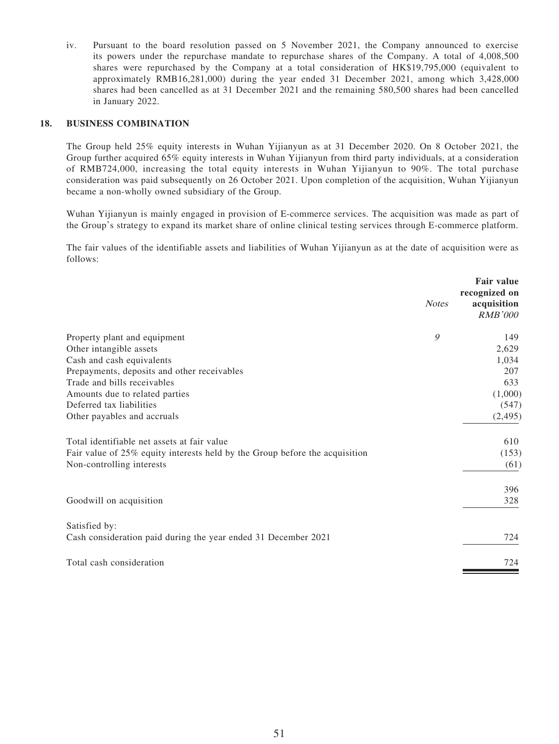iv. Pursuant to the board resolution passed on 5 November 2021, the Company announced to exercise its powers under the repurchase mandate to repurchase shares of the Company. A total of 4,008,500 shares were repurchased by the Company at a total consideration of HK$19,795,000 (equivalent to approximately RMB16,281,000) during the year ended 31 December 2021, among which 3,428,000 shares had been cancelled as at 31 December 2021 and the remaining 580,500 shares had been cancelled in January 2022.

## 18. BUSINESS COMBINATION

The Group held 25% equity interests in Wuhan Yijianyun as at 31 December 2020. On 8 October 2021, the Group further acquired 65% equity interests in Wuhan Yijianyun from third party individuals, at a consideration of RMB724,000, increasing the total equity interests in Wuhan Yijianyun to 90%. The total purchase consideration was paid subsequently on 26 October 2021. Upon completion of the acquisition, Wuhan Yijianyun became a non-wholly owned subsidiary of the Group.

Wuhan Yijianyun is mainly engaged in provision of E-commerce services. The acquisition was made as part of the Group's strategy to expand its market share of online clinical testing services through E-commerce platform.

The fair values of the identifiable assets and liabilities of Wuhan Yijianyun as at the date of acquisition were as follows:

| | *Notes* | **Fair value recognized on acquisition** *RMB'000* |
|---|---|---|
| Property plant and equipment | *9* | 149 |
| Other intangible assets | | 2,629 |
| Cash and cash equivalents | | 1,034 |
| Prepayments, deposits and other receivables | | 207 |
| Trade and bills receivables | | 633 |
| Amounts due to related parties | | (1,000) |
| Deferred tax liabilities | | (547) |
| Other payables and accruals | | (2,495) |
| Total identifiable net assets at fair value | | 610 |
| Fair value of 25% equity interests held by the Group before the acquisition | | (153) |
| Non-controlling interests | | (61) |
| | | 396 |
| Goodwill on acquisition | | 328 |
| Satisfied by: | | |
| Cash consideration paid during the year ended 31 December 2021 | | 724 |
| Total cash consideration | | 724 |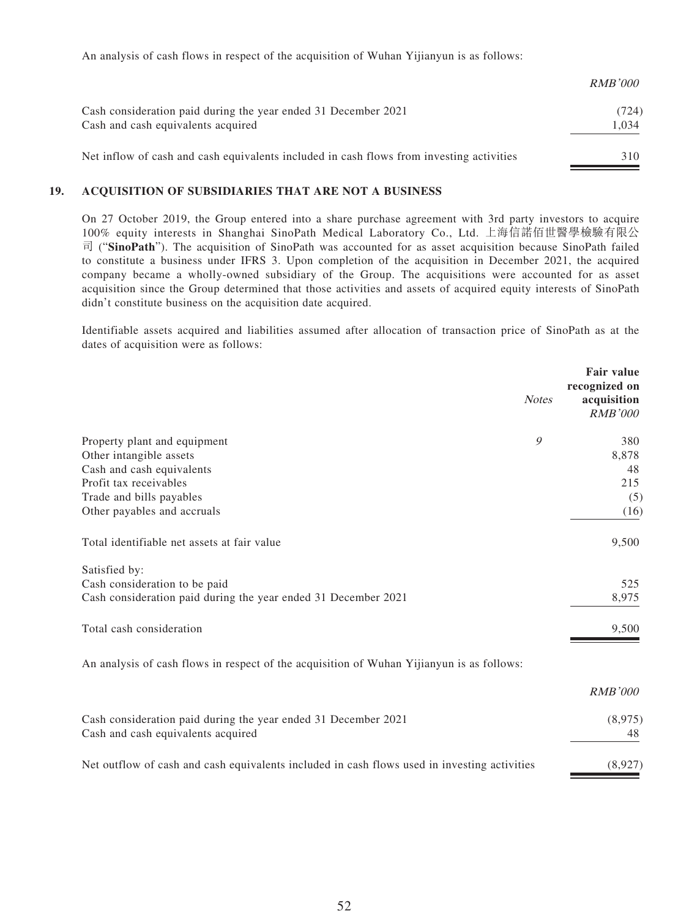An analysis of cash flows in respect of the acquisition of Wuhan Yijianyun is as follows:

| | RMB'000 |
|---|---|
| Cash consideration paid during the year ended 31 December 2021 | (724) |
| Cash and cash equivalents acquired | 1,034 |
| Net inflow of cash and cash equivalents included in cash flows from investing activities | 310 |

## 19. ACQUISITION OF SUBSIDIARIES THAT ARE NOT A BUSINESS

On 27 October 2019, the Group entered into a share purchase agreement with 3rd party investors to acquire 100% equity interests in Shanghai SinoPath Medical Laboratory Co., Ltd. 上海信諾佰世醫學檢驗有限公司 ("**SinoPath**"). The acquisition of SinoPath was accounted for as asset acquisition because SinoPath failed to constitute a business under IFRS 3. Upon completion of the acquisition in December 2021, the acquired company became a wholly-owned subsidiary of the Group. The acquisitions were accounted for as asset acquisition since the Group determined that those activities and assets of acquired equity interests of SinoPath didn't constitute business on the acquisition date acquired.

Identifiable assets acquired and liabilities assumed after allocation of transaction price of SinoPath as at the dates of acquisition were as follows:

| | *Notes* | **Fair value recognized on acquisition** *RMB'000* |
|---|---|---|
| Property plant and equipment | 9 | 380 |
| Other intangible assets | | 8,878 |
| Cash and cash equivalents | | 48 |
| Profit tax receivables | | 215 |
| Trade and bills payables | | (5) |
| Other payables and accruals | | (16) |
| Total identifiable net assets at fair value | | 9,500 |
| Satisfied by: | | |
| Cash consideration to be paid | | 525 |
| Cash consideration paid during the year ended 31 December 2021 | | 8,975 |
| Total cash consideration | | 9,500 |

An analysis of cash flows in respect of the acquisition of Wuhan Yijianyun is as follows:

| | RMB'000 |
|---|---|
| Cash consideration paid during the year ended 31 December 2021 | (8,975) |
| Cash and cash equivalents acquired | 48 |
| Net outflow of cash and cash equivalents included in cash flows used in investing activities | (8,927) |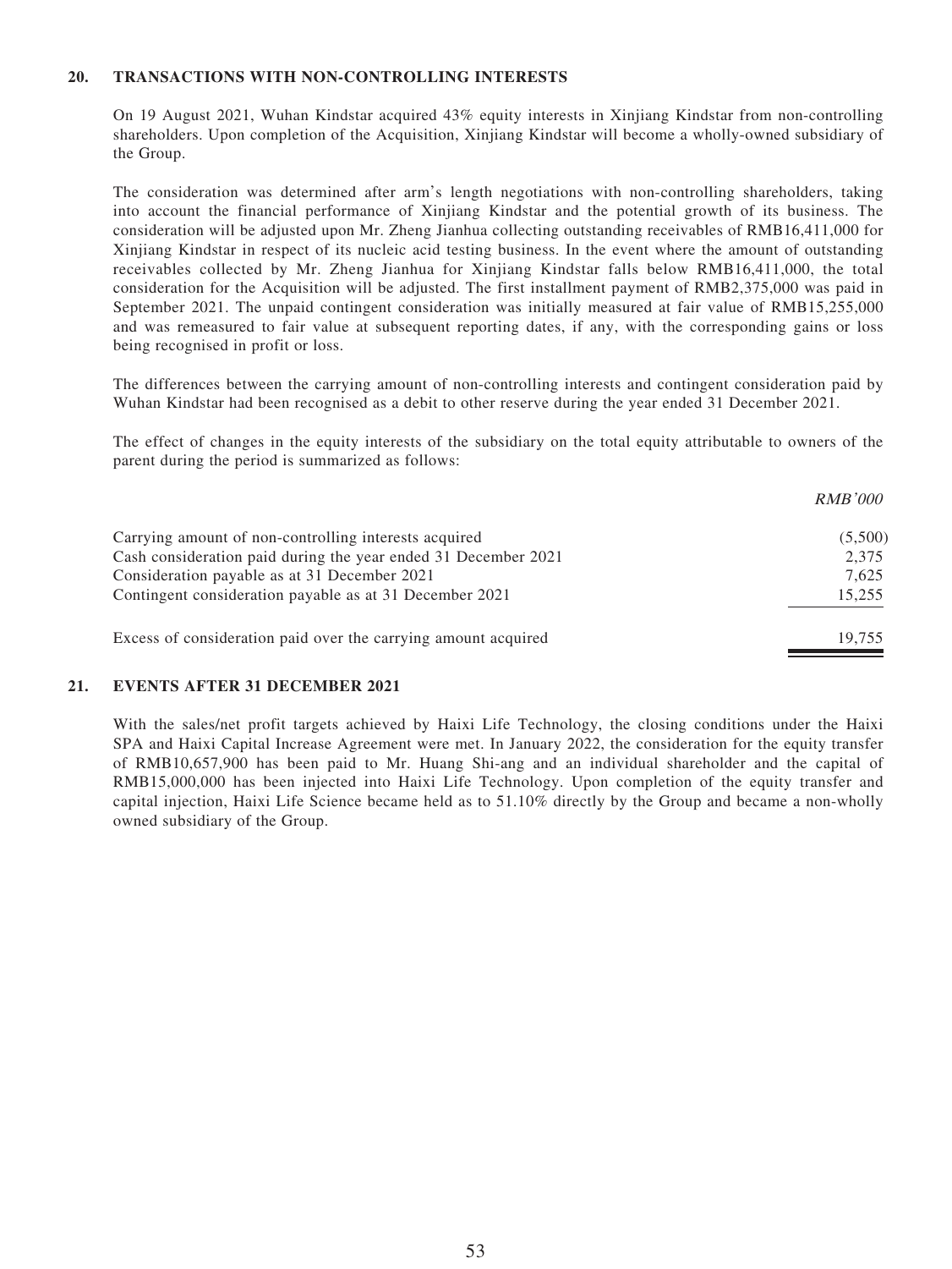## 20. TRANSACTIONS WITH NON-CONTROLLING INTERESTS

On 19 August 2021, Wuhan Kindstar acquired 43% equity interests in Xinjiang Kindstar from non-controlling shareholders. Upon completion of the Acquisition, Xinjiang Kindstar will become a wholly-owned subsidiary of the Group.

The consideration was determined after arm's length negotiations with non-controlling shareholders, taking into account the financial performance of Xinjiang Kindstar and the potential growth of its business. The consideration will be adjusted upon Mr. Zheng Jianhua collecting outstanding receivables of RMB16,411,000 for Xinjiang Kindstar in respect of its nucleic acid testing business. In the event where the amount of outstanding receivables collected by Mr. Zheng Jianhua for Xinjiang Kindstar falls below RMB16,411,000, the total consideration for the Acquisition will be adjusted. The first installment payment of RMB2,375,000 was paid in September 2021. The unpaid contingent consideration was initially measured at fair value of RMB15,255,000 and was remeasured to fair value at subsequent reporting dates, if any, with the corresponding gains or loss being recognised in profit or loss.

The differences between the carrying amount of non-controlling interests and contingent consideration paid by Wuhan Kindstar had been recognised as a debit to other reserve during the year ended 31 December 2021.

The effect of changes in the equity interests of the subsidiary on the total equity attributable to owners of the parent during the period is summarized as follows:

| | *RMB'000* |
|---|---|
| Carrying amount of non-controlling interests acquired | (5,500) |
| Cash consideration paid during the year ended 31 December 2021 | 2,375 |
| Consideration payable as at 31 December 2021 | 7,625 |
| Contingent consideration payable as at 31 December 2021 | 15,255 |
| Excess of consideration paid over the carrying amount acquired | 19,755 |

## 21. EVENTS AFTER 31 DECEMBER 2021

With the sales/net profit targets achieved by Haixi Life Technology, the closing conditions under the Haixi SPA and Haixi Capital Increase Agreement were met. In January 2022, the consideration for the equity transfer of RMB10,657,900 has been paid to Mr. Huang Shi-ang and an individual shareholder and the capital of RMB15,000,000 has been injected into Haixi Life Technology. Upon completion of the equity transfer and capital injection, Haixi Life Science became held as to 51.10% directly by the Group and became a non-wholly owned subsidiary of the Group.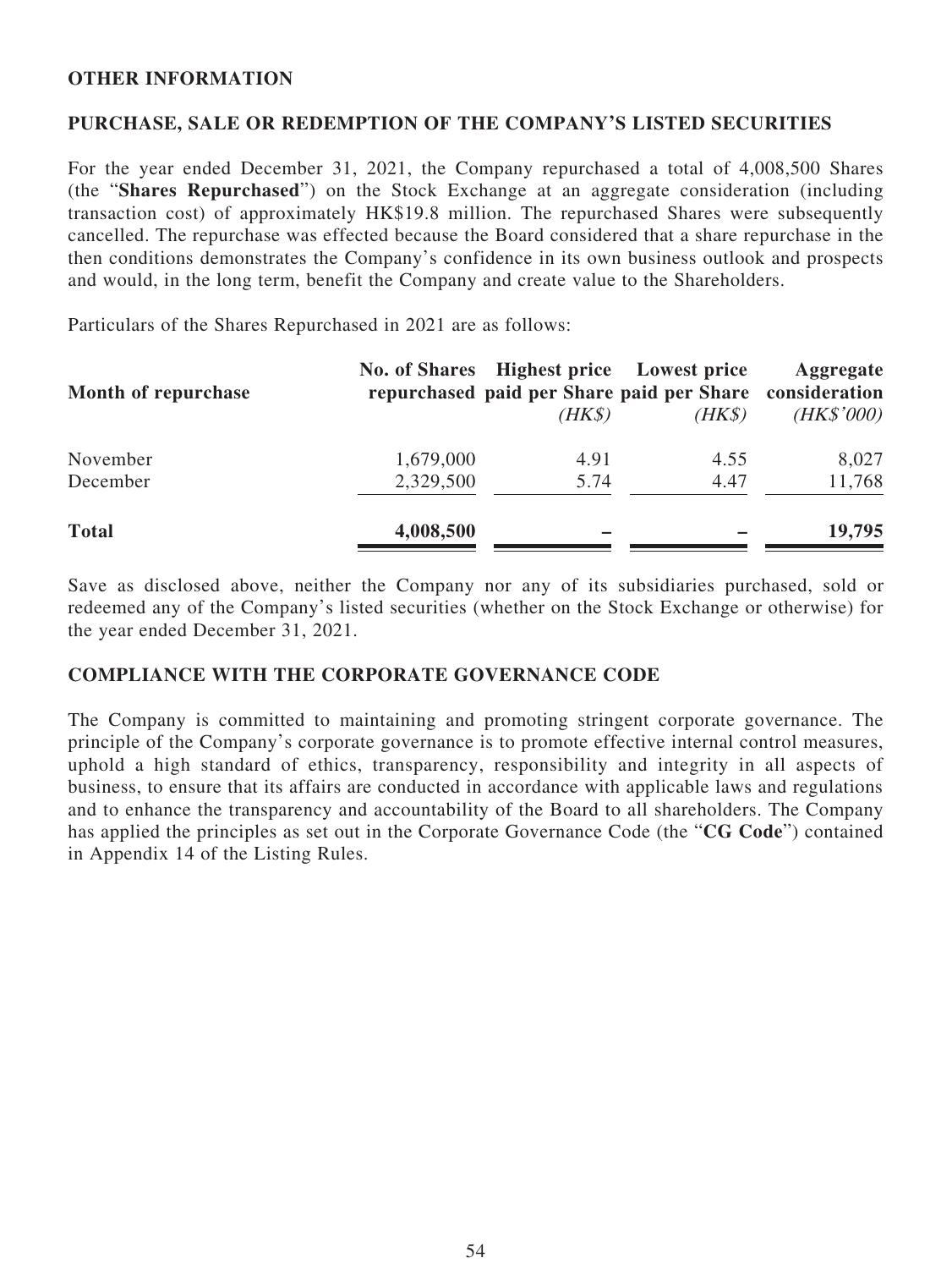## OTHER INFORMATION

### PURCHASE, SALE OR REDEMPTION OF THE COMPANY'S LISTED SECURITIES

For the year ended December 31, 2021, the Company repurchased a total of 4,008,500 Shares (the "**Shares Repurchased**") on the Stock Exchange at an aggregate consideration (including transaction cost) of approximately HK$19.8 million. The repurchased Shares were subsequently cancelled. The repurchase was effected because the Board considered that a share repurchase in the then conditions demonstrates the Company's confidence in its own business outlook and prospects and would, in the long term, benefit the Company and create value to the Shareholders.

Particulars of the Shares Repurchased in 2021 are as follows:

| Month of repurchase | No. of Shares repurchased | Highest price paid per Share *(HK$)* | Lowest price paid per Share *(HK$)* | Aggregate consideration *(HK$'000)* |
|---|---|---|---|---|
| November | 1,679,000 | 4.91 | 4.55 | 8,027 |
| December | 2,329,500 | 5.74 | 4.47 | 11,768 |
| **Total** | **4,008,500** | **–** | **–** | **19,795** |

Save as disclosed above, neither the Company nor any of its subsidiaries purchased, sold or redeemed any of the Company's listed securities (whether on the Stock Exchange or otherwise) for the year ended December 31, 2021.

### COMPLIANCE WITH THE CORPORATE GOVERNANCE CODE

The Company is committed to maintaining and promoting stringent corporate governance. The principle of the Company's corporate governance is to promote effective internal control measures, uphold a high standard of ethics, transparency, responsibility and integrity in all aspects of business, to ensure that its affairs are conducted in accordance with applicable laws and regulations and to enhance the transparency and accountability of the Board to all shareholders. The Company has applied the principles as set out in the Corporate Governance Code (the "**CG Code**") contained in Appendix 14 of the Listing Rules.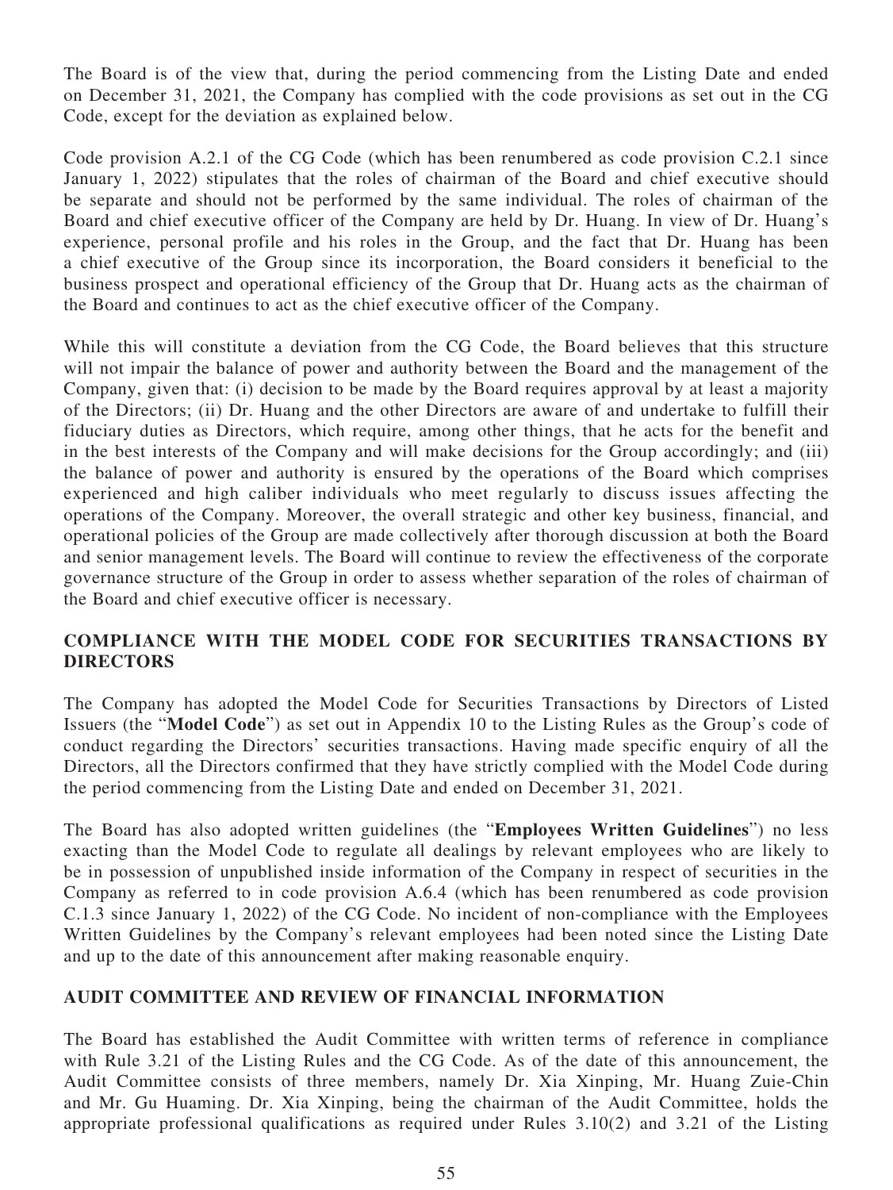The Board is of the view that, during the period commencing from the Listing Date and ended on December 31, 2021, the Company has complied with the code provisions as set out in the CG Code, except for the deviation as explained below.

Code provision A.2.1 of the CG Code (which has been renumbered as code provision C.2.1 since January 1, 2022) stipulates that the roles of chairman of the Board and chief executive should be separate and should not be performed by the same individual. The roles of chairman of the Board and chief executive officer of the Company are held by Dr. Huang. In view of Dr. Huang's experience, personal profile and his roles in the Group, and the fact that Dr. Huang has been a chief executive of the Group since its incorporation, the Board considers it beneficial to the business prospect and operational efficiency of the Group that Dr. Huang acts as the chairman of the Board and continues to act as the chief executive officer of the Company.

While this will constitute a deviation from the CG Code, the Board believes that this structure will not impair the balance of power and authority between the Board and the management of the Company, given that: (i) decision to be made by the Board requires approval by at least a majority of the Directors; (ii) Dr. Huang and the other Directors are aware of and undertake to fulfill their fiduciary duties as Directors, which require, among other things, that he acts for the benefit and in the best interests of the Company and will make decisions for the Group accordingly; and (iii) the balance of power and authority is ensured by the operations of the Board which comprises experienced and high caliber individuals who meet regularly to discuss issues affecting the operations of the Company. Moreover, the overall strategic and other key business, financial, and operational policies of the Group are made collectively after thorough discussion at both the Board and senior management levels. The Board will continue to review the effectiveness of the corporate governance structure of the Group in order to assess whether separation of the roles of chairman of the Board and chief executive officer is necessary.

## COMPLIANCE WITH THE MODEL CODE FOR SECURITIES TRANSACTIONS BY DIRECTORS

The Company has adopted the Model Code for Securities Transactions by Directors of Listed Issuers (the "**Model Code**") as set out in Appendix 10 to the Listing Rules as the Group's code of conduct regarding the Directors' securities transactions. Having made specific enquiry of all the Directors, all the Directors confirmed that they have strictly complied with the Model Code during the period commencing from the Listing Date and ended on December 31, 2021.

The Board has also adopted written guidelines (the "**Employees Written Guidelines**") no less exacting than the Model Code to regulate all dealings by relevant employees who are likely to be in possession of unpublished inside information of the Company in respect of securities in the Company as referred to in code provision A.6.4 (which has been renumbered as code provision C.1.3 since January 1, 2022) of the CG Code. No incident of non-compliance with the Employees Written Guidelines by the Company's relevant employees had been noted since the Listing Date and up to the date of this announcement after making reasonable enquiry.

## AUDIT COMMITTEE AND REVIEW OF FINANCIAL INFORMATION

The Board has established the Audit Committee with written terms of reference in compliance with Rule 3.21 of the Listing Rules and the CG Code. As of the date of this announcement, the Audit Committee consists of three members, namely Dr. Xia Xinping, Mr. Huang Zuie-Chin and Mr. Gu Huaming. Dr. Xia Xinping, being the chairman of the Audit Committee, holds the appropriate professional qualifications as required under Rules 3.10(2) and 3.21 of the Listing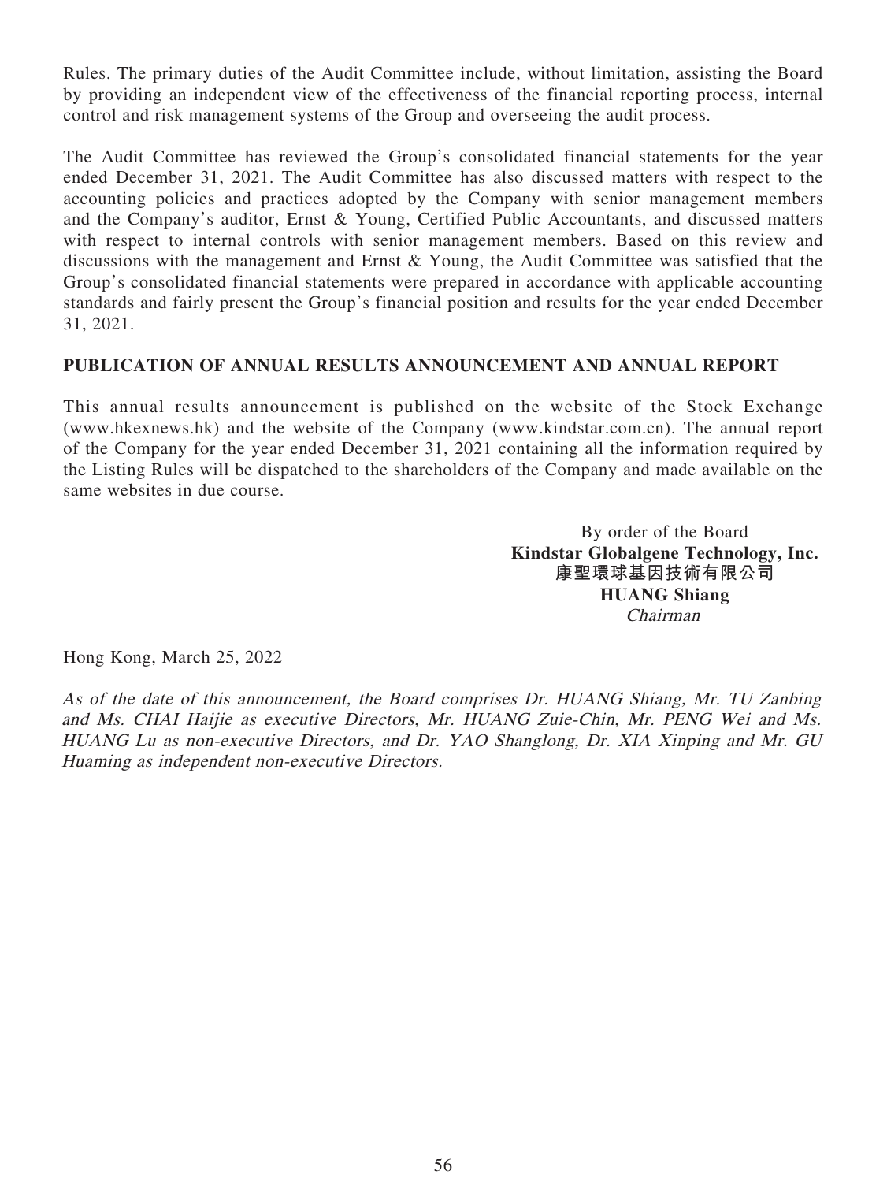Rules. The primary duties of the Audit Committee include, without limitation, assisting the Board by providing an independent view of the effectiveness of the financial reporting process, internal control and risk management systems of the Group and overseeing the audit process.

The Audit Committee has reviewed the Group's consolidated financial statements for the year ended December 31, 2021. The Audit Committee has also discussed matters with respect to the accounting policies and practices adopted by the Company with senior management members and the Company's auditor, Ernst & Young, Certified Public Accountants, and discussed matters with respect to internal controls with senior management members. Based on this review and discussions with the management and Ernst & Young, the Audit Committee was satisfied that the Group's consolidated financial statements were prepared in accordance with applicable accounting standards and fairly present the Group's financial position and results for the year ended December 31, 2021.

## PUBLICATION OF ANNUAL RESULTS ANNOUNCEMENT AND ANNUAL REPORT

This annual results announcement is published on the website of the Stock Exchange (www.hkexnews.hk) and the website of the Company (www.kindstar.com.cn). The annual report of the Company for the year ended December 31, 2021 containing all the information required by the Listing Rules will be dispatched to the shareholders of the Company and made available on the same websites in due course.

By order of the Board
**Kindstar Globalgene Technology, Inc.**
**康聖環球基因技術有限公司**
**HUANG Shiang**
*Chairman*

Hong Kong, March 25, 2022

*As of the date of this announcement, the Board comprises Dr. HUANG Shiang, Mr. TU Zanbing and Ms. CHAI Haijie as executive Directors, Mr. HUANG Zuie-Chin, Mr. PENG Wei and Ms. HUANG Lu as non-executive Directors, and Dr. YAO Shanglong, Dr. XIA Xinping and Mr. GU Huaming as independent non-executive Directors.*